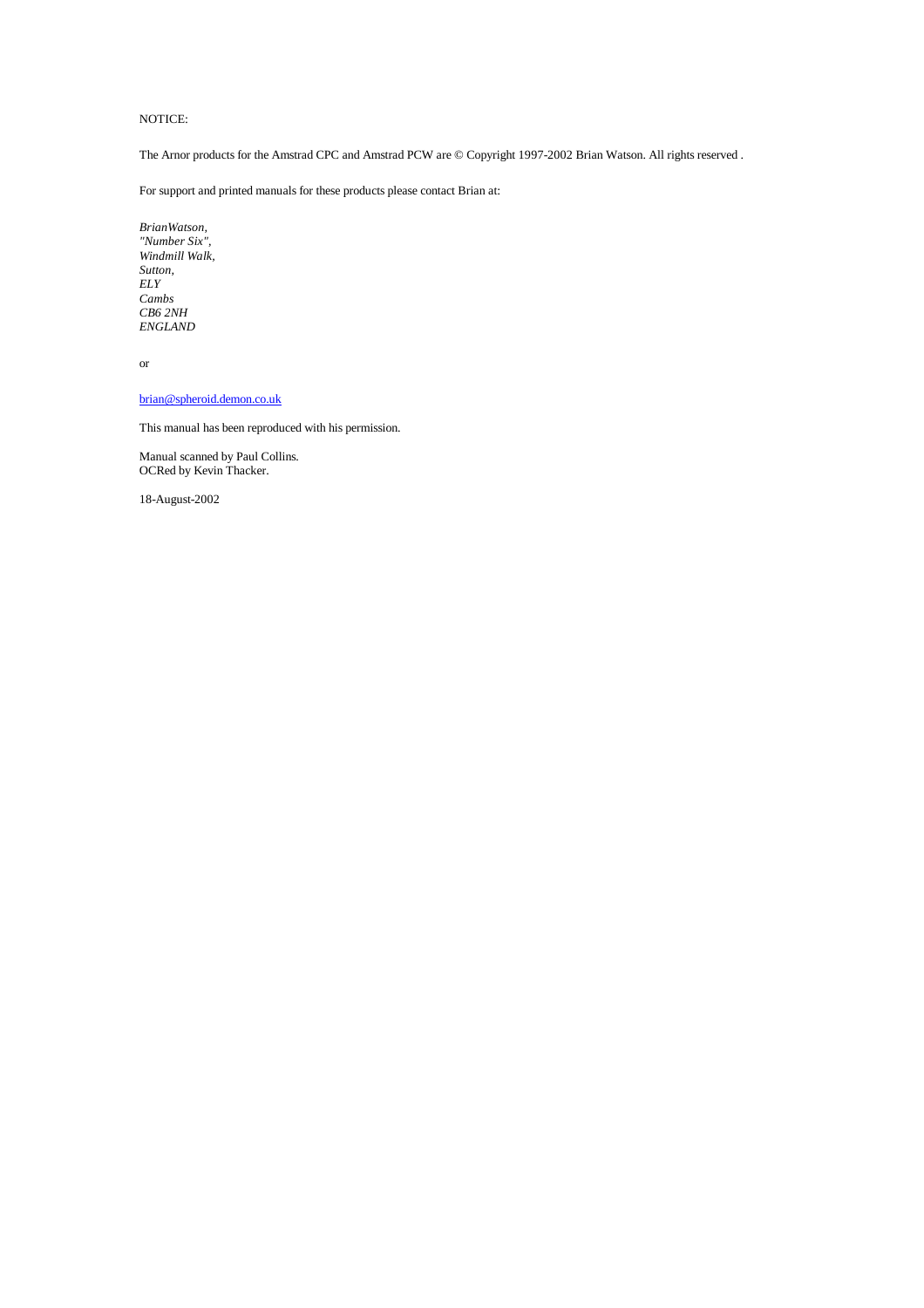NOTICE:

The Arnor products for the Amstrad CPC and Amstrad PCW are © Copyright 1997-2002 Brian Watson. All rights reserved .

For support and printed manuals for these products please contact Brian at:

*BrianWatson,*
*"Number Six",*
*Windmill Walk,*
*Sutton,*
*ELY*
*Cambs*
*CB6 2NH*
*ENGLAND*

or

brian@spheroid.demon.co.uk

This manual has been reproduced with his permission.

Manual scanned by Paul Collins.
OCRed by Kevin Thacker.

18-August-2002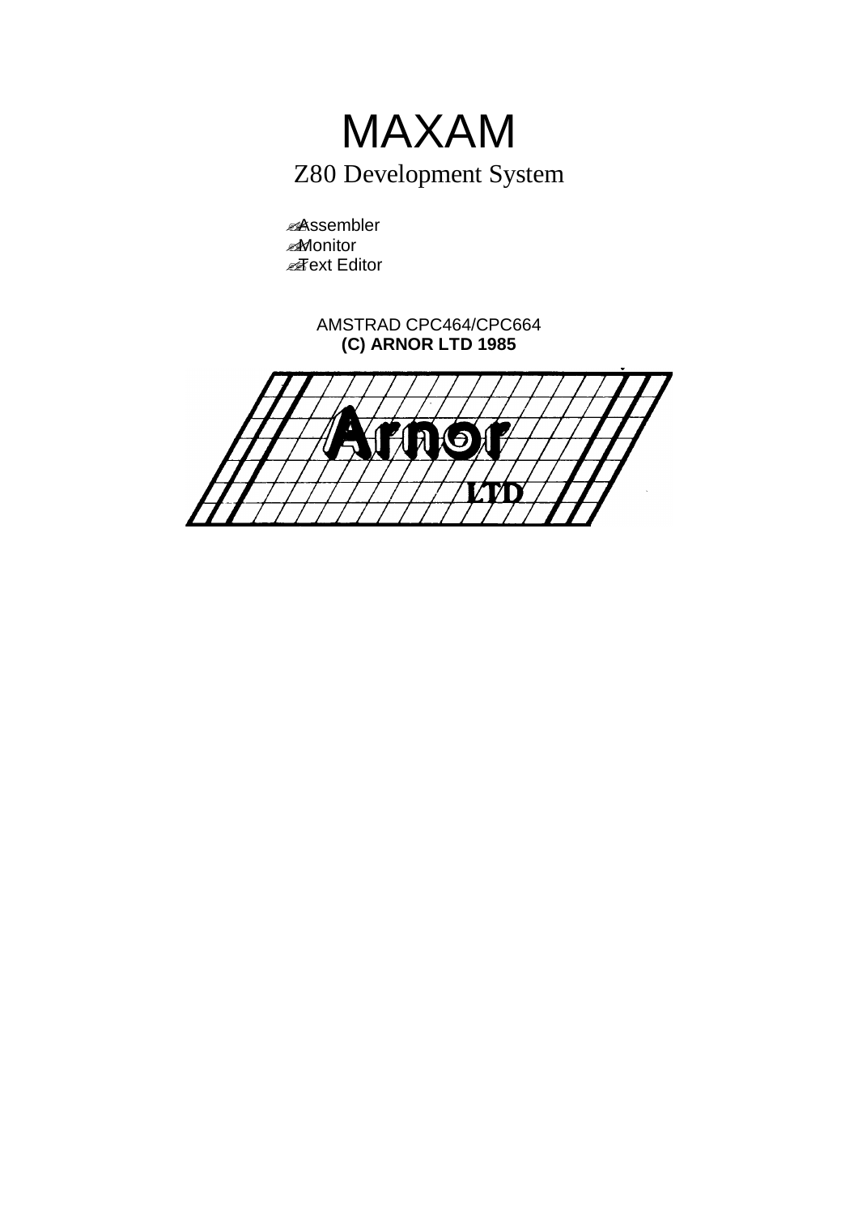# MAXAM

## Z80 Development System

- Assembler
- Monitor
- Text Editor

AMSTRAD CPC464/CPC664

**(C) ARNOR LTD 1985**

Arnor

LTD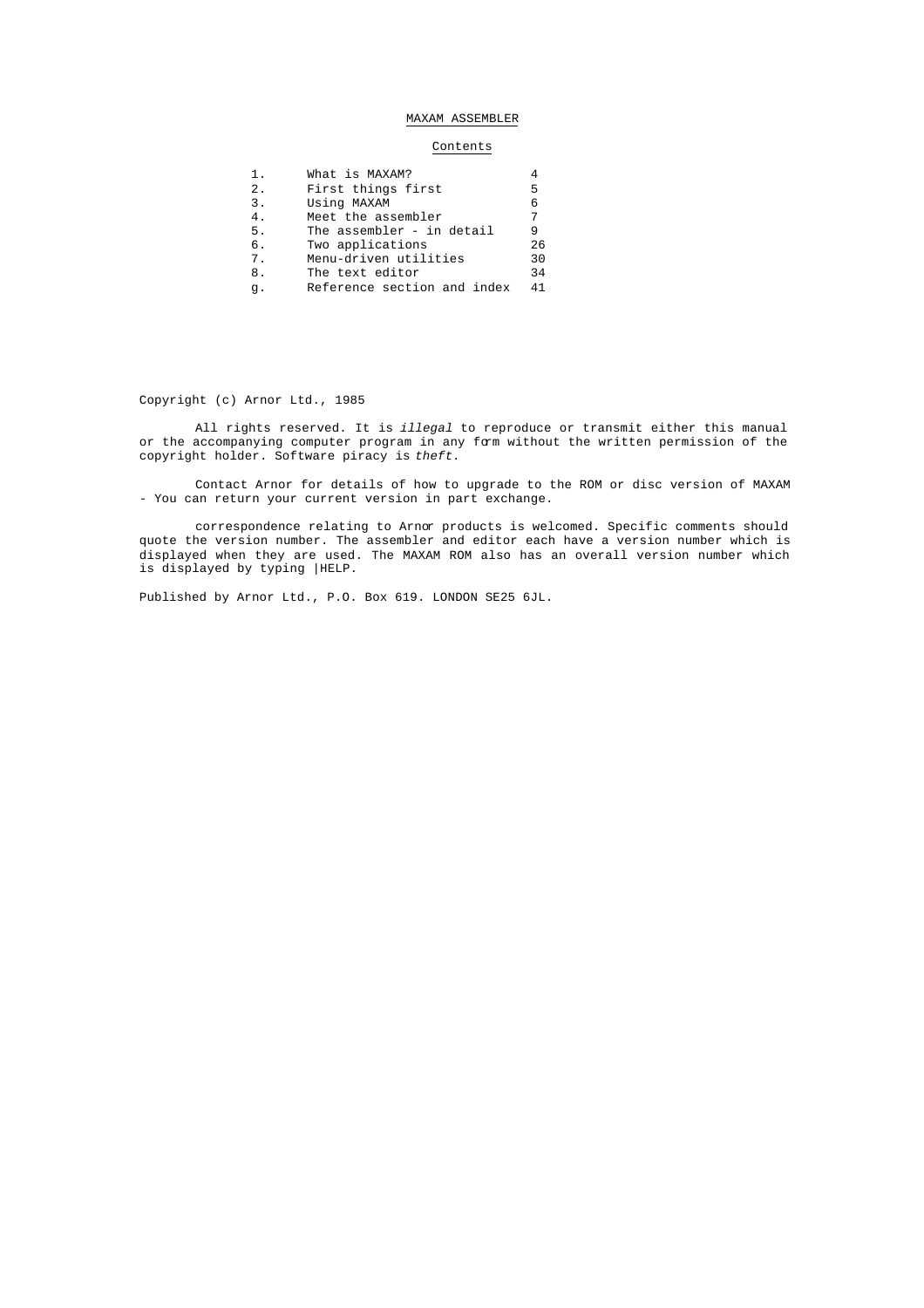# MAXAM ASSEMBLER

## Contents

| | | |
|---|---|---|
| 1. | What is MAXAM? | 4 |
| 2. | First things first | 5 |
| 3. | Using MAXAM | 6 |
| 4. | Meet the assembler | 7 |
| 5. | The assembler - in detail | 9 |
| 6. | Two applications | 26 |
| 7. | Menu-driven utilities | 30 |
| 8. | The text editor | 34 |
| g. | Reference section and index | 41 |

Copyright (c) Arnor Ltd., 1985

All rights reserved. It is *illegal* to reproduce or transmit either this manual or the accompanying computer program in any form without the written permission of the copyright holder. Software piracy is *theft*.

Contact Arnor for details of how to upgrade to the ROM or disc version of MAXAM - You can return your current version in part exchange.

correspondence relating to Arnor products is welcomed. Specific comments should quote the version number. The assembler and editor each have a version number which is displayed when they are used. The MAXAM ROM also has an overall version number which is displayed by typing |HELP.

Published by Arnor Ltd., P.O. Box 619. LONDON SE25 6JL.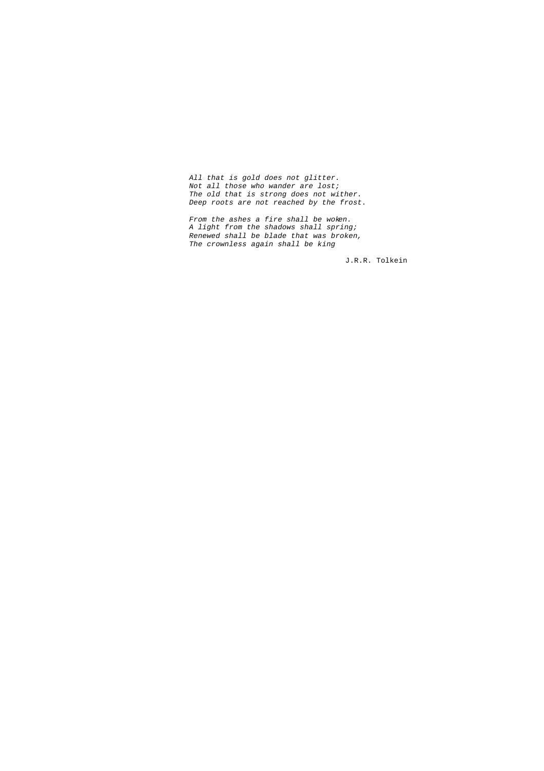*All that is gold does not glitter.*
*Not all those who wander are lost;*
*The old that is strong does not wither.*
*Deep roots are not reached by the frost.*

*From the ashes a fire shall be woken.*
*A light from the shadows shall spring;*
*Renewed shall be blade that was broken,*
*The crownless again shall be king*

J.R.R. Tolkein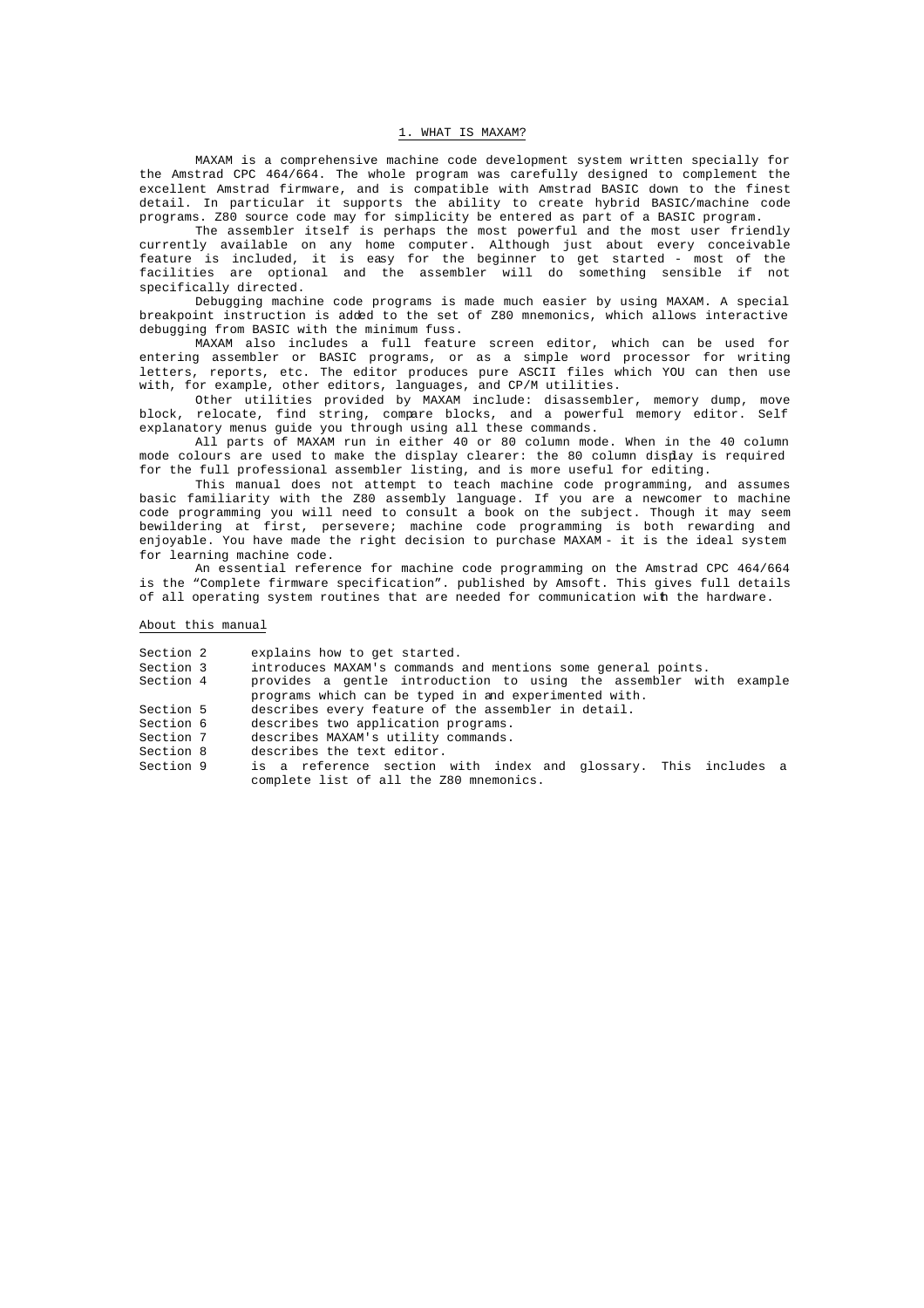# 1. WHAT IS MAXAM?

MAXAM is a comprehensive machine code development system written specially for the Amstrad CPC 464/664. The whole program was carefully designed to complement the excellent Amstrad firmware, and is compatible with Amstrad BASIC down to the finest detail. In particular it supports the ability to create hybrid BASIC/machine code programs. Z80 source code may for simplicity be entered as part of a BASIC program.

The assembler itself is perhaps the most powerful and the most user friendly currently available on any home computer. Although just about every conceivable feature is included, it is easy for the beginner to get started - most of the facilities are optional and the assembler will do something sensible if not specifically directed.

Debugging machine code programs is made much easier by using MAXAM. A special breakpoint instruction is added to the set of Z80 mnemonics, which allows interactive debugging from BASIC with the minimum fuss.

MAXAM also includes a full feature screen editor, which can be used for entering assembler or BASIC programs, or as a simple word processor for writing letters, reports, etc. The editor produces pure ASCII files which YOU can then use with, for example, other editors, languages, and CP/M utilities.

Other utilities provided by MAXAM include: disassembler, memory dump, move block, relocate, find string, compare blocks, and a powerful memory editor. Self explanatory menus guide you through using all these commands.

All parts of MAXAM run in either 40 or 80 column mode. When in the 40 column mode colours are used to make the display clearer: the 80 column display is required for the full professional assembler listing, and is more useful for editing.

This manual does not attempt to teach machine code programming, and assumes basic familiarity with the Z80 assembly language. If you are a newcomer to machine code programming you will need to consult a book on the subject. Though it may seem bewildering at first, persevere; machine code programming is both rewarding and enjoyable. You have made the right decision to purchase MAXAM - it is the ideal system for learning machine code.

An essential reference for machine code programming on the Amstrad CPC 464/664 is the “Complete firmware specification”. published by Amsoft. This gives full details of all operating system routines that are needed for communication with the hardware.

## About this manual

| | |
|---|---|
| Section 2 | explains how to get started. |
| Section 3 | introduces MAXAM's commands and mentions some general points. |
| Section 4 | provides a gentle introduction to using the assembler with example programs which can be typed in and experimented with. |
| Section 5 | describes every feature of the assembler in detail. |
| Section 6 | describes two application programs. |
| Section 7 | describes MAXAM's utility commands. |
| Section 8 | describes the text editor. |
| Section 9 | is a reference section with index and glossary. This includes a complete list of all the Z80 mnemonics. |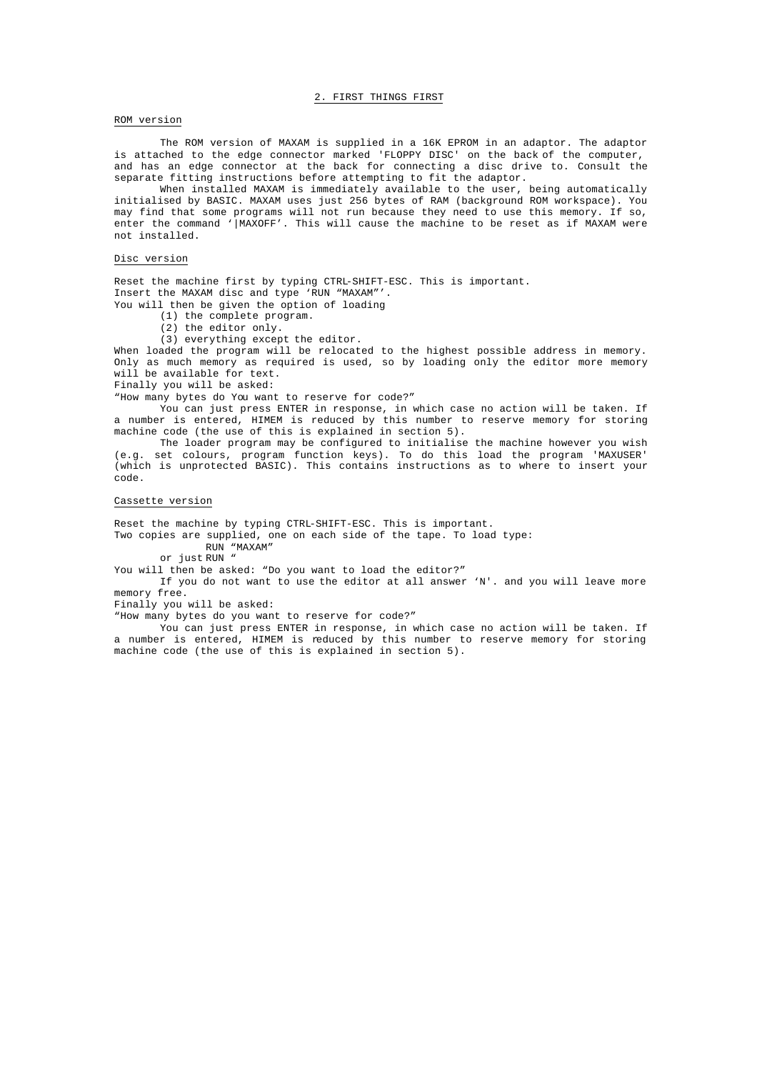## 2. FIRST THINGS FIRST

### ROM version

The ROM version of MAXAM is supplied in a 16K EPROM in an adaptor. The adaptor is attached to the edge connector marked 'FLOPPY DISC' on the back of the computer, and has an edge connector at the back for connecting a disc drive to. Consult the separate fitting instructions before attempting to fit the adaptor.

When installed MAXAM is immediately available to the user, being automatically initialised by BASIC. MAXAM uses just 256 bytes of RAM (background ROM workspace). You may find that some programs will not run because they need to use this memory. If so, enter the command '|MAXOFF'. This will cause the machine to be reset as if MAXAM were not installed.

### Disc version

Reset the machine first by typing CTRL-SHIFT-ESC. This is important.
Insert the MAXAM disc and type 'RUN "MAXAM"'.
You will then be given the option of loading

(1) the complete program.
(2) the editor only.
(3) everything except the editor.

When loaded the program will be relocated to the highest possible address in memory. Only as much memory as required is used, so by loading only the editor more memory will be available for text.
Finally you will be asked:
"How many bytes do You want to reserve for code?"

You can just press ENTER in response, in which case no action will be taken. If a number is entered, HIMEM is reduced by this number to reserve memory for storing machine code (the use of this is explained in section 5).

The loader program may be configured to initialise the machine however you wish (e.g. set colours, program function keys). To do this load the program 'MAXUSER' (which is unprotected BASIC). This contains instructions as to where to insert your code.

### Cassette version

Reset the machine by typing CTRL-SHIFT-ESC. This is important.
Two copies are supplied, one on each side of the tape. To load type:

RUN "MAXAM"

or just RUN "

You will then be asked: "Do you want to load the editor?"

If you do not want to use the editor at all answer 'N'. and you will leave more memory free.
Finally you will be asked:
"How many bytes do you want to reserve for code?"

You can just press ENTER in response, in which case no action will be taken. If a number is entered, HIMEM is reduced by this number to reserve memory for storing machine code (the use of this is explained in section 5).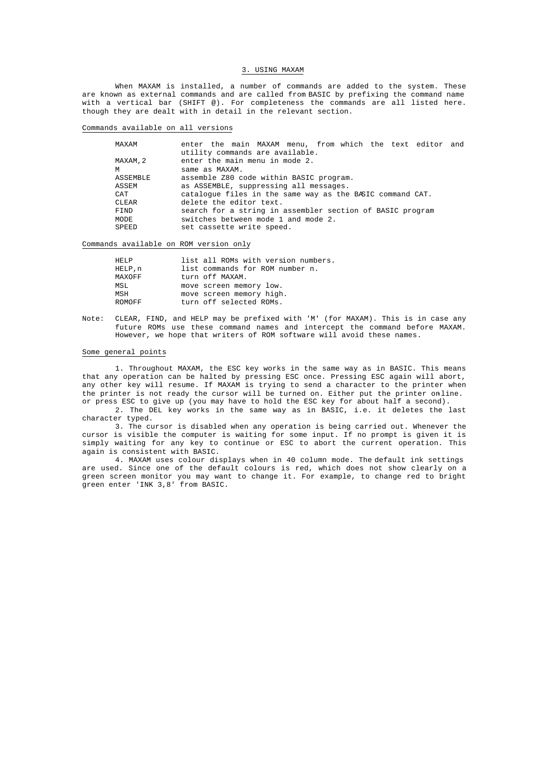## 3. USING MAXAM

When MAXAM is installed, a number of commands are added to the system. These are known as external commands and are called from BASIC by prefixing the command name with a vertical bar (SHIFT @). For completeness the commands are all listed here. though they are dealt with in detail in the relevant section.

### Commands available on all versions

| | |
|---|---|
| MAXAM | enter the main MAXAM menu, from which the text editor and utility commands are available. |
| MAXAM,2 | enter the main menu in mode 2. |
| M | same as MAXAM. |
| ASSEMBLE | assemble Z80 code within BASIC program. |
| ASSEM | as ASSEMBLE, suppressing all messages. |
| CAT | catalogue files in the same way as the BASIC command CAT. |
| CLEAR | delete the editor text. |
| FIND | search for a string in assembler section of BASIC program |
| MODE | switches between mode 1 and mode 2. |
| SPEED | set cassette write speed. |

### Commands available on ROM version only

| | |
|---|---|
| HELP | list all ROMs with version numbers. |
| HELP,n | list commands for ROM number n. |
| MAXOFF | turn off MAXAM. |
| MSL | move screen memory low. |
| MSH | move screen memory high. |
| ROMOFF | turn off selected ROMs. |

Note: CLEAR, FIND, and HELP may be prefixed with 'M' (for MAXAM). This is in case any future ROMs use these command names and intercept the command before MAXAM. However, we hope that writers of ROM software will avoid these names.

### Some general points

1. Throughout MAXAM, the ESC key works in the same way as in BASIC. This means that any operation can be halted by pressing ESC once. Pressing ESC again will abort, any other key will resume. If MAXAM is trying to send a character to the printer when the printer is not ready the cursor will be turned on. Either put the printer on-line. or press ESC to give up (you may have to hold the ESC key for about half a second).

2. The DEL key works in the same way as in BASIC, i.e. it deletes the last character typed.

3. The cursor is disabled when any operation is being carried out. Whenever the cursor is visible the computer is waiting for some input. If no prompt is given it is simply waiting for any key to continue or ESC to abort the current operation. This again is consistent with BASIC.

4. MAXAM uses colour displays when in 40 column mode. The default ink settings are used. Since one of the default colours is red, which does not show clearly on a green screen monitor you may want to change it. For example, to change red to bright green enter 'INK 3,8' from BASIC.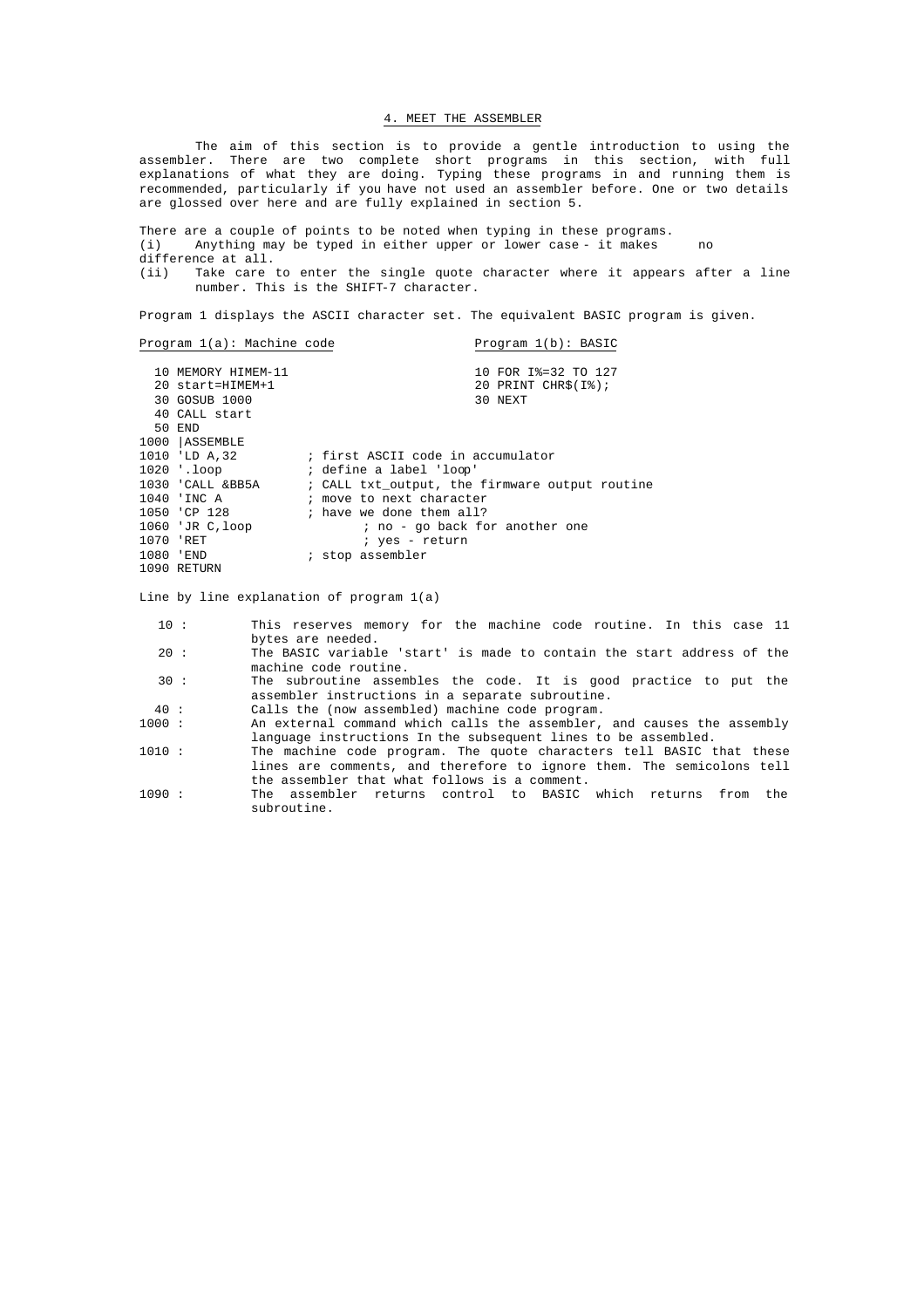## 4. MEET THE ASSEMBLER

The aim of this section is to provide a gentle introduction to using the assembler. There are two complete short programs in this section, with full explanations of what they are doing. Typing these programs in and running them is recommended, particularly if you have not used an assembler before. One or two details are glossed over here and are fully explained in section 5.

There are a couple of points to be noted when typing in these programs.

(i) Anything may be typed in either upper or lower case - it makes no difference at all.

(ii) Take care to enter the single quote character where it appears after a line number. This is the SHIFT-7 character.

Program 1 displays the ASCII character set. The equivalent BASIC program is given.

Program 1(a): Machine code

```
  10 MEMORY HIMEM-11
  20 start=HIMEM+1
  30 GOSUB 1000
  40 CALL start
  50 END
1000 |ASSEMBLE
1010 'LD A,32          ; first ASCII code in accumulator
1020 '.loop            ; define a label 'loop'
1030 'CALL &BB5A       ; CALL txt_output, the firmware output routine
1040 'INC A            ; move to next character
1050 'CP 128           ; have we done them all?
1060 'JR C,loop              ; no - go back for another one
1070 'RET                    ; yes - return
1080 'END              ; stop assembler
1090 RETURN
```

Program 1(b): BASIC

```
10 FOR I%=32 TO 127
20 PRINT CHR$(I%);
30 NEXT
```

Line by line explanation of program 1(a)

| | |
|---|---|
| 10 : | This reserves memory for the machine code routine. In this case 11 bytes are needed. |
| 20 : | The BASIC variable 'start' is made to contain the start address of the machine code routine. |
| 30 : | The subroutine assembles the code. It is good practice to put the assembler instructions in a separate subroutine. |
| 40 : | Calls the (now assembled) machine code program. |
| 1000 : | An external command which calls the assembler, and causes the assembly language instructions In the subsequent lines to be assembled. |
| 1010 : | The machine code program. The quote characters tell BASIC that these lines are comments, and therefore to ignore them. The semicolons tell the assembler that what follows is a comment. |
| 1090 : | The assembler returns control to BASIC which returns from the subroutine. |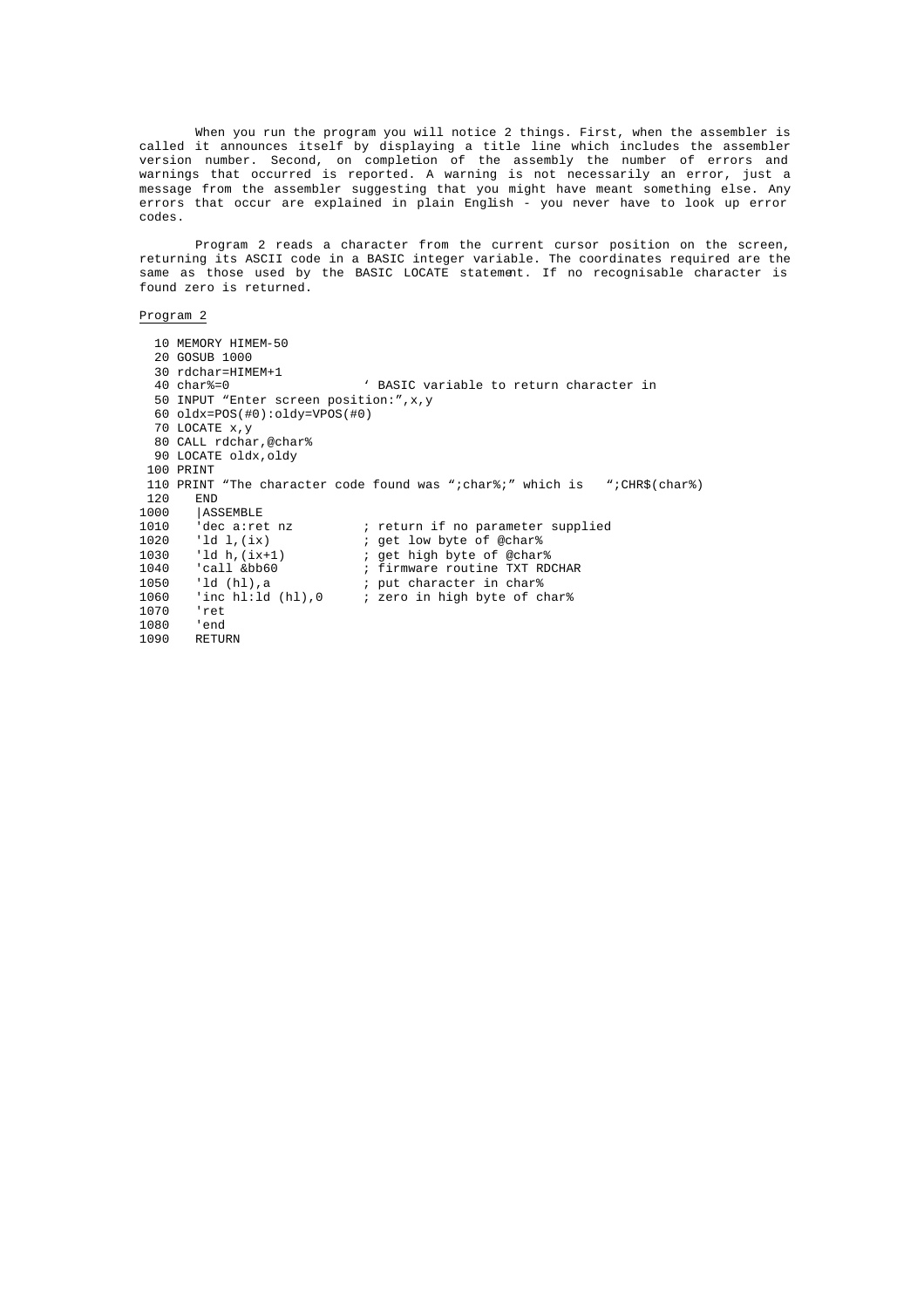When you run the program you will notice 2 things. First, when the assembler is called it announces itself by displaying a title line which includes the assembler version number. Second, on completion of the assembly the number of errors and warnings that occurred is reported. A warning is not necessarily an error, just a message from the assembler suggesting that you might have meant something else. Any errors that occur are explained in plain English - you never have to look up error codes.

Program 2 reads a character from the current cursor position on the screen, returning its ASCII code in a BASIC integer variable. The coordinates required are the same as those used by the BASIC LOCATE statement. If no recognisable character is found zero is returned.

<u>Program 2</u>

```
  10 MEMORY HIMEM-50
  20 GOSUB 1000
  30 rdchar=HIMEM+1
  40 char%=0                  ' BASIC variable to return character in
  50 INPUT "Enter screen position:",x,y
  60 oldx=POS(#0):oldy=VPOS(#0)
  70 LOCATE x,y
  80 CALL rdchar,@char%
  90 LOCATE oldx,oldy
 100 PRINT
 110 PRINT "The character code found was ";char%;" which is   ";CHR$(char%)
 120    END
1000    |ASSEMBLE
1010    'dec a:ret nz         ; return if no parameter supplied
1020    'ld l,(ix)            ; get low byte of @char%
1030    'ld h,(ix+1)          ; get high byte of @char%
1040    'call &bb60           ; firmware routine TXT RDCHAR
1050    'ld (hl),a            ; put character in char%
1060    'inc hl:ld (hl),0     ; zero in high byte of char%
1070    'ret
1080    'end
1090    RETURN
```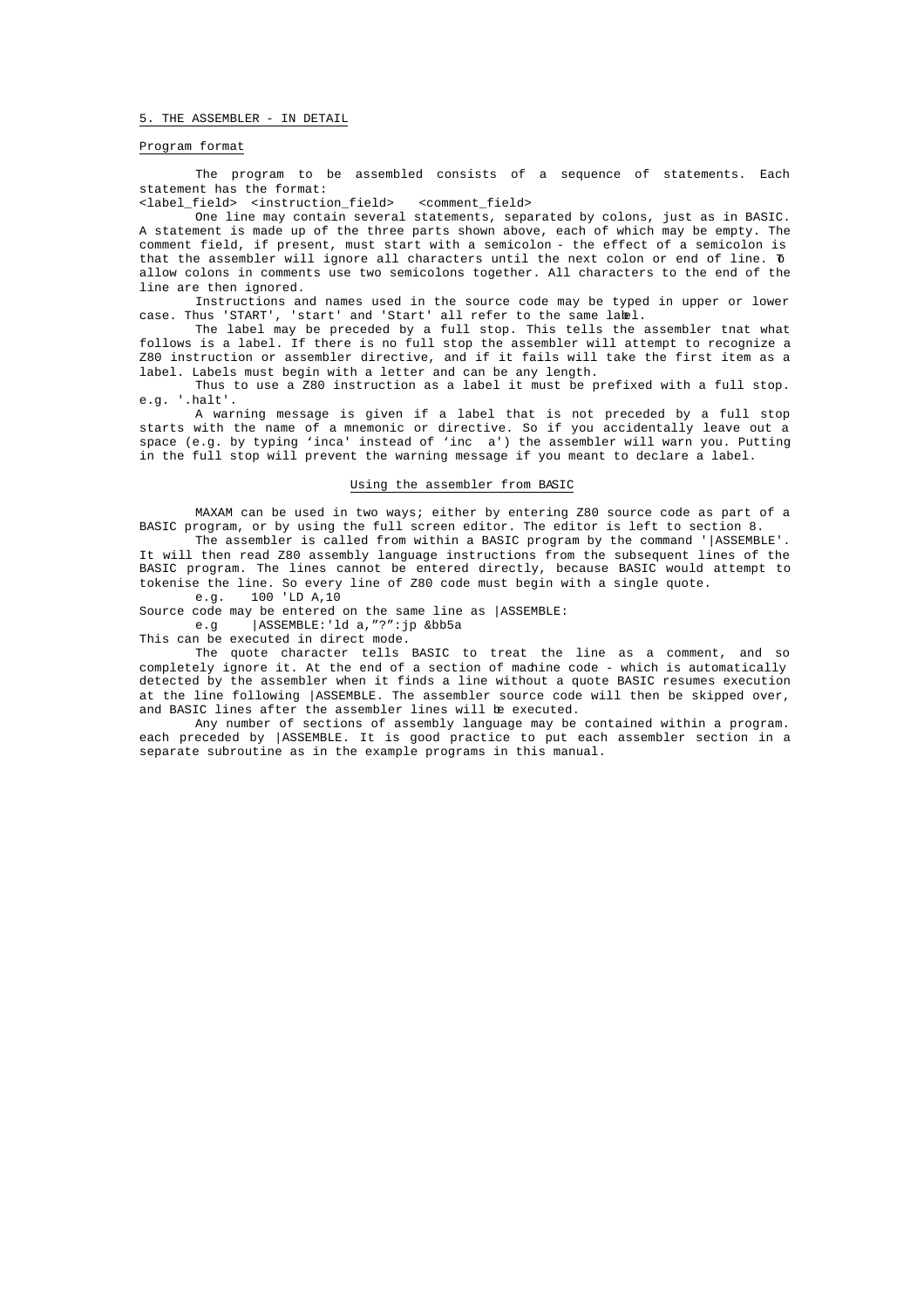## 5. THE ASSEMBLER - IN DETAIL

### Program format

The program to be assembled consists of a sequence of statements. Each statement has the format:

```
<label_field>  <instruction_field>   <comment_field>
```

One line may contain several statements, separated by colons, just as in BASIC. A statement is made up of the three parts shown above, each of which may be empty. The comment field, if present, must start with a semicolon - the effect of a semicolon is that the assembler will ignore all characters until the next colon or end of line. To allow colons in comments use two semicolons together. All characters to the end of the line are then ignored.

Instructions and names used in the source code may be typed in upper or lower case. Thus 'START', 'start' and 'Start' all refer to the same label.

The label may be preceded by a full stop. This tells the assembler tnat what follows is a label. If there is no full stop the assembler will attempt to recognize a Z80 instruction or assembler directive, and if it fails will take the first item as a label. Labels must begin with a letter and can be any length.

Thus to use a Z80 instruction as a label it must be prefixed with a full stop. e.g. '.halt'.

A warning message is given if a label that is not preceded by a full stop starts with the name of a mnemonic or directive. So if you accidentally leave out a space (e.g. by typing 'inca' instead of 'inc  a') the assembler will warn you. Putting in the full stop will prevent the warning message if you meant to declare a label.

### Using the assembler from BASIC

MAXAM can be used in two ways; either by entering Z80 source code as part of a BASIC program, or by using the full screen editor. The editor is left to section 8.

The assembler is called from within a BASIC program by the command '|ASSEMBLE'. It will then read Z80 assembly language instructions from the subsequent lines of the BASIC program. The lines cannot be entered directly, because BASIC would attempt to tokenise the line. So every line of Z80 code must begin with a single quote.

```
e.g.    100 'LD A,10
```

Source code may be entered on the same line as |ASSEMBLE:

```
e.g     |ASSEMBLE:'ld a,"?":jp &bb5a
```

This can be executed in direct mode.

The quote character tells BASIC to treat the line as a comment, and so completely ignore it. At the end of a section of machine code - which is automatically detected by the assembler when it finds a line without a quote BASIC resumes execution at the line following |ASSEMBLE. The assembler source code will then be skipped over, and BASIC lines after the assembler lines will be executed.

Any number of sections of assembly language may be contained within a program. each preceded by |ASSEMBLE. It is good practice to put each assembler section in a separate subroutine as in the example programs in this manual.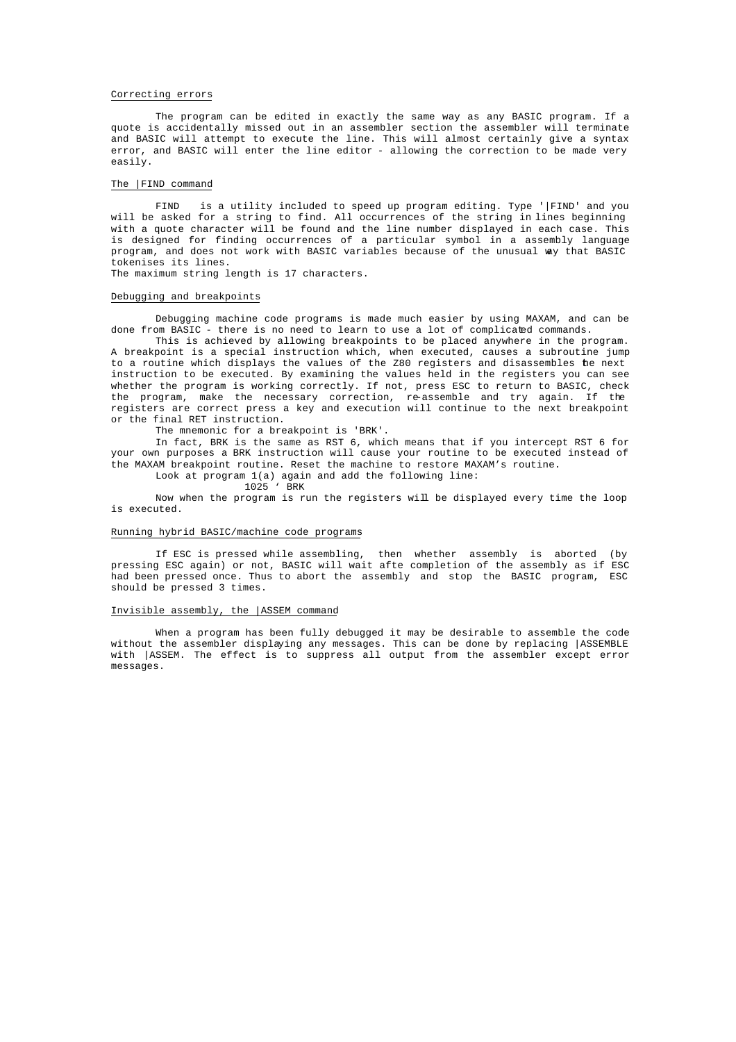## Correcting errors

The program can be edited in exactly the same way as any BASIC program. If a quote is accidentally missed out in an assembler section the assembler will terminate and BASIC will attempt to execute the line. This will almost certainly give a syntax error, and BASIC will enter the line editor - allowing the correction to be made very easily.

## The |FIND command

FIND is a utility included to speed up program editing. Type '|FIND' and you will be asked for a string to find. All occurrences of the string in lines beginning with a quote character will be found and the line number displayed in each case. This is designed for finding occurrences of a particular symbol in a assembly language program, and does not work with BASIC variables because of the unusual way that BASIC tokenises its lines.
The maximum string length is 17 characters.

## Debugging and breakpoints

Debugging machine code programs is made much easier by using MAXAM, and can be done from BASIC - there is no need to learn to use a lot of complicated commands.

This is achieved by allowing breakpoints to be placed anywhere in the program. A breakpoint is a special instruction which, when executed, causes a subroutine jump to a routine which displays the values of the Z80 registers and disassembles the next instruction to be executed. By examining the values held in the registers you can see whether the program is working correctly. If not, press ESC to return to BASIC, check the program, make the necessary correction, re-assemble and try again. If the registers are correct press a key and execution will continue to the next breakpoint or the final RET instruction.

The mnemonic for a breakpoint is 'BRK'.

In fact, BRK is the same as RST 6, which means that if you intercept RST 6 for your own purposes a BRK instruction will cause your routine to be executed instead of the MAXAM breakpoint routine. Reset the machine to restore MAXAM's routine.

Look at program 1(a) again and add the following line:

```
1025 ' BRK
```

Now when the program is run the registers will be displayed every time the loop is executed.

## Running hybrid BASIC/machine code programs

If ESC is pressed while assembling, then whether assembly is aborted (by pressing ESC again) or not, BASIC will wait afte completion of the assembly as if ESC had been pressed once. Thus to abort the assembly and stop the BASIC program, ESC should be pressed 3 times.

## Invisible assembly, the |ASSEM command

When a program has been fully debugged it may be desirable to assemble the code without the assembler displaying any messages. This can be done by replacing |ASSEMBLE with |ASSEM. The effect is to suppress all output from the assembler except error messages.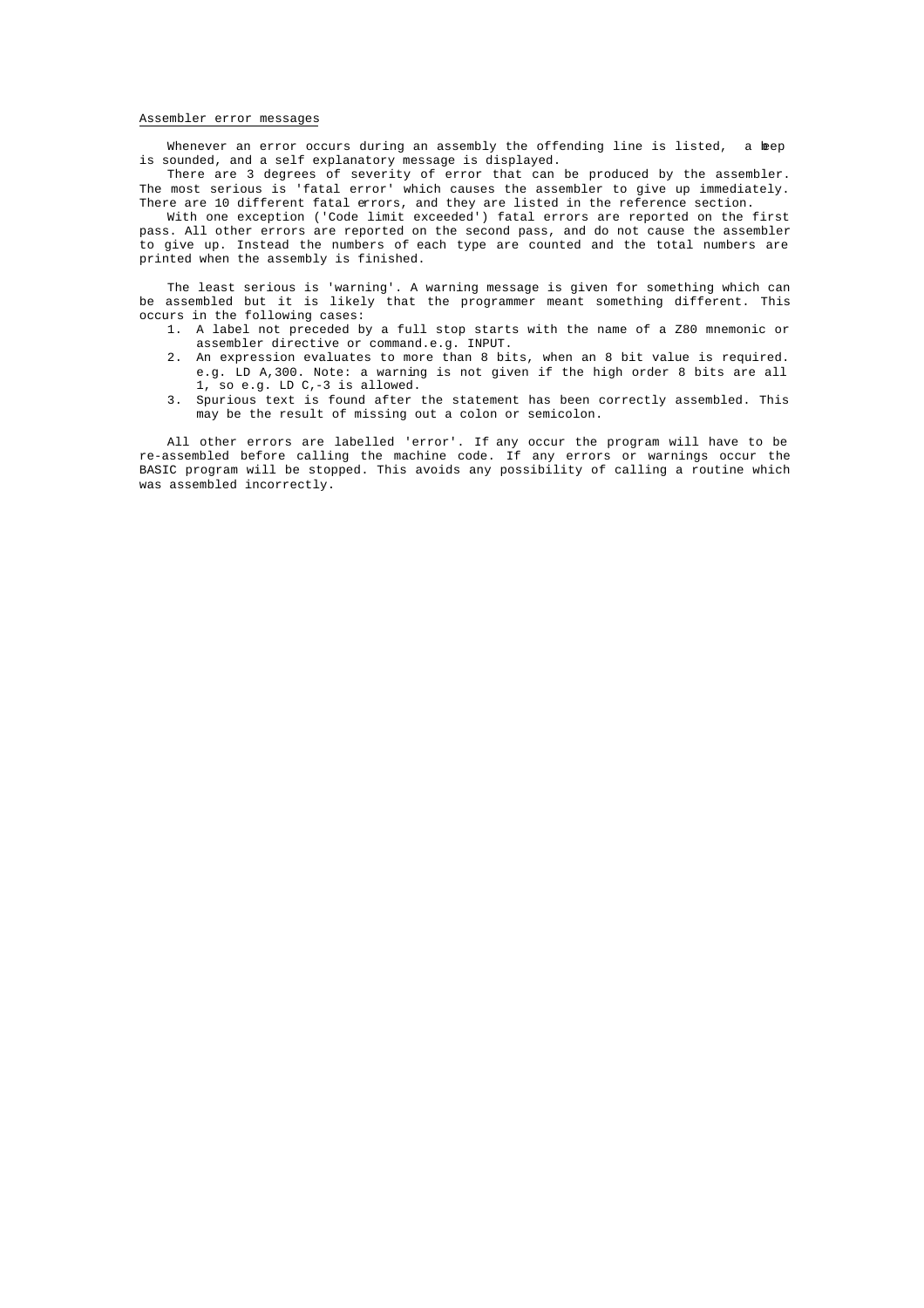## Assembler error messages

Whenever an error occurs during an assembly the offending line is listed, a beep is sounded, and a self explanatory message is displayed.

There are 3 degrees of severity of error that can be produced by the assembler. The most serious is 'fatal error' which causes the assembler to give up immediately. There are 10 different fatal errors, and they are listed in the reference section.

With one exception ('Code limit exceeded') fatal errors are reported on the first pass. All other errors are reported on the second pass, and do not cause the assembler to give up. Instead the numbers of each type are counted and the total numbers are printed when the assembly is finished.

The least serious is 'warning'. A warning message is given for something which can be assembled but it is likely that the programmer meant something different. This occurs in the following cases:

1. A label not preceded by a full stop starts with the name of a Z80 mnemonic or assembler directive or command.e.g. INPUT.
2. An expression evaluates to more than 8 bits, when an 8 bit value is required. e.g. LD A,300. Note: a warning is not given if the high order 8 bits are all 1, so e.g. LD C,-3 is allowed.
3. Spurious text is found after the statement has been correctly assembled. This may be the result of missing out a colon or semicolon.

All other errors are labelled 'error'. If any occur the program will have to be re-assembled before calling the machine code. If any errors or warnings occur the BASIC program will be stopped. This avoids any possibility of calling a routine which was assembled incorrectly.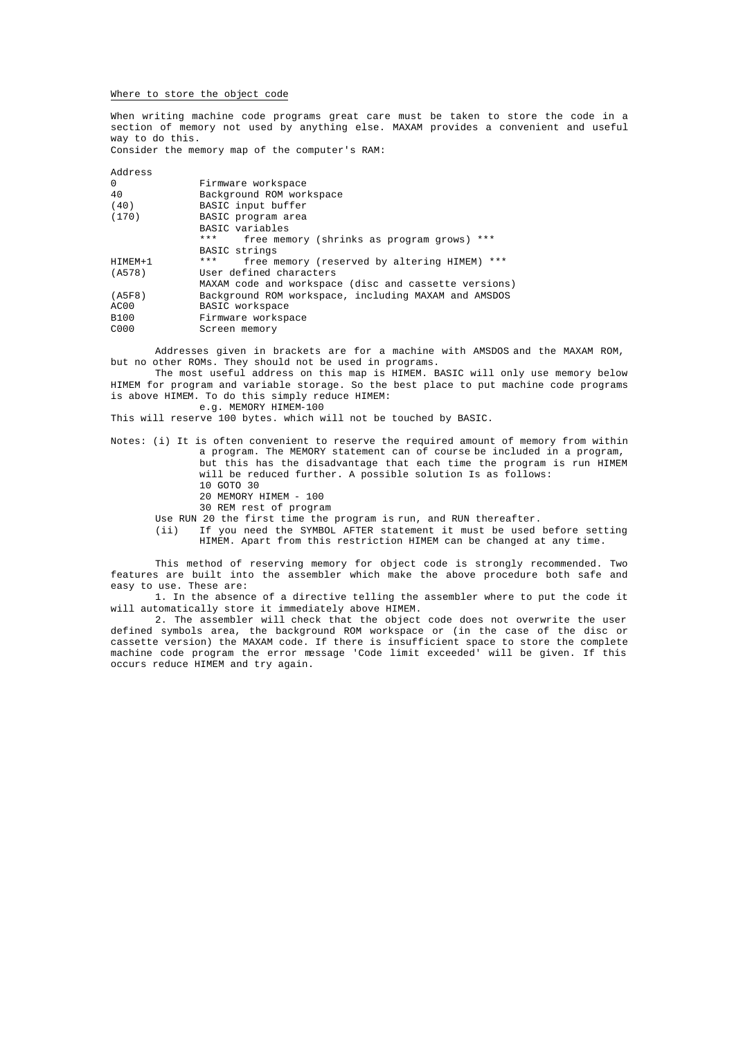## Where to store the object code

When writing machine code programs great care must be taken to store the code in a section of memory not used by anything else. MAXAM provides a convenient and useful way to do this.
Consider the memory map of the computer's RAM:

| Address | |
|---|---|
| 0 | Firmware workspace |
| 40 | Background ROM workspace |
| (40) | BASIC input buffer |
| (170) | BASIC program area |
| | BASIC variables |
| | *** free memory (shrinks as program grows) *** |
| | BASIC strings |
| HIMEM+1 | *** free memory (reserved by altering HIMEM) *** |
| (A578) | User defined characters |
| | MAXAM code and workspace (disc and cassette versions) |
| (A5F8) | Background ROM workspace, including MAXAM and AMSDOS |
| AC00 | BASIC workspace |
| B100 | Firmware workspace |
| C000 | Screen memory |

Addresses given in brackets are for a machine with AMSDOS and the MAXAM ROM, but no other ROMs. They should not be used in programs.

The most useful address on this map is HIMEM. BASIC will only use memory below HIMEM for program and variable storage. So the best place to put machine code programs is above HIMEM. To do this simply reduce HIMEM:

e.g. MEMORY HIMEM-100

This will reserve 100 bytes. which will not be touched by BASIC.

Notes: (i) It is often convenient to reserve the required amount of memory from within a program. The MEMORY statement can of course be included in a program, but this has the disadvantage that each time the program is run HIMEM will be reduced further. A possible solution Is as follows:

```
10 GOTO 30
20 MEMORY HIMEM - 100
30 REM rest of program
```

Use RUN 20 the first time the program is run, and RUN thereafter.

(ii) If you need the SYMBOL AFTER statement it must be used before setting HIMEM. Apart from this restriction HIMEM can be changed at any time.

This method of reserving memory for object code is strongly recommended. Two features are built into the assembler which make the above procedure both safe and easy to use. These are:

1. In the absence of a directive telling the assembler where to put the code it will automatically store it immediately above HIMEM.

2. The assembler will check that the object code does not overwrite the user defined symbols area, the background ROM workspace or (in the case of the disc or cassette version) the MAXAM code. If there is insufficient space to store the complete machine code program the error message 'Code limit exceeded' will be given. If this occurs reduce HIMEM and try again.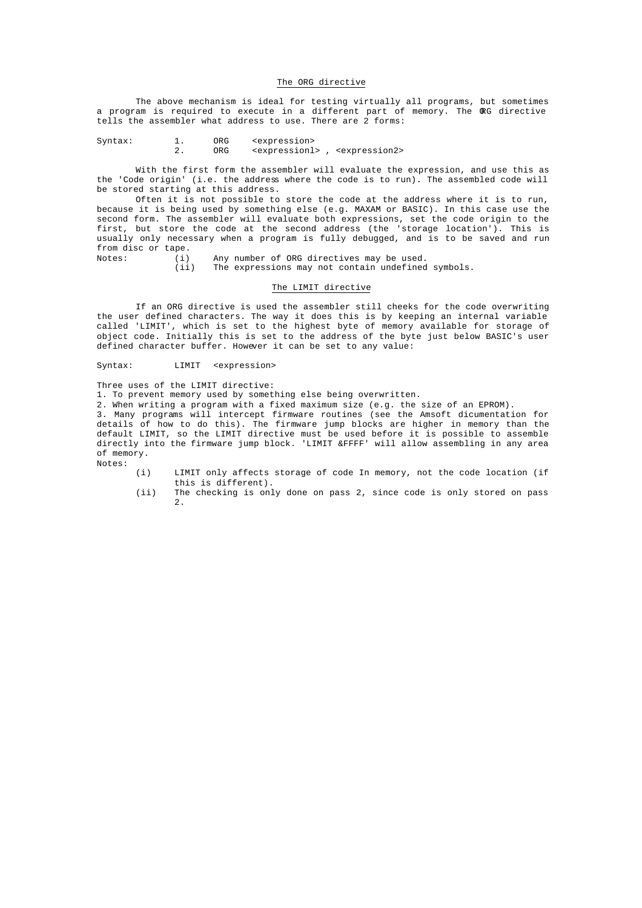## The ORG directive

The above mechanism is ideal for testing virtually all programs, but sometimes a program is required to execute in a different part of memory. The ORG directive tells the assembler what address to use. There are 2 forms:

```
Syntax:     1.    ORG    <expression>
            2.    ORG    <expression1> , <expression2>
```

With the first form the assembler will evaluate the expression, and use this as the 'Code origin' (i.e. the address where the code is to run). The assembled code will be stored starting at this address.

Often it is not possible to store the code at the address where it is to run, because it is being used by something else (e.g. MAXAM or BASIC). In this case use the second form. The assembler will evaluate both expressions, set the code origin to the first, but store the code at the second address (the 'storage location'). This is usually only necessary when a program is fully debugged, and is to be saved and run from disc or tape.

Notes:
- (i) Any number of ORG directives may be used.
- (ii) The expressions may not contain undefined symbols.

## The LIMIT directive

If an ORG directive is used the assembler still cheeks for the code overwriting the user defined characters. The way it does this is by keeping an internal variable called 'LIMIT', which is set to the highest byte of memory available for storage of object code. Initially this is set to the address of the byte just below BASIC's user defined character buffer. However it can be set to any value:

```
Syntax:     LIMIT  <expression>
```

Three uses of the LIMIT directive:

1. To prevent memory used by something else being overwritten.
2. When writing a program with a fixed maximum size (e.g. the size of an EPROM).
3. Many programs will intercept firmware routines (see the Amsoft dicumentation for details of how to do this). The firmware jump blocks are higher in memory than the default LIMIT, so the LIMIT directive must be used before it is possible to assemble directly into the firmware jump block. 'LIMIT &FFFF' will allow assembling in any area of memory.

Notes:
- (i) LIMIT only affects storage of code In memory, not the code location (if this is different).
- (ii) The checking is only done on pass 2, since code is only stored on pass 2.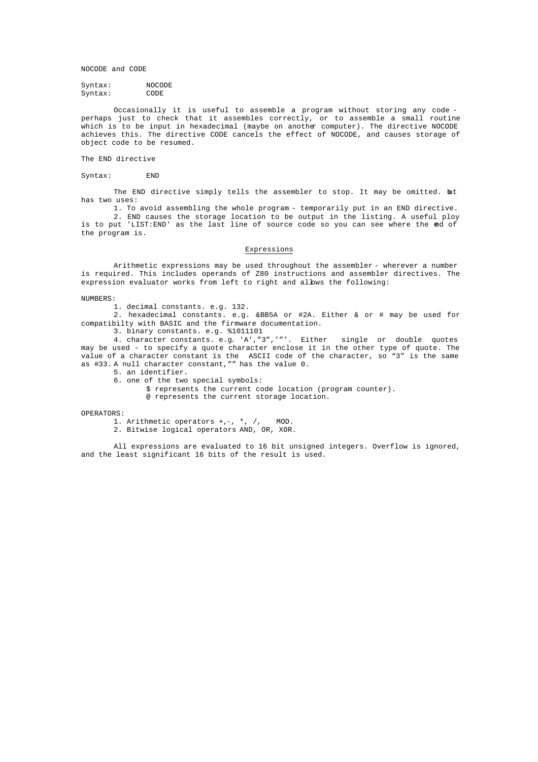NOCODE and CODE

```
Syntax:        NOCODE
Syntax:        CODE
```

Occasionally it is useful to assemble a program without storing any code - perhaps just to check that it assembles correctly, or to assemble a small routine which is to be input in hexadecimal (maybe on another computer). The directive NOCODE achieves this. The directive CODE cancels the effect of NOCODE, and causes storage of object code to be resumed.

The END directive

```
Syntax:        END
```

The END directive simply tells the assembler to stop. It may be omitted. but has two uses:

1. To avoid assembling the whole program - temporarily put in an END directive.
2. END causes the storage location to be output in the listing. A useful ploy is to put 'LIST:END' as the last line of source code so you can see where the end of the program is.

## Expressions

Arithmetic expressions may be used throughout the assembler - wherever a number is required. This includes operands of Z80 instructions and assembler directives. The expression evaluator works from left to right and allows the following:

NUMBERS:

1. decimal constants. e.g. 132.
2. hexadecimal constants. e.g. &BB5A or #2A. Either & or # may be used for compatibilty with BASIC and the firmware documentation.
3. binary constants. e.g. %1011101
4. character constants. e.g. 'A',"3",'"'. Either single or double quotes may be used - to specify a quote character enclose it in the other type of quote. The value of a character constant is the ASCII code of the character, so "3" is the same as #33. A null character constant,"" has the value 0.
5. an identifier.
6. one of the two special symbols:
   - $ represents the current code location (program counter).
   - @ represents the current storage location.

OPERATORS:

1. Arithmetic operators +,-, *, /, MOD.
2. Bitwise logical operators AND, OR, XOR.

All expressions are evaluated to 16 bit unsigned integers. Overflow is ignored, and the least significant 16 bits of the result is used.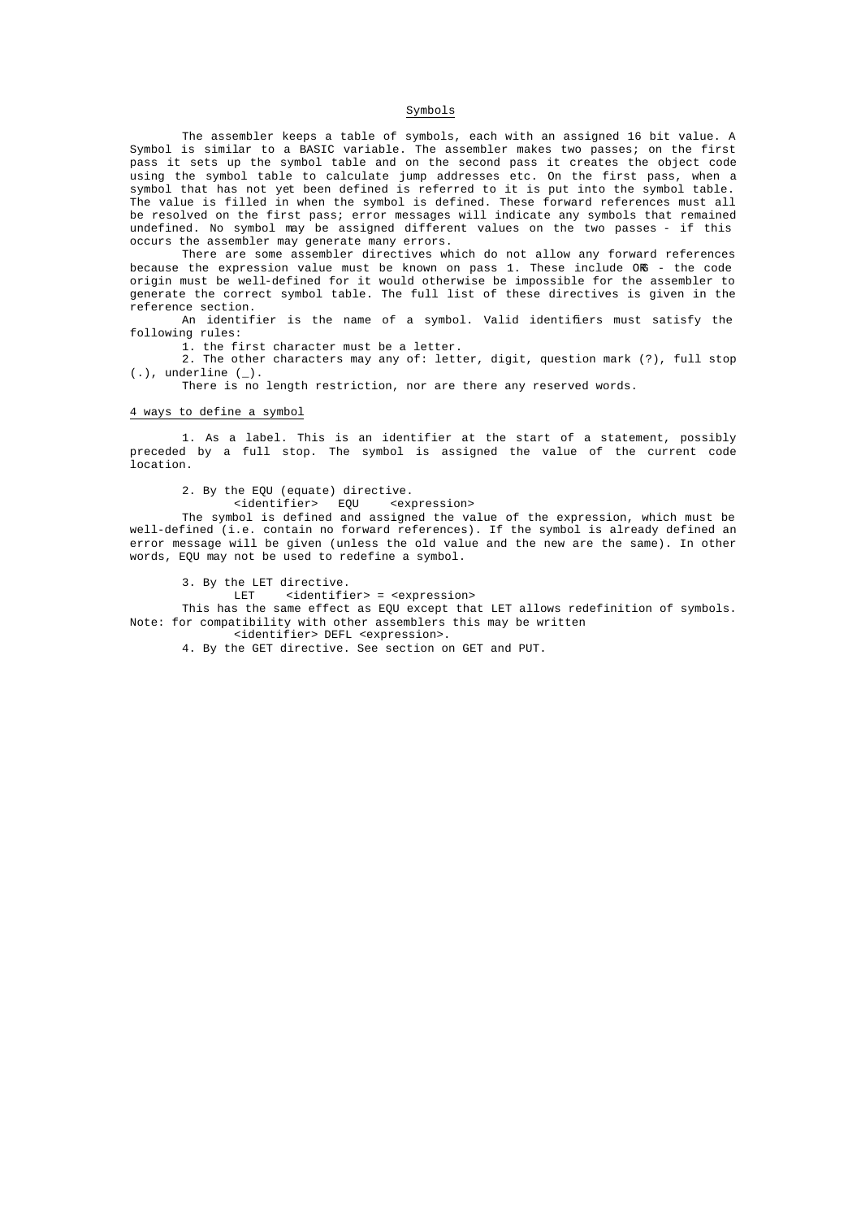## Symbols

The assembler keeps a table of symbols, each with an assigned 16 bit value. A Symbol is similar to a BASIC variable. The assembler makes two passes; on the first pass it sets up the symbol table and on the second pass it creates the object code using the symbol table to calculate jump addresses etc. On the first pass, when a symbol that has not yet been defined is referred to it is put into the symbol table. The value is filled in when the symbol is defined. These forward references must all be resolved on the first pass; error messages will indicate any symbols that remained undefined. No symbol may be assigned different values on the two passes - if this occurs the assembler may generate many errors.

There are some assembler directives which do not allow any forward references because the expression value must be known on pass 1. These include ORG - the code origin must be well-defined for it would otherwise be impossible for the assembler to generate the correct symbol table. The full list of these directives is given in the reference section.

An identifier is the name of a symbol. Valid identifiers must satisfy the following rules:

1. the first character must be a letter.
2. The other characters may any of: letter, digit, question mark (?), full stop (.), underline (_).

There is no length restriction, nor are there any reserved words.

## 4 ways to define a symbol

1. As a label. This is an identifier at the start of a statement, possibly preceded by a full stop. The symbol is assigned the value of the current code location.

2. By the EQU (equate) directive.

```
<identifier>   EQU    <expression>
```

The symbol is defined and assigned the value of the expression, which must be well-defined (i.e. contain no forward references). If the symbol is already defined an error message will be given (unless the old value and the new are the same). In other words, EQU may not be used to redefine a symbol.

3. By the LET directive.

```
LET    <identifier> = <expression>
```

This has the same effect as EQU except that LET allows redefinition of symbols. Note: for compatibility with other assemblers this may be written

```
<identifier> DEFL <expression>.
```

4. By the GET directive. See section on GET and PUT.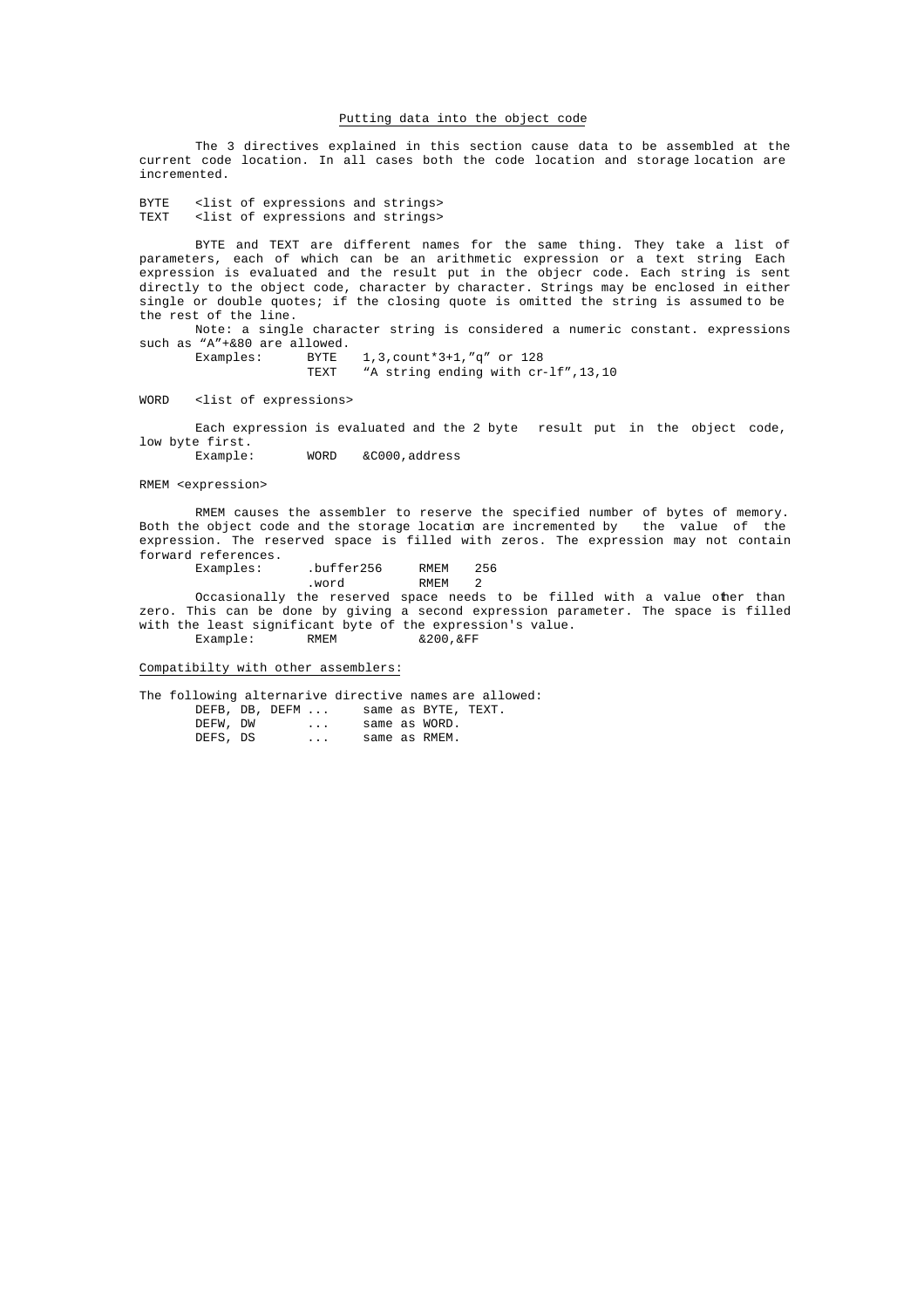## Putting data into the object code

The 3 directives explained in this section cause data to be assembled at the current code location. In all cases both the code location and storage location are incremented.

```
BYTE    <list of expressions and strings>
TEXT    <list of expressions and strings>
```

BYTE and TEXT are different names for the same thing. They take a list of parameters, each of which can be an arithmetic expression or a text string. Each expression is evaluated and the result put in the objecr code. Each string is sent directly to the object code, character by character. Strings may be enclosed in either single or double quotes; if the closing quote is omitted the string is assumed to be the rest of the line.

Note: a single character string is considered a numeric constant. expressions such as “A”+&80 are allowed.

```
Examples:      BYTE   1,3,count*3+1,"q" or 128
               TEXT   "A string ending with cr-lf",13,10
```

```
WORD    <list of expressions>
```

Each expression is evaluated and the 2 byte result put in the object code, low byte first.

```
Example:       WORD   &C000,address
```

```
RMEM <expression>
```

RMEM causes the assembler to reserve the specified number of bytes of memory. Both the object code and the storage location are incremented by the value of the expression. The reserved space is filled with zeros. The expression may not contain forward references.

```
Examples:      .buffer256     RMEM   256
               .word          RMEM   2
```

Occasionally the reserved space needs to be filled with a value other than zero. This can be done by giving a second expression parameter. The space is filled with the least significant byte of the expression's value.

```
Example:       RMEM          &200,&FF
```

## Compatibilty with other assemblers:

The following alternarive directive names are allowed:

```
DEFB, DB, DEFM ...    same as BYTE, TEXT.
DEFW, DW       ...    same as WORD.
DEFS, DS       ...    same as RMEM.
```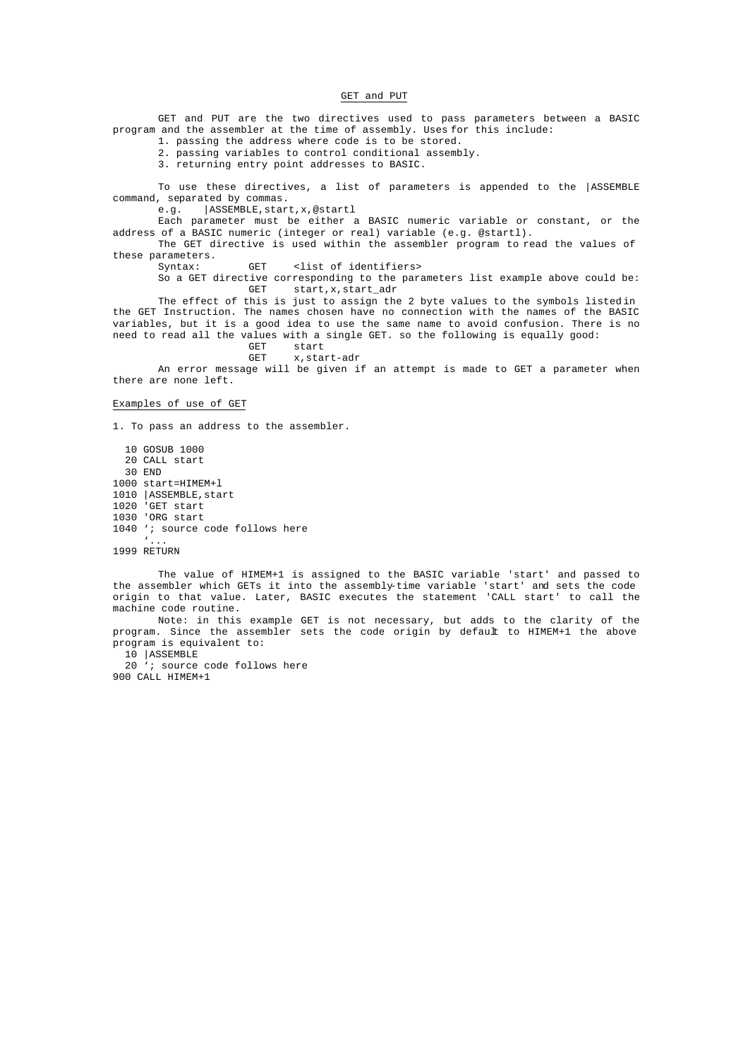## GET and PUT

GET and PUT are the two directives used to pass parameters between a BASIC program and the assembler at the time of assembly. Uses for this include:

1. passing the address where code is to be stored.
2. passing variables to control conditional assembly.
3. returning entry point addresses to BASIC.

To use these directives, a list of parameters is appended to the |ASSEMBLE command, separated by commas.

e.g. |ASSEMBLE,start,x,@startl

Each parameter must be either a BASIC numeric variable or constant, or the address of a BASIC numeric (integer or real) variable (e.g. @startl).

The GET directive is used within the assembler program to read the values of these parameters.

Syntax: GET <list of identifiers>

So a GET directive corresponding to the parameters list example above could be:

```
GET     start,x,start_adr
```

The effect of this is just to assign the 2 byte values to the symbols listed in the GET Instruction. The names chosen have no connection with the names of the BASIC variables, but it is a good idea to use the same name to avoid confusion. There is no need to read all the values with a single GET. so the following is equally good:

```
GET     start
GET     x,start-adr
```

An error message will be given if an attempt is made to GET a parameter when there are none left.

### Examples of use of GET

1. To pass an address to the assembler.

```
  10 GOSUB 1000
  20 CALL start
  30 END
1000 start=HIMEM+l
1010 |ASSEMBLE,start
1020 'GET start
1030 'ORG start
1040 '; source code follows here
     '...
1999 RETURN
```

The value of HIMEM+1 is assigned to the BASIC variable 'start' and passed to the assembler which GETs it into the assembly-time variable 'start' and sets the code origin to that value. Later, BASIC executes the statement 'CALL start' to call the machine code routine.

Note: in this example GET is not necessary, but adds to the clarity of the program. Since the assembler sets the code origin by default to HIMEM+1 the above program is equivalent to:

```
  10 |ASSEMBLE
  20 '; source code follows here
900 CALL HIMEM+1
```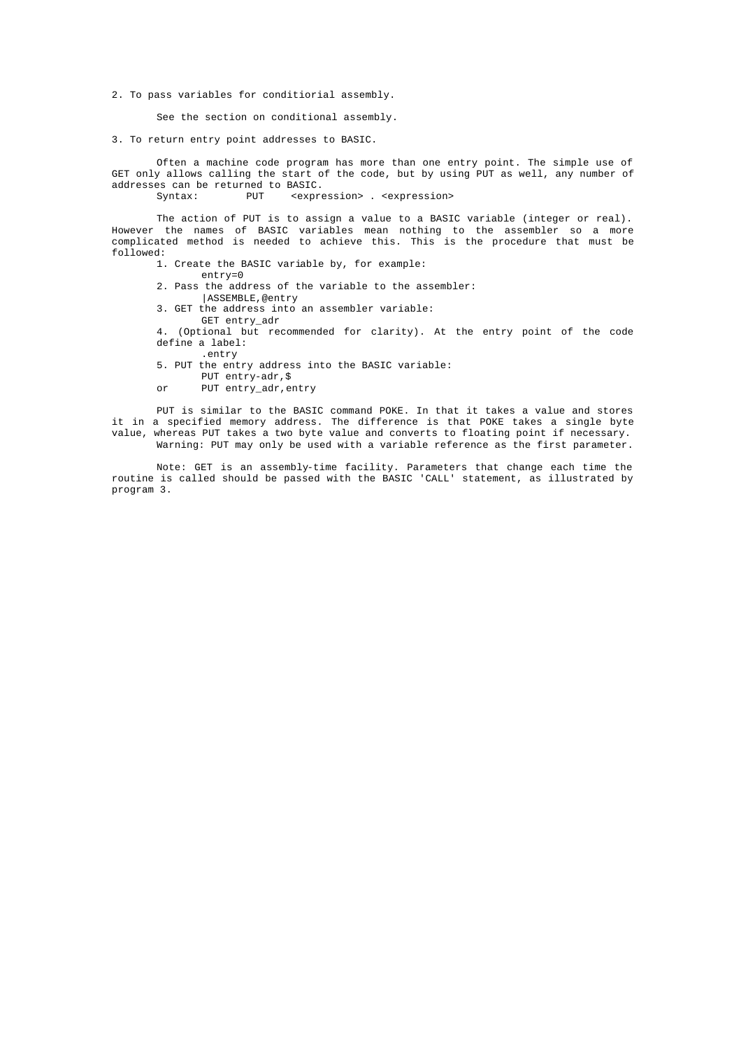2. To pass variables for conditiorial assembly.

See the section on conditional assembly.

3. To return entry point addresses to BASIC.

Often a machine code program has more than one entry point. The simple use of GET only allows calling the start of the code, but by using PUT as well, any number of addresses can be returned to BASIC.

Syntax: PUT <expression> . <expression>

The action of PUT is to assign a value to a BASIC variable (integer or real). However the names of BASIC variables mean nothing to the assembler so a more complicated method is needed to achieve this. This is the procedure that must be followed:

1. Create the BASIC variable by, for example:
```
entry=0
```
2. Pass the address of the variable to the assembler:
```
|ASSEMBLE,@entry
```
3. GET the address into an assembler variable:
```
GET entry_adr
```
4. (Optional but recommended for clarity). At the entry point of the code define a label:
```
.entry
```
5. PUT the entry address into the BASIC variable:
```
PUT entry-adr,$
```
or
```
PUT entry_adr,entry
```

PUT is similar to the BASIC command POKE. In that it takes a value and stores it in a specified memory address. The difference is that POKE takes a single byte value, whereas PUT takes a two byte value and converts to floating point if necessary.

Warning: PUT may only be used with a variable reference as the first parameter.

Note: GET is an assembly-time facility. Parameters that change each time the routine is called should be passed with the BASIC 'CALL' statement, as illustrated by program 3.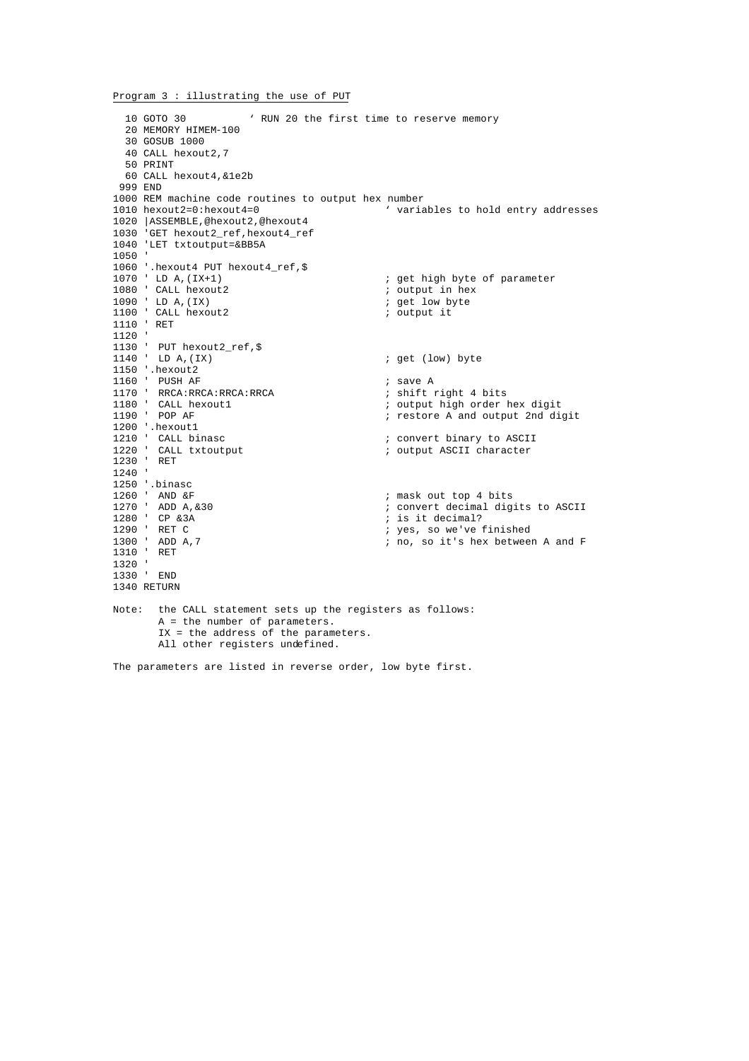<u>Program 3 : illustrating the use of PUT</u>

```
  10 GOTO 30          ' RUN 20 the first time to reserve memory
  20 MEMORY HIMEM-100
  30 GOSUB 1000
  40 CALL hexout2,7
  50 PRINT
  60 CALL hexout4,&1e2b
 999 END
1000 REM machine code routines to output hex number
1010 hexout2=0:hexout4=0                     ' variables to hold entry addresses
1020 |ASSEMBLE,@hexout2,@hexout4
1030 'GET hexout2_ref,hexout4_ref
1040 'LET txtoutput=&BB5A
1050 '
1060 '.hexout4 PUT hexout4_ref,$
1070 ' LD A,(IX+1)                           ; get high byte of parameter
1080 ' CALL hexout2                          ; output in hex
1090 ' LD A,(IX)                             ; get low byte
1100 ' CALL hexout2                          ; output it
1110 ' RET
1120 '
1130 '  PUT hexout2_ref,$
1140 '  LD A,(IX)                            ; get (low) byte
1150 '.hexout2
1160 '  PUSH AF                              ; save A
1170 '  RRCA:RRCA:RRCA:RRCA                  ; shift right 4 bits
1180 '  CALL hexout1                         ; output high order hex digit
1190 '  POP AF                               ; restore A and output 2nd digit
1200 '.hexout1
1210 '  CALL binasc                          ; convert binary to ASCII
1220 '  CALL txtoutput                       ; output ASCII character
1230 '  RET
1240 '
1250 '.binasc
1260 '  AND &F                               ; mask out top 4 bits
1270 '  ADD A,&30                            ; convert decimal digits to ASCII
1280 '  CP &3A                               ; is it decimal?
1290 '  RET C                                ; yes, so we've finished
1300 '  ADD A,7                              ; no, so it's hex between A and F
1310 '  RET
1320 '
1330 '  END
1340 RETURN
```

Note: the CALL statement sets up the registers as follows:
A = the number of parameters.
IX = the address of the parameters.
All other registers undefined.

The parameters are listed in reverse order, low byte first.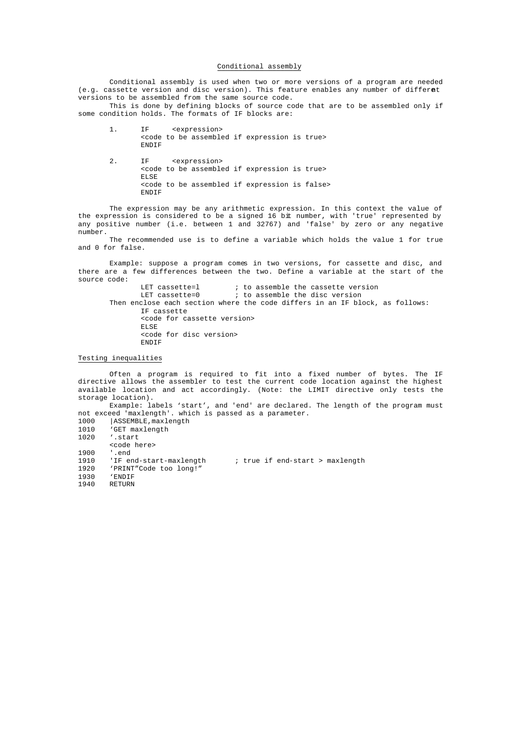## Conditional assembly

Conditional assembly is used when two or more versions of a program are needed (e.g. cassette version and disc version). This feature enables any number of different versions to be assembled from the same source code.

This is done by defining blocks of source code that are to be assembled only if some condition holds. The formats of IF blocks are:

```
1.      IF     <expression>
        <code to be assembled if expression is true>
        ENDIF

2.      IF     <expression>
        <code to be assembled if expression is true>
        ELSE
        <code to be assembled if expression is false>
        ENDIF
```

The expression may be any arithmetic expression. In this context the value of the expression is considered to be a signed 16 bit number, with 'true' represented by any positive number (i.e. between 1 and 32767) and 'false' by zero or any negative number.

The recommended use is to define a variable which holds the value 1 for true and 0 for false.

Example: suppose a program comes in two versions, for cassette and disc, and there are a few differences between the two. Define a variable at the start of the source code:

```
        LET cassette=l        ; to assemble the cassette version
        LET cassette=0        ; to assemble the disc version
```

Then enclose each section where the code differs in an IF block, as follows:

```
        IF cassette
        <code for cassette version>
        ELSE
        <code for disc version>
        ENDIF
```

## Testing inequalities

Often a program is required to fit into a fixed number of bytes. The IF directive allows the assembler to test the current code location against the highest available location and act accordingly. (Note: the LIMIT directive only tests the storage location).

Example: labels ‘start’, and 'end' are declared. The length of the program must not exceed 'maxlength'. which is passed as a parameter.

```
1000    |ASSEMBLE,maxlength
1010    ‘GET maxlength
1020    ‘.start
        <code here>
1900    '.end
1910    'IF end-start-maxlength       ; true if end-start > maxlength
1920    ‘PRINT”Code too long!”
1930    ‘ENDIF
1940    RETURN
```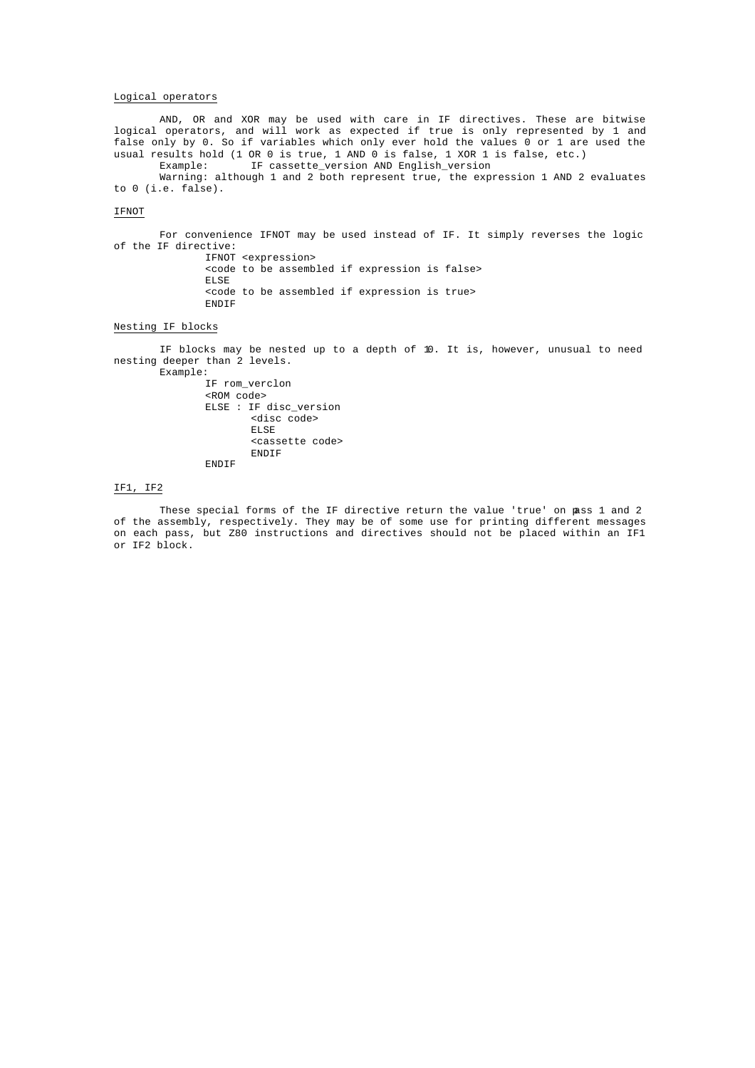Logical operators

AND, OR and XOR may be used with care in IF directives. These are bitwise logical operators, and will work as expected if true is only represented by 1 and false only by 0. So if variables which only ever hold the values 0 or 1 are used the usual results hold (1 OR 0 is true, 1 AND 0 is false, 1 XOR 1 is false, etc.)

Example: IF cassette_version AND English_version

Warning: although 1 and 2 both represent true, the expression 1 AND 2 evaluates to 0 (i.e. false).

IFNOT

For convenience IFNOT may be used instead of IF. It simply reverses the logic of the IF directive:

```
IFNOT <expression>
<code to be assembled if expression is false>
ELSE
<code to be assembled if expression is true>
ENDIF
```

Nesting IF blocks

IF blocks may be nested up to a depth of 10. It is, however, unusual to need nesting deeper than 2 levels.

Example:

```
IF rom_verclon
<ROM code>
ELSE : IF disc_version
       <disc code>
       ELSE
       <cassette code>
       ENDIF
ENDIF
```

IF1, IF2

These special forms of the IF directive return the value 'true' on pass 1 and 2 of the assembly, respectively. They may be of some use for printing different messages on each pass, but Z80 instructions and directives should not be placed within an IF1 or IF2 block.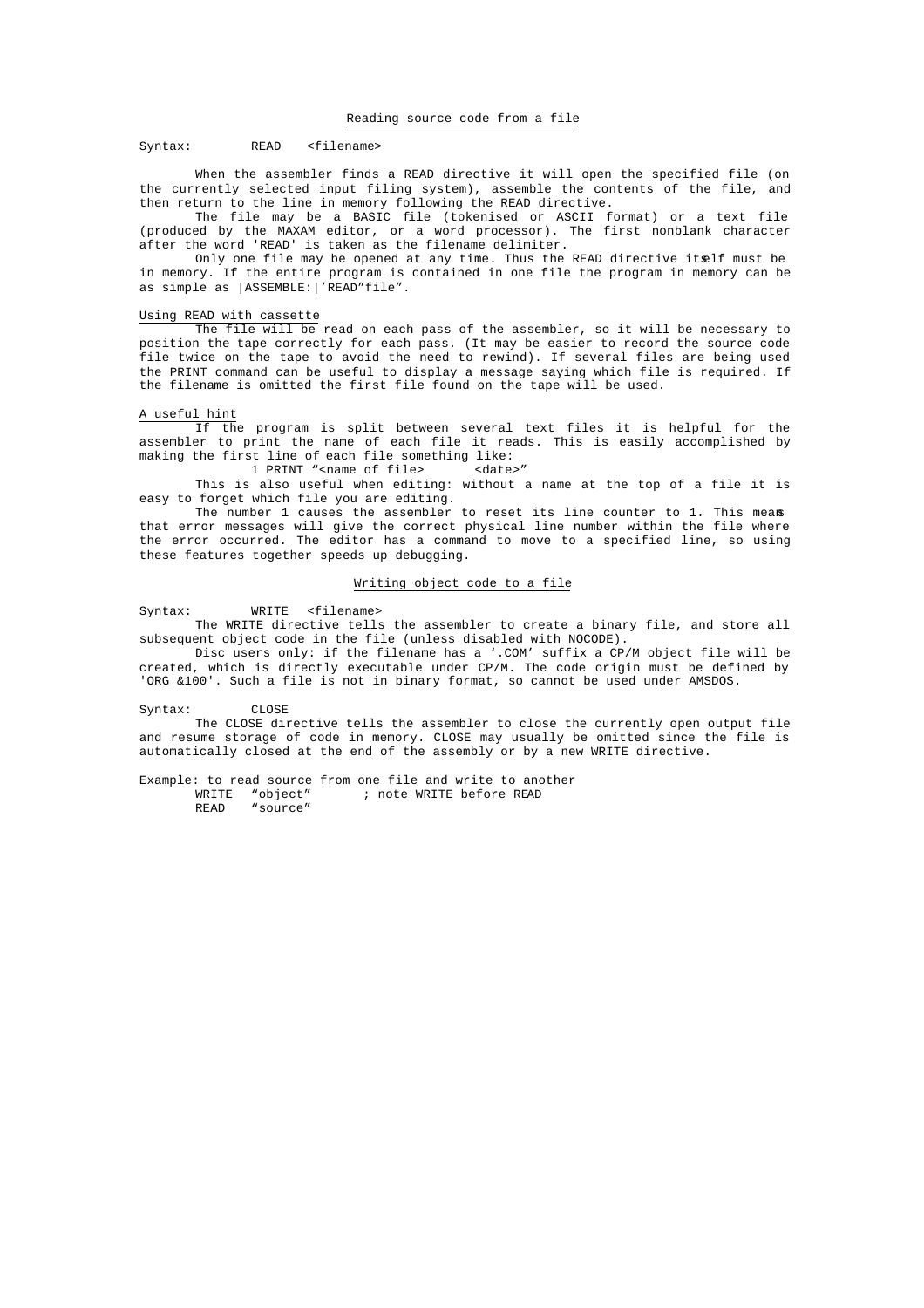## Reading source code from a file

Syntax: READ <filename>

When the assembler finds a READ directive it will open the specified file (on the currently selected input filing system), assemble the contents of the file, and then return to the line in memory following the READ directive.

The file may be a BASIC file (tokenised or ASCII format) or a text file (produced by the MAXAM editor, or a word processor). The first nonblank character after the word 'READ' is taken as the filename delimiter.

Only one file may be opened at any time. Thus the READ directive itself must be in memory. If the entire program is contained in one file the program in memory can be as simple as |ASSEMBLE:|'READ"file".

### Using READ with cassette

The file will be read on each pass of the assembler, so it will be necessary to position the tape correctly for each pass. (It may be easier to record the source code file twice on the tape to avoid the need to rewind). If several files are being used the PRINT command can be useful to display a message saying which file is required. If the filename is omitted the first file found on the tape will be used.

### A useful hint

If the program is split between several text files it is helpful for the assembler to print the name of each file it reads. This is easily accomplished by making the first line of each file something like:

```
1 PRINT "<name of file>      <date>"
```

This is also useful when editing: without a name at the top of a file it is easy to forget which file you are editing.

The number 1 causes the assembler to reset its line counter to 1. This means that error messages will give the correct physical line number within the file where the error occurred. The editor has a command to move to a specified line, so using these features together speeds up debugging.

## Writing object code to a file

Syntax: WRITE <filename>

The WRITE directive tells the assembler to create a binary file, and store all subsequent object code in the file (unless disabled with NOCODE).

Disc users only: if the filename has a '.COM' suffix a CP/M object file will be created, which is directly executable under CP/M. The code origin must be defined by 'ORG &100'. Such a file is not in binary format, so cannot be used under AMSDOS.

Syntax: CLOSE

The CLOSE directive tells the assembler to close the currently open output file and resume storage of code in memory. CLOSE may usually be omitted since the file is automatically closed at the end of the assembly or by a new WRITE directive.

Example: to read source from one file and write to another

```
WRITE  "object"      ; note WRITE before READ
READ   "source"
```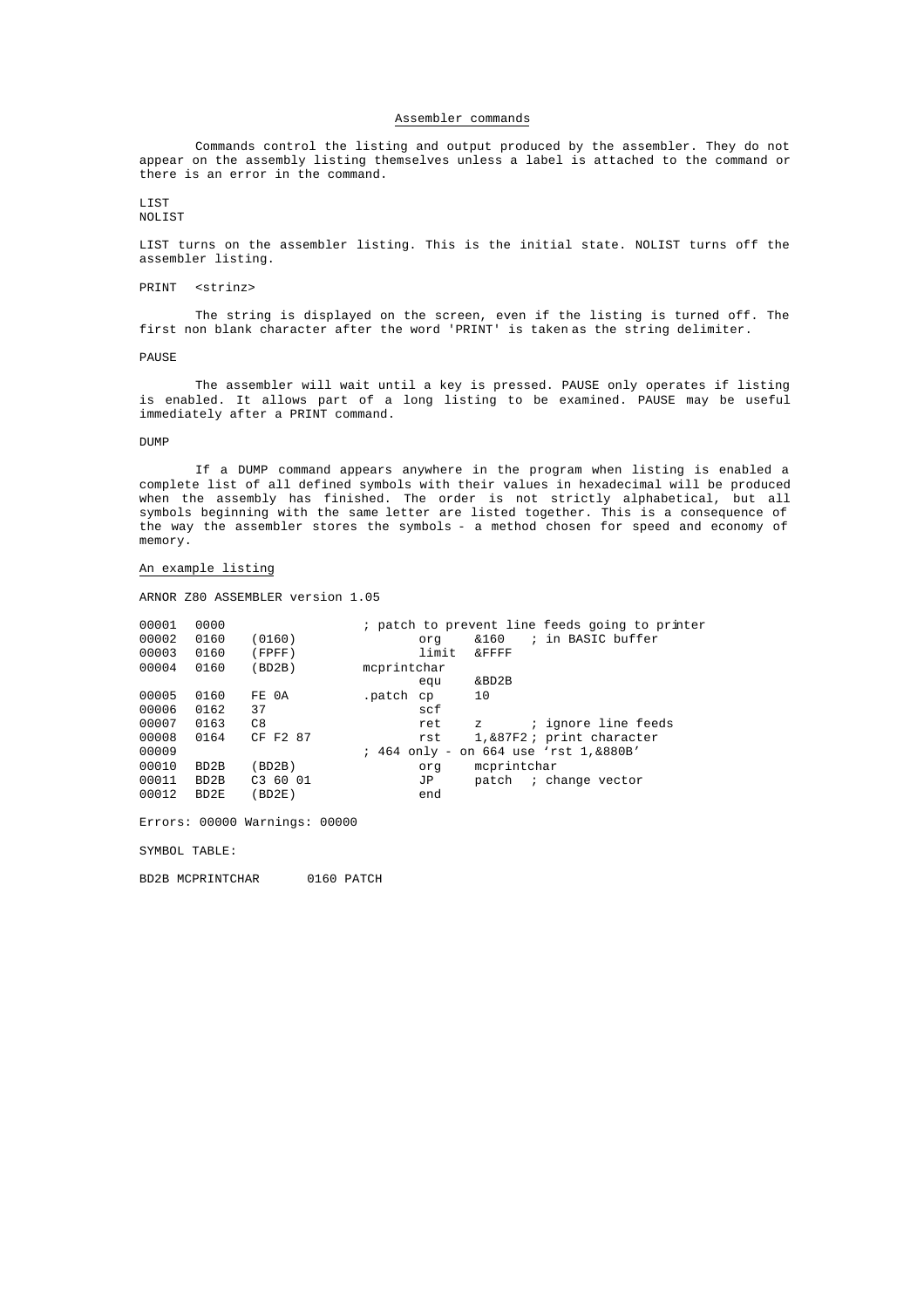## Assembler commands

Commands control the listing and output produced by the assembler. They do not appear on the assembly listing themselves unless a label is attached to the command or there is an error in the command.

LIST
NOLIST

LIST turns on the assembler listing. This is the initial state. NOLIST turns off the assembler listing.

PRINT <strinz>

The string is displayed on the screen, even if the listing is turned off. The first non blank character after the word 'PRINT' is taken as the string delimiter.

PAUSE

The assembler will wait until a key is pressed. PAUSE only operates if listing is enabled. It allows part of a long listing to be examined. PAUSE may be useful immediately after a PRINT command.

DUMP

If a DUMP command appears anywhere in the program when listing is enabled a complete list of all defined symbols with their values in hexadecimal will be produced when the assembly has finished. The order is not strictly alphabetical, but all symbols beginning with the same letter are listed together. This is a consequence of the way the assembler stores the symbols - a method chosen for speed and economy of memory.

## An example listing

```
ARNOR Z80 ASSEMBLER version 1.05

00001  0000                   ; patch to prevent line feeds going to printer
00002  0160   (0160)                  org    &160   ; in BASIC buffer
00003  0160   (FPFF)                  limit  &FFFF
00004  0160   (BD2B)          mcprintchar
                                      equ    &BD2B
00005  0160   FE 0A           .patch  cp     10
00006  0162   37                      scf
00007  0163   C8                      ret    z       ; ignore line feeds
00008  0164   CF F2 87                rst    1,&87F2 ; print character
00009                         ; 464 only - on 664 use 'rst 1,&880B'
00010  BD2B   (BD2B)                  org    mcprintchar
00011  BD2B   C3 60 01                JP     patch  ; change vector
00012  BD2E   (BD2E)                  end

Errors: 00000 Warnings: 00000

SYMBOL TABLE:

BD2B MCPRINTCHAR      0160 PATCH
```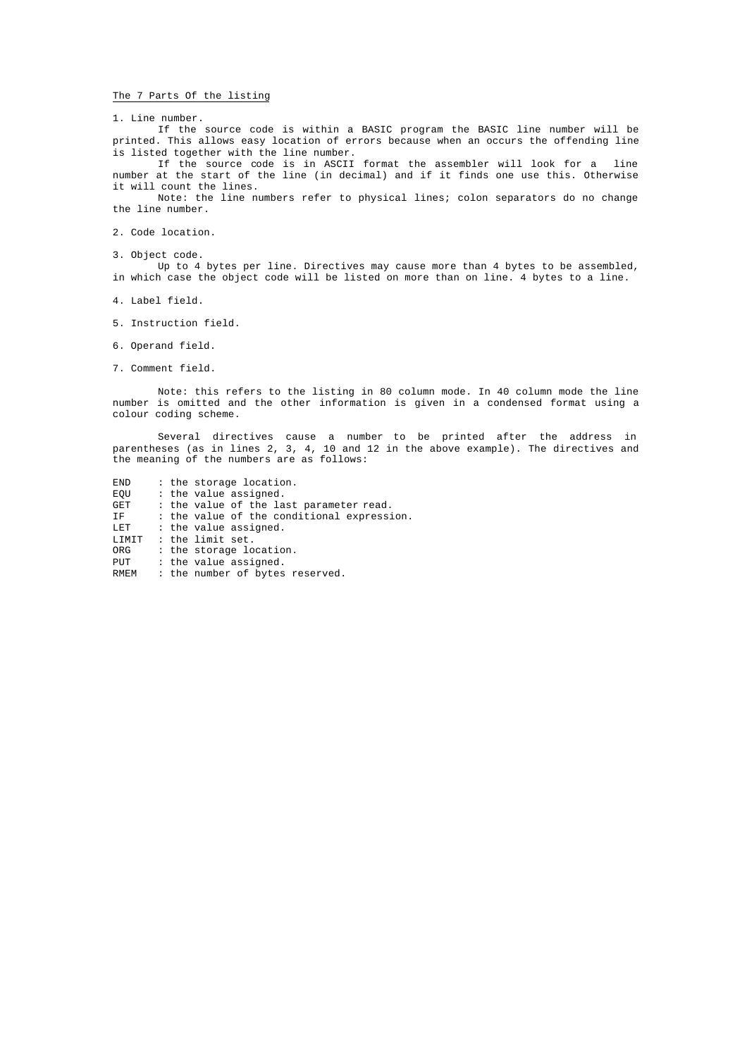The 7 Parts Of the listing

1. Line number.

If the source code is within a BASIC program the BASIC line number will be printed. This allows easy location of errors because when an occurs the offending line is listed together with the line number.

If the source code is in ASCII format the assembler will look for a line number at the start of the line (in decimal) and if it finds one use this. Otherwise it will count the lines.

Note: the line numbers refer to physical lines; colon separators do no change the line number.

2. Code location.

3. Object code.

Up to 4 bytes per line. Directives may cause more than 4 bytes to be assembled, in which case the object code will be listed on more than on line. 4 bytes to a line.

4. Label field.

5. Instruction field.

6. Operand field.

7. Comment field.

Note: this refers to the listing in 80 column mode. In 40 column mode the line number is omitted and the other information is given in a condensed format using a colour coding scheme.

Several directives cause a number to be printed after the address in parentheses (as in lines 2, 3, 4, 10 and 12 in the above example). The directives and the meaning of the numbers are as follows:

```
END    : the storage location.
EQU    : the value assigned.
GET    : the value of the last parameter read.
IF     : the value of the conditional expression.
LET    : the value assigned.
LIMIT  : the limit set.
ORG    : the storage location.
PUT    : the value assigned.
RMEM   : the number of bytes reserved.
```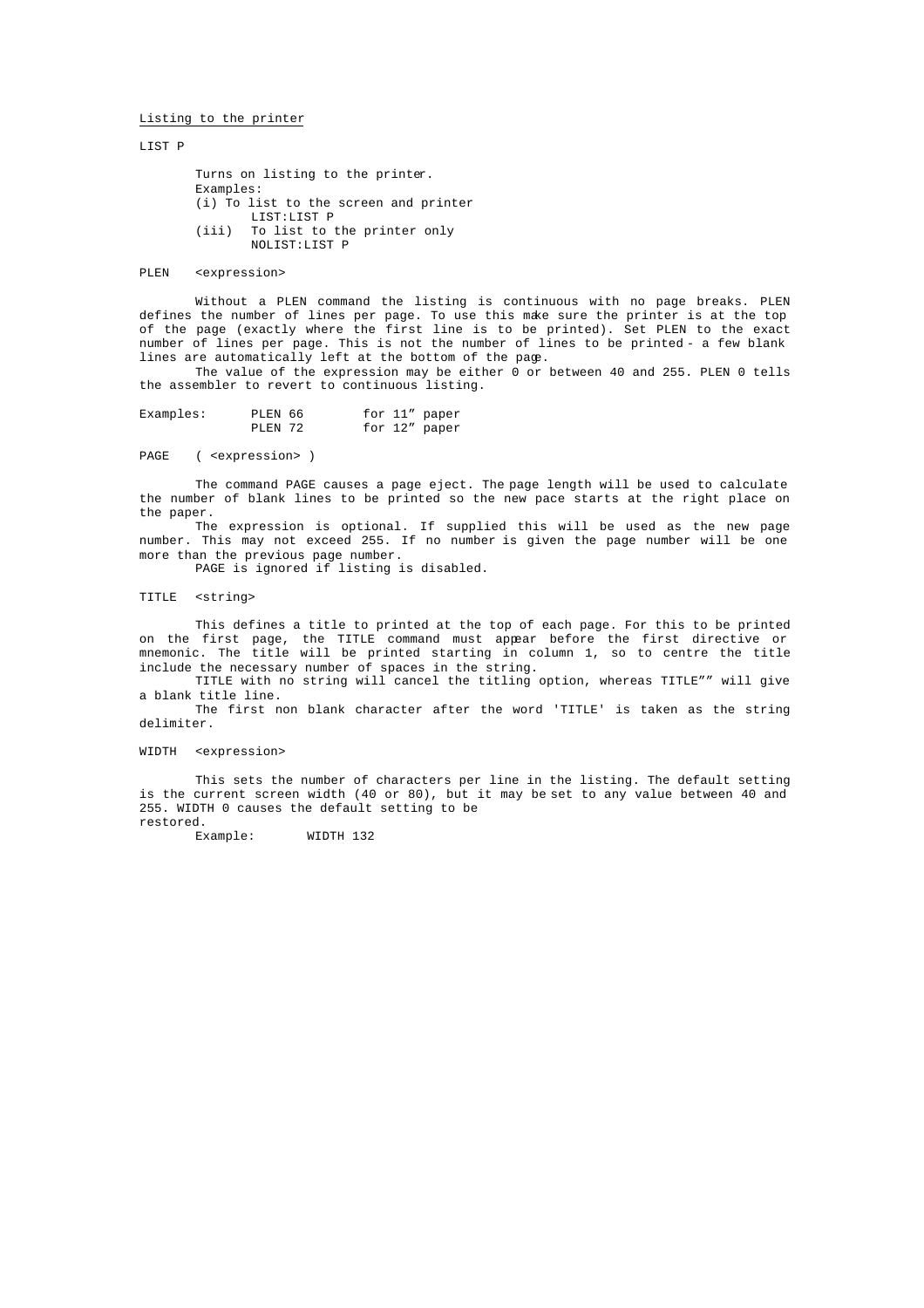## Listing to the printer

LIST P

Turns on listing to the printer.
Examples:
(i) To list to the screen and printer

```
LIST:LIST P
```

(iii) To list to the printer only

```
NOLIST:LIST P
```

PLEN <expression>

Without a PLEN command the listing is continuous with no page breaks. PLEN defines the number of lines per page. To use this make sure the printer is at the top of the page (exactly where the first line is to be printed). Set PLEN to the exact number of lines per page. This is not the number of lines to be printed - a few blank lines are automatically left at the bottom of the page.

The value of the expression may be either 0 or between 40 and 255. PLEN 0 tells the assembler to revert to continuous listing.

Examples:

```
PLEN 66      for 11” paper
PLEN 72      for 12” paper
```

PAGE ( <expression> )

The command PAGE causes a page eject. The page length will be used to calculate the number of blank lines to be printed so the new pace starts at the right place on the paper.

The expression is optional. If supplied this will be used as the new page number. This may not exceed 255. If no number is given the page number will be one more than the previous page number.

PAGE is ignored if listing is disabled.

TITLE <string>

This defines a title to printed at the top of each page. For this to be printed on the first page, the TITLE command must appear before the first directive or mnemonic. The title will be printed starting in column 1, so to centre the title include the necessary number of spaces in the string.

TITLE with no string will cancel the titling option, whereas TITLE”” will give a blank title line.

The first non blank character after the word 'TITLE' is taken as the string delimiter.

WIDTH <expression>

This sets the number of characters per line in the listing. The default setting is the current screen width (40 or 80), but it may be set to any value between 40 and 255. WIDTH 0 causes the default setting to be restored.

Example:

```
WIDTH 132
```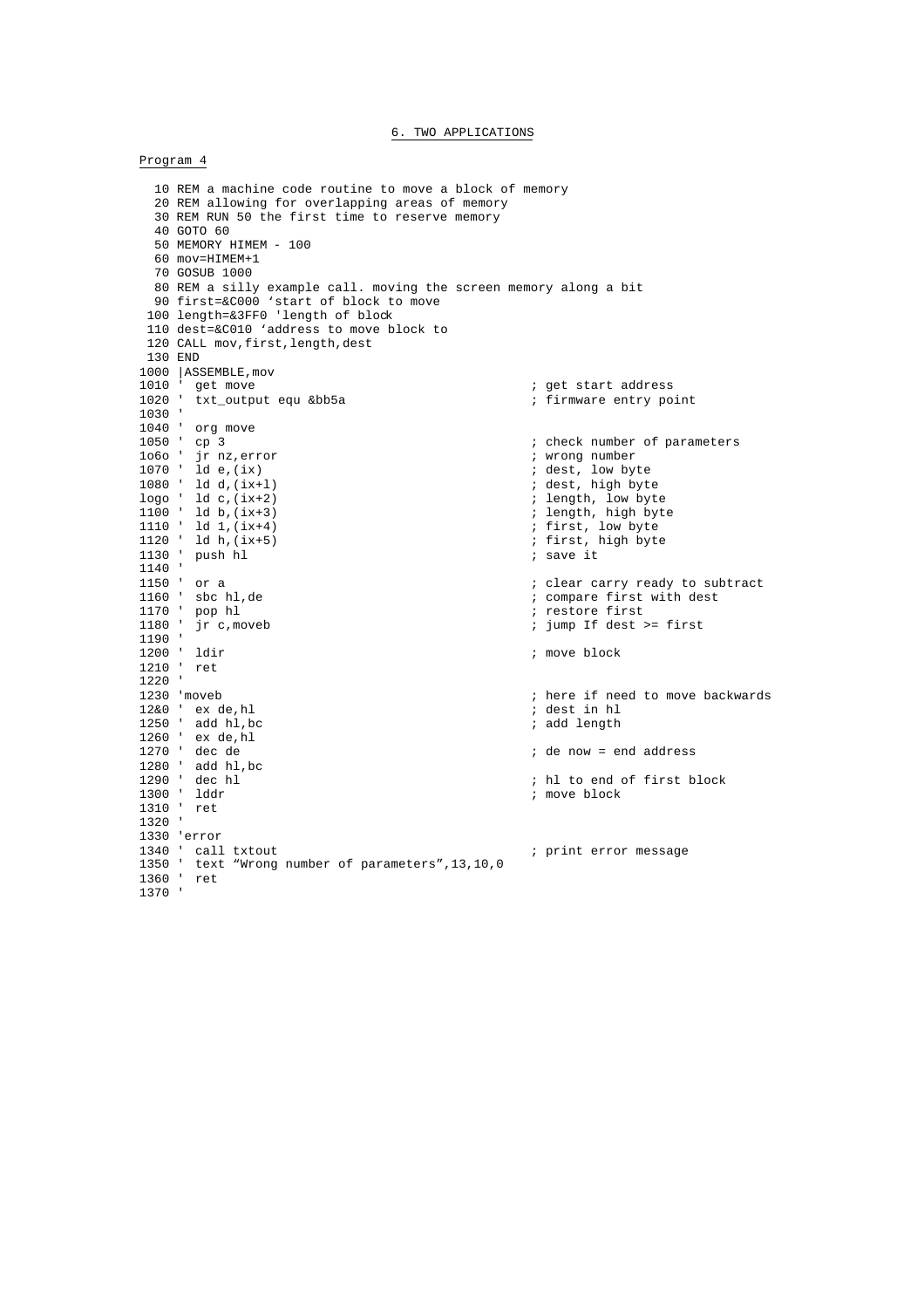6. TWO APPLICATIONS

Program 4

```
  10 REM a machine code routine to move a block of memory
  20 REM allowing for overlapping areas of memory
  30 REM RUN 50 the first time to reserve memory
  40 GOTO 60
  50 MEMORY HIMEM - 100
  60 mov=HIMEM+1
  70 GOSUB 1000
  80 REM a silly example call. moving the screen memory along a bit
  90 first=&C000 'start of block to move
 100 length=&3FF0 'length of block
 110 dest=&C010 'address to move block to
 120 CALL mov,first,length,dest
 130 END
1000 |ASSEMBLE,mov
1010 '  get move                                  ; get start address
1020 '  txt_output equ &bb5a                      ; firmware entry point
1030 '
1040 '  org move
1050 '  cp 3                                      ; check number of parameters
1o6o '  jr nz,error                               ; wrong number
1070 '  ld e,(ix)                                 ; dest, low byte
1080 '  ld d,(ix+l)                               ; dest, high byte
logo '  ld c,(ix+2)                               ; length, low byte
1100 '  ld b,(ix+3)                               ; length, high byte
1110 '  ld 1,(ix+4)                               ; first, low byte
1120 '  ld h,(ix+5)                               ; first, high byte
1130 '  push hl                                   ; save it
1140 '
1150 '  or a                                      ; clear carry ready to subtract
1160 '  sbc hl,de                                 ; compare first with dest
1170 '  pop hl                                    ; restore first
1180 '  jr c,moveb                                ; jump If dest >= first
1190 '
1200 '  ldir                                      ; move block
1210 '  ret
1220 '
1230 'moveb                                       ; here if need to move backwards
12&0 '  ex de,hl                                  ; dest in hl
1250 '  add hl,bc                                 ; add length
1260 '  ex de,hl
1270 '  dec de                                    ; de now = end address
1280 '  add hl,bc
1290 '  dec hl                                    ; hl to end of first block
1300 '  lddr                                      ; move block
1310 '  ret
1320 '
1330 'error
1340 '  call txtout                               ; print error message
1350 '  text "Wrong number of parameters",13,10,0
1360 '  ret
1370 '
```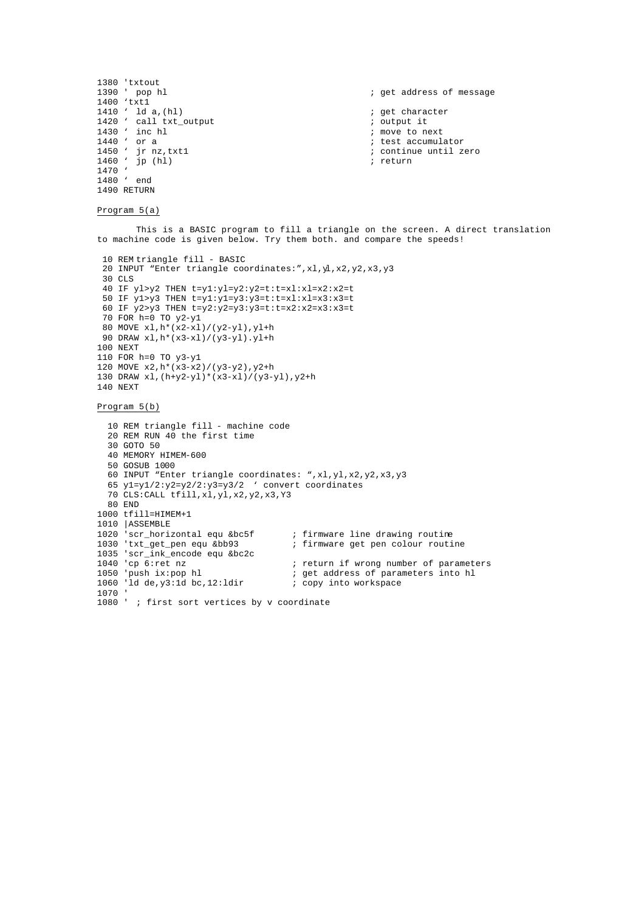```
1380 'txtout
1390 '  pop hl                                      ; get address of message
1400 'txt1
1410 '  ld a,(hl)                                   ; get character
1420 '  call txt_output                             ; output it
1430 '  inc hl                                      ; move to next
1440 '  or a                                        ; test accumulator
1450 '  jr nz,txt1                                  ; continue until zero
1460 '  jp (hl)                                     ; return
1470 '
1480 '  end
1490 RETURN
```

Program 5(a)

This is a BASIC program to fill a triangle on the screen. A direct translation to machine code is given below. Try them both. and compare the speeds!

```
 10 REM triangle fill - BASIC
 20 INPUT "Enter triangle coordinates:",xl,yl,x2,y2,x3,y3
 30 CLS
 40 IF yl>y2 THEN t=y1:yl=y2:y2=t:t=xl:xl=x2:x2=t
 50 IF y1>y3 THEN t=y1:y1=y3:y3=t:t=xl:xl=x3:x3=t
 60 IF y2>y3 THEN t=y2:y2=y3:y3=t:t=x2:x2=x3:x3=t
 70 FOR h=0 TO y2-y1
 80 MOVE xl,h*(x2-xl)/(y2-yl),yl+h
 90 DRAW xl,h*(x3-xl)/(y3-yl).yl+h
100 NEXT
110 FOR h=0 TO y3-y1
120 MOVE x2,h*(x3-x2)/(y3-y2),y2+h
130 DRAW xl,(h+y2-yl)*(x3-xl)/(y3-yl),y2+h
140 NEXT
```

Program 5(b)

```
  10 REM triangle fill - machine code
  20 REM RUN 40 the first time
  30 GOTO 50
  40 MEMORY HIMEM-600
  50 GOSUB 1000
  60 INPUT "Enter triangle coordinates: ",xl,yl,x2,y2,x3,y3
  65 y1=y1/2:y2=y2/2:y3=y3/2  ' convert coordinates
  70 CLS:CALL tfill,xl,yl,x2,y2,x3,Y3
  80 END
1000 tfill=HIMEM+1
1010 |ASSEMBLE
1020 'scr_horizontal equ &bc5f       ; firmware line drawing routine
1030 'txt_get_pen equ &bb93          ; firmware get pen colour routine
1035 'scr_ink_encode equ &bc2c
1040 'cp 6:ret nz                    ; return if wrong number of parameters
1050 'push ix:pop hl                 ; get address of parameters into hl
1060 'ld de,y3:1d bc,12:ldir         ; copy into workspace
1070 '
1080 '  ; first sort vertices by v coordinate
```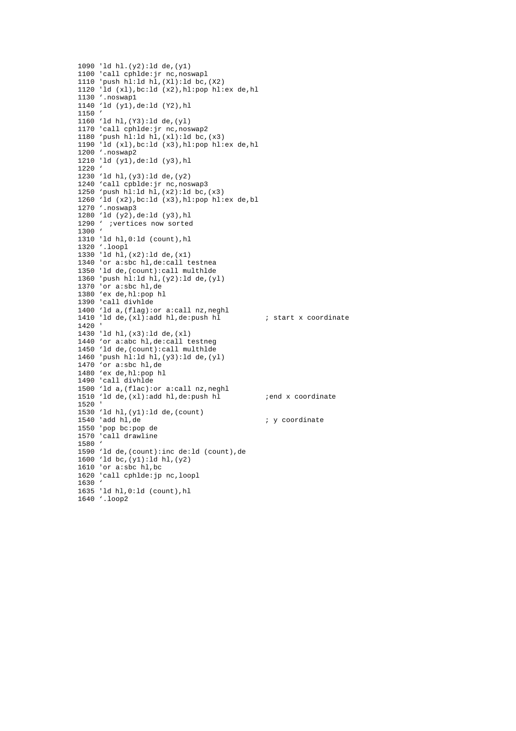```
1090 'ld hl.(y2):ld de,(y1)
1100 'call cphlde:jr nc,noswapl
1110 'push hl:ld hl,(Xl):ld bc,(X2)
1120 'ld (xl),bc:ld (x2),hl:pop hl:ex de,hl
1130 '.noswap1
1140 'ld (y1),de:ld (Y2),hl
1150 '
1160 'ld hl,(Y3):ld de,(yl)
1170 'call cphlde:jr nc,noswap2
1180 'push hl:ld hl,(xl):ld bc,(x3)
1190 'ld (xl),bc:ld (x3),hl:pop hl:ex de,hl
1200 '.noswap2
1210 'ld (y1),de:ld (y3),hl
1220 '
1230 'ld hl,(y3):ld de,(y2)
1240 'call cpblde:jr nc,noswap3
1250 'push hl:ld hl,(x2):ld bc,(x3)
1260 'ld (x2),bc:ld (x3),hl:pop hl:ex de,bl
1270 '.noswap3
1280 'ld (y2),de:ld (y3),hl
1290 '  ;vertices now sorted
1300 '
1310 'ld hl,0:ld (count),hl
1320 '.loopl
1330 'ld hl,(x2):ld de,(x1)
1340 'or a:sbc hl,de:call testnea
1350 'ld de,(count):call multhlde
1360 'push hl:ld hl,(y2):ld de,(yl)
1370 'or a:sbc hl,de
1380 'ex de,hl:pop hl
1390 'call divhlde
1400 'ld a,(flag):or a:call nz,neghl
1410 'ld de,(xl):add hl,de:push hl          ; start x coordinate
1420 '
1430 'ld hl,(x3):ld de,(xl)
1440 'or a:abc hl,de:call testneg
1450 'ld de,(count):call multhlde
1460 'push hl:ld hl,(y3):ld de,(yl)
1470 'or a:sbc hl,de
1480 'ex de,hl:pop hl
1490 'call divhlde
1500 'ld a,(flac):or a:call nz,neghl
1510 'ld de,(xl):add hl,de:push hl          ;end x coordinate
1520 '
1530 'ld hl,(y1):ld de,(count)
1540 'add hl,de                             ; y coordinate
1550 'pop bc:pop de
1570 'call drawline
1580 '
1590 'ld de,(count):inc de:ld (count),de
1600 'ld bc,(y1):ld hl,(y2)
1610 'or a:sbc hl,bc
1620 'call cphlde:jp nc,loopl
1630 '
1635 'ld hl,0:ld (count),hl
1640 '.loop2
```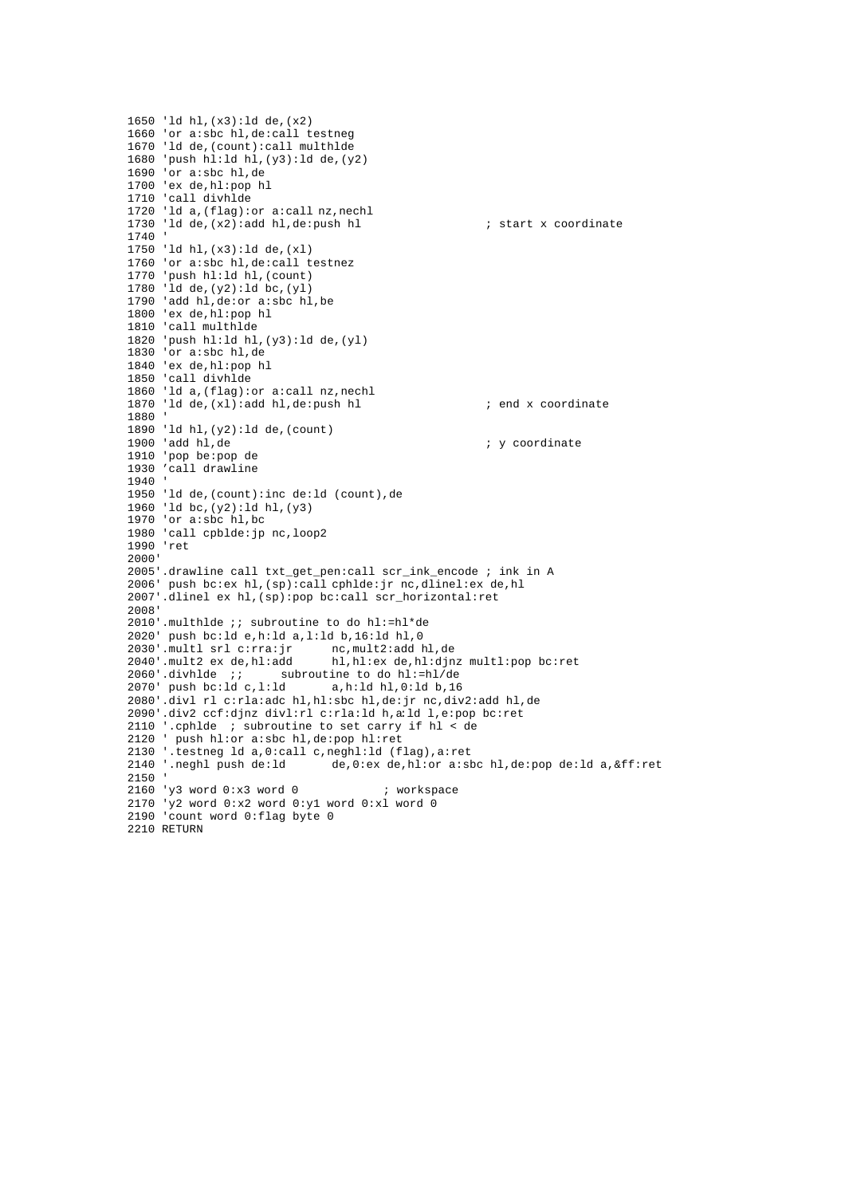```
1650 'ld hl,(x3):ld de,(x2)
1660 'or a:sbc hl,de:call testneg
1670 'ld de,(count):call multhlde
1680 'push hl:ld hl,(y3):ld de,(y2)
1690 'or a:sbc hl,de
1700 'ex de,hl:pop hl
1710 'call divhlde
1720 'ld a,(flag):or a:call nz,nechl
1730 'ld de,(x2):add hl,de:push hl                  ; start x coordinate
1740 '
1750 'ld hl,(x3):ld de,(xl)
1760 'or a:sbc hl,de:call testnez
1770 'push hl:ld hl,(count)
1780 'ld de,(y2):ld bc,(yl)
1790 'add hl,de:or a:sbc hl,be
1800 'ex de,hl:pop hl
1810 'call multhlde
1820 'push hl:ld hl,(y3):ld de,(yl)
1830 'or a:sbc hl,de
1840 'ex de,hl:pop hl
1850 'call divhlde
1860 'ld a,(flag):or a:call nz,nechl
1870 'ld de,(xl):add hl,de:push hl                  ; end x coordinate
1880 '
1890 'ld hl,(y2):ld de,(count)
1900 'add hl,de                                     ; y coordinate
1910 'pop be:pop de
1930 'call drawline
1940 '
1950 'ld de,(count):inc de:ld (count),de
1960 'ld bc,(y2):ld hl,(y3)
1970 'or a:sbc hl,bc
1980 'call cpblde:jp nc,loop2
1990 'ret
2000'
2005'.drawline call txt_get_pen:call scr_ink_encode ; ink in A
2006' push bc:ex hl,(sp):call cphlde:jr nc,dlinel:ex de,hl
2007'.dlinel ex hl,(sp):pop bc:call scr_horizontal:ret
2008'
2010'.multhlde ;; subroutine to do hl:=hl*de
2020' push bc:ld e,h:ld a,l:ld b,16:ld hl,0
2030'.multl srl c:rra:jr      nc,mult2:add hl,de
2040'.mult2 ex de,hl:add      hl,hl:ex de,hl:djnz multl:pop bc:ret
2060'.divhlde  ;;      subroutine to do hl:=hl/de
2070' push bc:ld c,l:ld       a,h:ld hl,0:ld b,16
2080'.divl rl c:rla:adc hl,hl:sbc hl,de:jr nc,div2:add hl,de
2090'.div2 ccf:djnz divl:rl c:rla:ld h,a:ld l,e:pop bc:ret
2110 '.cphlde  ; subroutine to set carry if hl < de
2120 ' push hl:or a:sbc hl,de:pop hl:ret
2130 '.testneg ld a,0:call c,neghl:ld (flag),a:ret
2140 '.neghl push de:ld       de,0:ex de,hl:or a:sbc hl,de:pop de:ld a,&ff:ret
2150 '
2160 'y3 word 0:x3 word 0            ; workspace
2170 'y2 word 0:x2 word 0:y1 word 0:xl word 0
2190 'count word 0:flag byte 0
2210 RETURN
```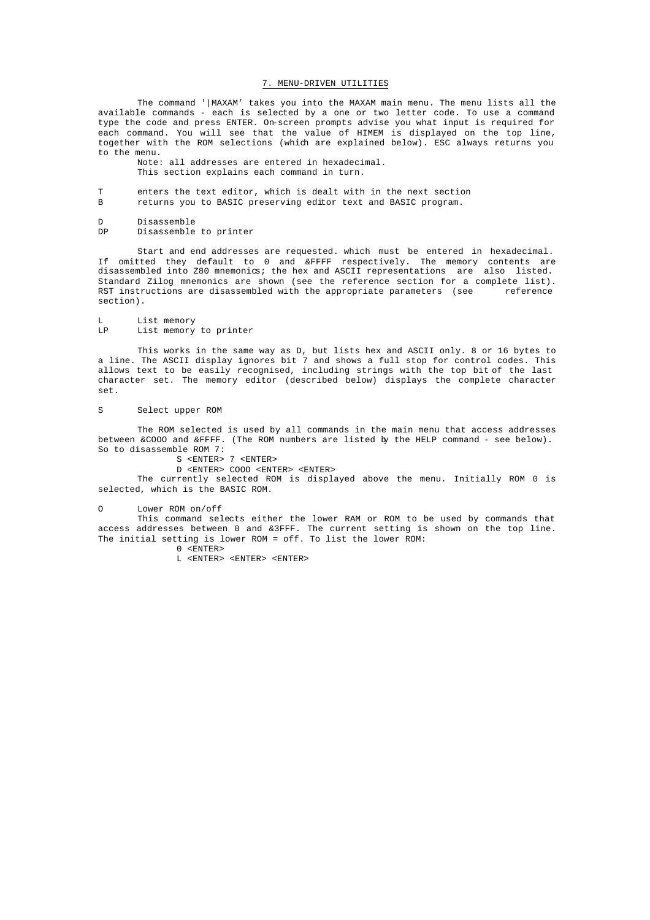## 7. MENU-DRIVEN UTILITIES

The command '|MAXAM' takes you into the MAXAM main menu. The menu lists all the available commands - each is selected by a one or two letter code. To use a command type the code and press ENTER. On-screen prompts advise you what input is required for each command. You will see that the value of HIMEM is displayed on the top line, together with the ROM selections (which are explained below). ESC always returns you to the menu.

Note: all addresses are entered in hexadecimal.
This section explains each command in turn.

T    enters the text editor, which is dealt with in the next section
B    returns you to BASIC preserving editor text and BASIC program.

D    Disassemble
DP   Disassemble to printer

Start and end addresses are requested. which must be entered in hexadecimal. If omitted they default to 0 and &FFFF respectively. The memory contents are disassembled into Z80 mnemonics; the hex and ASCII representations are also listed. Standard Zilog mnemonics are shown (see the reference section for a complete list). RST instructions are disassembled with the appropriate parameters (see reference section).

L    List memory
LP   List memory to printer

This works in the same way as D, but lists hex and ASCII only. 8 or 16 bytes to a line. The ASCII display ignores bit 7 and shows a full stop for control codes. This allows text to be easily recognised, including strings with the top bit of the last character set. The memory editor (described below) displays the complete character set.

S    Select upper ROM

The ROM selected is used by all commands in the main menu that access addresses between &COOO and &FFFF. (The ROM numbers are listed by the HELP command - see below). So to disassemble ROM 7:

```
S <ENTER> 7 <ENTER>
D <ENTER> COOO <ENTER> <ENTER>
```

The currently selected ROM is displayed above the menu. Initially ROM 0 is selected, which is the BASIC ROM.

O    Lower ROM on/off

This command selects either the lower RAM or ROM to be used by commands that access addresses between 0 and &3FFF. The current setting is shown on the top line. The initial setting is lower ROM = off. To list the lower ROM:

```
0 <ENTER>
L <ENTER> <ENTER> <ENTER>
```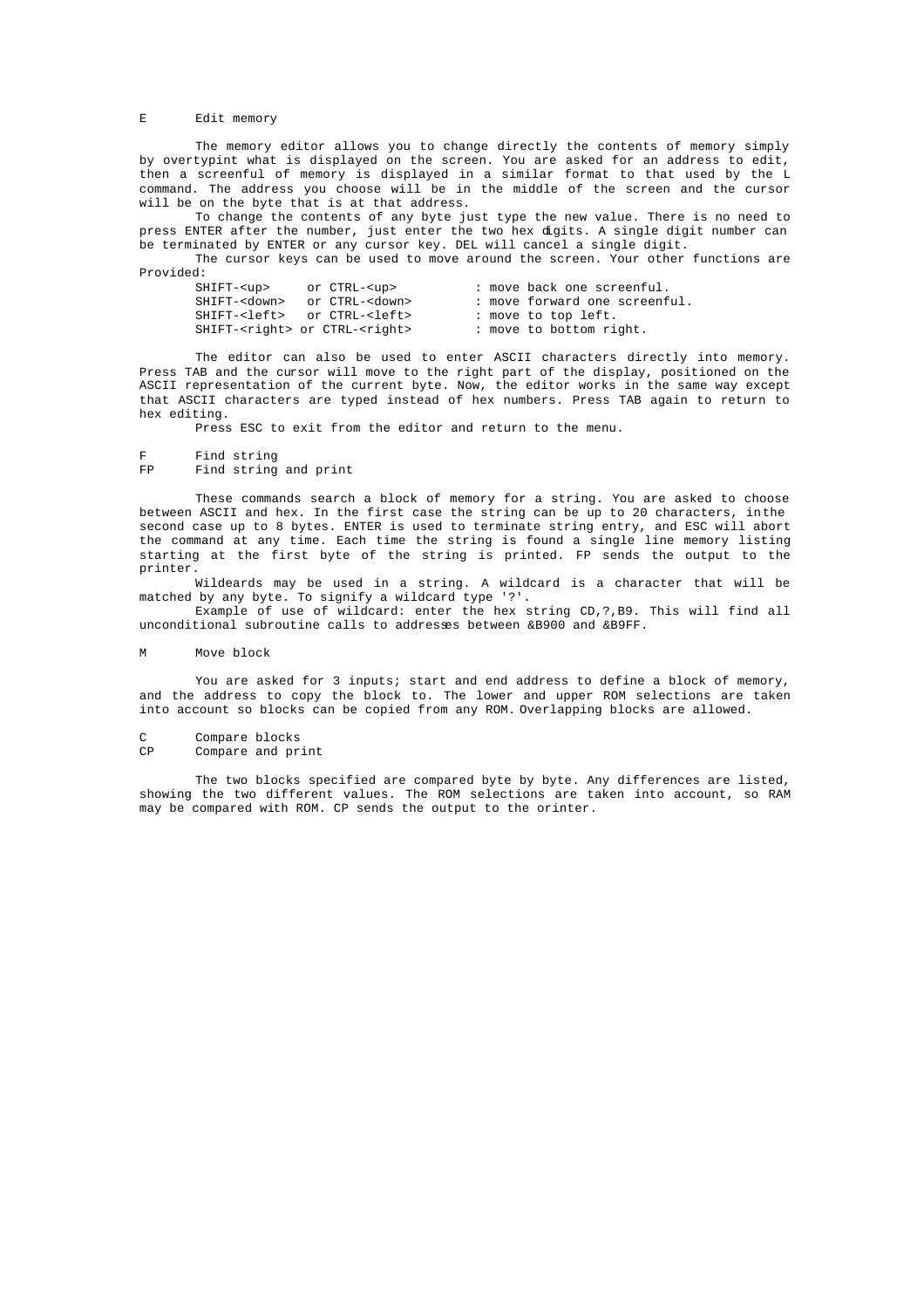E Edit memory

The memory editor allows you to change directly the contents of memory simply by overtypint what is displayed on the screen. You are asked for an address to edit, then a screenful of memory is displayed in a similar format to that used by the L command. The address you choose will be in the middle of the screen and the cursor will be on the byte that is at that address.

To change the contents of any byte just type the new value. There is no need to press ENTER after the number, just enter the two hex digits. A single digit number can be terminated by ENTER or any cursor key. DEL will cancel a single digit.

The cursor keys can be used to move around the screen. Your other functions are Provided:

```
SHIFT-<up>     or CTRL-<up>        : move back one screenful.
SHIFT-<down>   or CTRL-<down>      : move forward one screenful.
SHIFT-<left>   or CTRL-<left>      : move to top left.
SHIFT-<right> or CTRL-<right>      : move to bottom right.
```

The editor can also be used to enter ASCII characters directly into memory. Press TAB and the cursor will move to the right part of the display, positioned on the ASCII representation of the current byte. Now, the editor works in the same way except that ASCII characters are typed instead of hex numbers. Press TAB again to return to hex editing.

Press ESC to exit from the editor and return to the menu.

F Find string
FP Find string and print

These commands search a block of memory for a string. You are asked to choose between ASCII and hex. In the first case the string can be up to 20 characters, in the second case up to 8 bytes. ENTER is used to terminate string entry, and ESC will abort the command at any time. Each time the string is found a single line memory listing starting at the first byte of the string is printed. FP sends the output to the printer.

Wildeards may be used in a string. A wildcard is a character that will be matched by any byte. To signify a wildcard type '?'.

Example of use of wildcard: enter the hex string CD,?,B9. This will find all unconditional subroutine calls to addresses between &B900 and &B9FF.

M Move block

You are asked for 3 inputs; start and end address to define a block of memory, and the address to copy the block to. The lower and upper ROM selections are taken into account so blocks can be copied from any ROM. Overlapping blocks are allowed.

C Compare blocks
CP Compare and print

The two blocks specified are compared byte by byte. Any differences are listed, showing the two different values. The ROM selections are taken into account, so RAM may be compared with ROM. CP sends the output to the orinter.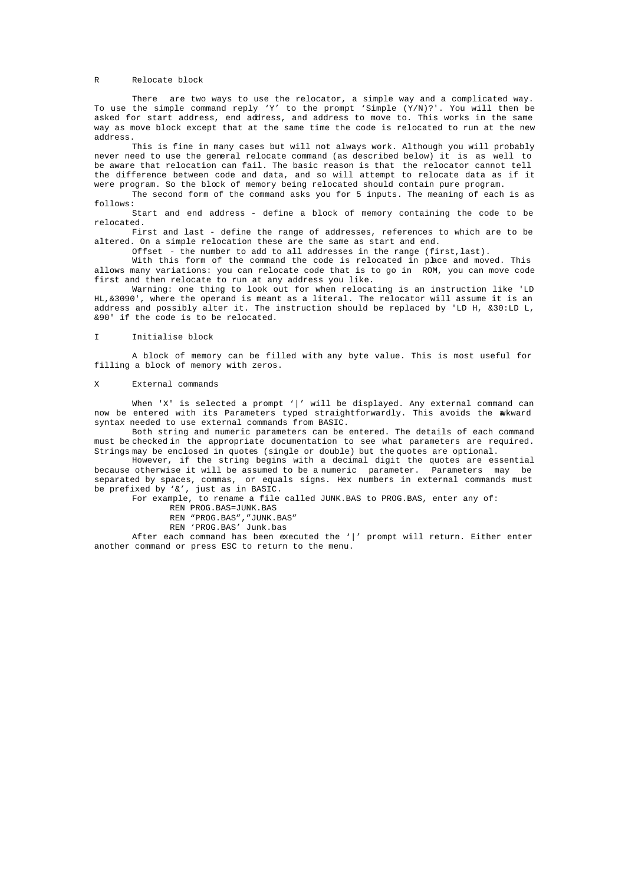## R Relocate block

There are two ways to use the relocator, a simple way and a complicated way. To use the simple command reply 'Y' to the prompt 'Simple (Y/N)?'. You will then be asked for start address, end address, and address to move to. This works in the same way as move block except that at the same time the code is relocated to run at the new address.

This is fine in many cases but will not always work. Although you will probably never need to use the general relocate command (as described below) it is as well to be aware that relocation can fail. The basic reason is that the relocator cannot tell the difference between code and data, and so will attempt to relocate data as if it were program. So the block of memory being relocated should contain pure program.

The second form of the command asks you for 5 inputs. The meaning of each is as follows:

Start and end address - define a block of memory containing the code to be relocated.

First and last - define the range of addresses, references to which are to be altered. On a simple relocation these are the same as start and end.

Offset - the number to add to all addresses in the range (first,last).

With this form of the command the code is relocated in place and moved. This allows many variations: you can relocate code that is to go in ROM, you can move code first and then relocate to run at any address you like.

Warning: one thing to look out for when relocating is an instruction like 'LD HL,&3090', where the operand is meant as a literal. The relocator will assume it is an address and possibly alter it. The instruction should be replaced by 'LD H, &30:LD L, &90' if the code is to be relocated.

## I Initialise block

A block of memory can be filled with any byte value. This is most useful for filling a block of memory with zeros.

## X External commands

When 'X' is selected a prompt '|' will be displayed. Any external command can now be entered with its Parameters typed straightforwardly. This avoids the awkward syntax needed to use external commands from BASIC.

Both string and numeric parameters can be entered. The details of each command must be checked in the appropriate documentation to see what parameters are required. Strings may be enclosed in quotes (single or double) but the quotes are optional.

However, if the string begins with a decimal digit the quotes are essential because otherwise it will be assumed to be a numeric parameter. Parameters may be separated by spaces, commas, or equals signs. Hex numbers in external commands must be prefixed by '&', just as in BASIC.

For example, to rename a file called JUNK.BAS to PROG.BAS, enter any of:

```
REN PROG.BAS=JUNK.BAS
REN “PROG.BAS”,”JUNK.BAS”
REN ‘PROG.BAS’ Junk.bas
```

After each command has been executed the '|' prompt will return. Either enter another command or press ESC to return to the menu.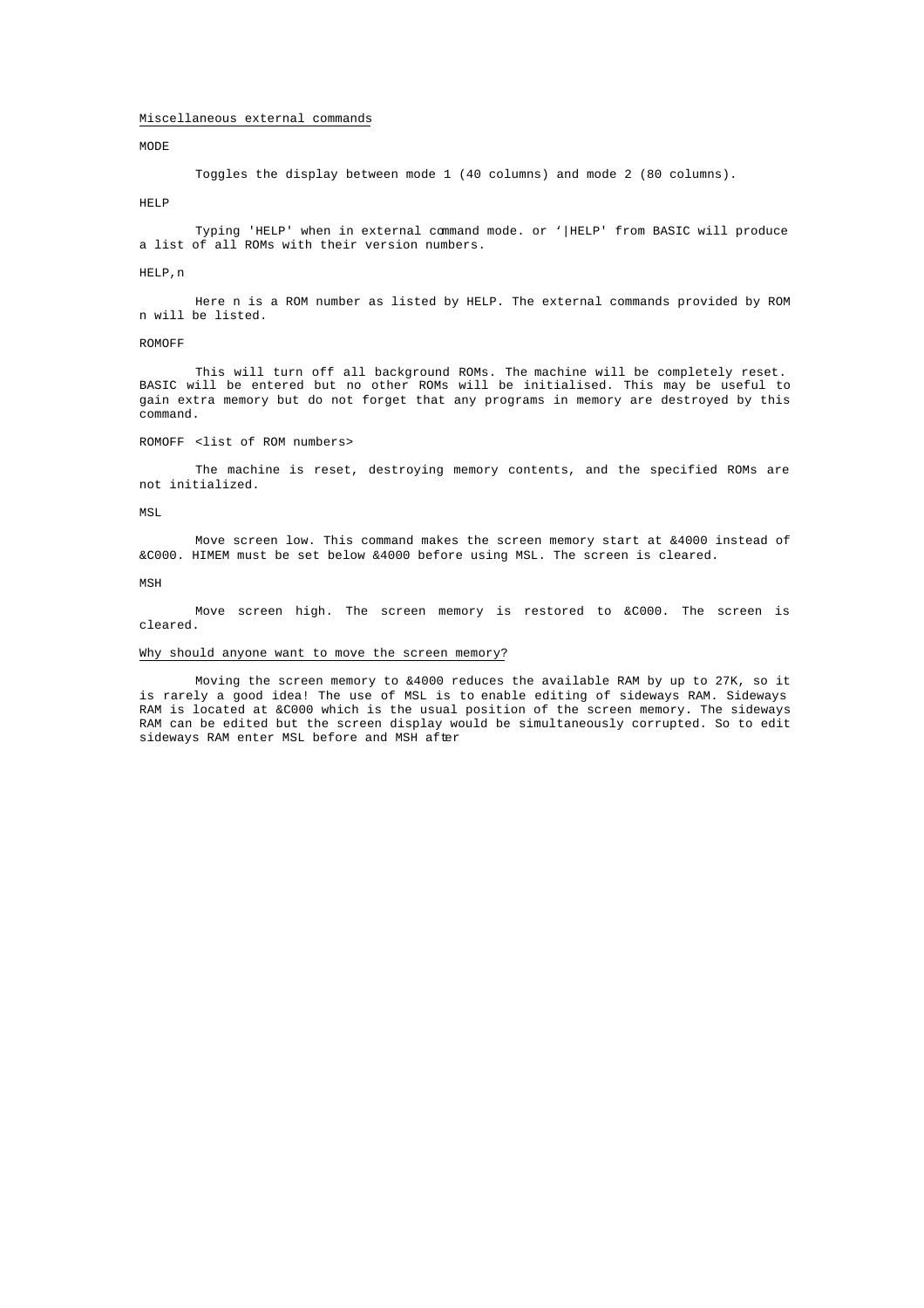## Miscellaneous external commands

MODE

Toggles the display between mode 1 (40 columns) and mode 2 (80 columns).

HELP

Typing 'HELP' when in external command mode. or '|HELP' from BASIC will produce a list of all ROMs with their version numbers.

HELP,n

Here n is a ROM number as listed by HELP. The external commands provided by ROM n will be listed.

ROMOFF

This will turn off all background ROMs. The machine will be completely reset. BASIC will be entered but no other ROMs will be initialised. This may be useful to gain extra memory but do not forget that any programs in memory are destroyed by this command.

ROMOFF <list of ROM numbers>

The machine is reset, destroying memory contents, and the specified ROMs are not initialized.

MSL

Move screen low. This command makes the screen memory start at &4000 instead of &C000. HIMEM must be set below &4000 before using MSL. The screen is cleared.

MSH

Move screen high. The screen memory is restored to &C000. The screen is cleared.

## Why should anyone want to move the screen memory?

Moving the screen memory to &4000 reduces the available RAM by up to 27K, so it is rarely a good idea! The use of MSL is to enable editing of sideways RAM. Sideways RAM is located at &C000 which is the usual position of the screen memory. The sideways RAM can be edited but the screen display would be simultaneously corrupted. So to edit sideways RAM enter MSL before and MSH after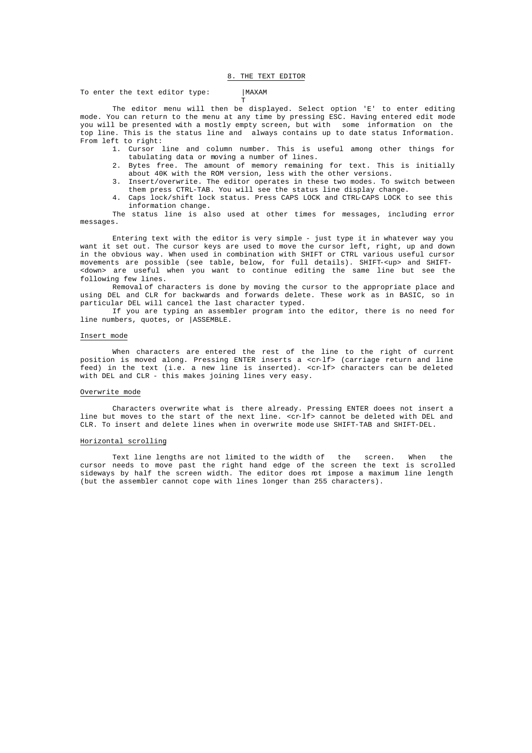## 8. THE TEXT EDITOR

To enter the text editor type: |MAXAM
T

The editor menu will then be displayed. Select option 'E' to enter editing mode. You can return to the menu at any time by pressing ESC. Having entered edit mode you will be presented with a mostly empty screen, but with some information on the top line. This is the status line and always contains up to date status Information. From left to right:

1. Cursor line and column number. This is useful among other things for tabulating data or moving a number of lines.
2. Bytes free. The amount of memory remaining for text. This is initially about 40K with the ROM version, less with the other versions.
3. Insert/overwrite. The editor operates in these two modes. To switch between them press CTRL-TAB. You will see the status line display change.
4. Caps lock/shift lock status. Press CAPS LOCK and CTRL-CAPS LOCK to see this information change.

The status line is also used at other times for messages, including error messages.

Entering text with the editor is very simple - just type it in whatever way you want it set out. The cursor keys are used to move the cursor left, right, up and down in the obvious way. When used in combination with SHIFT or CTRL various useful cursor movements are possible (see table, below, for full details). SHIFT-<up> and SHIFT-<down> are useful when you want to continue editing the same line but see the following few lines.

Removal of characters is done by moving the cursor to the appropriate place and using DEL and CLR for backwards and forwards delete. These work as in BASIC, so in particular DEL will cancel the last character typed.

If you are typing an assembler program into the editor, there is no need for line numbers, quotes, or |ASSEMBLE.

### Insert mode

When characters are entered the rest of the line to the right of current position is moved along. Pressing ENTER inserts a <cr-lf> (carriage return and line feed) in the text (i.e. a new line is inserted). <cr-lf> characters can be deleted with DEL and CLR - this makes joining lines very easy.

### Overwrite mode

Characters overwrite what is there already. Pressing ENTER doees not insert a line but moves to the start of the next line. <cr-lf> cannot be deleted with DEL and CLR. To insert and delete lines when in overwrite mode use SHIFT-TAB and SHIFT-DEL.

### Horizontal scrolling

Text line lengths are not limited to the width of the screen. When the cursor needs to move past the right hand edge of the screen the text is scrolled sideways by half the screen width. The editor does not impose a maximum line length (but the assembler cannot cope with lines longer than 255 characters).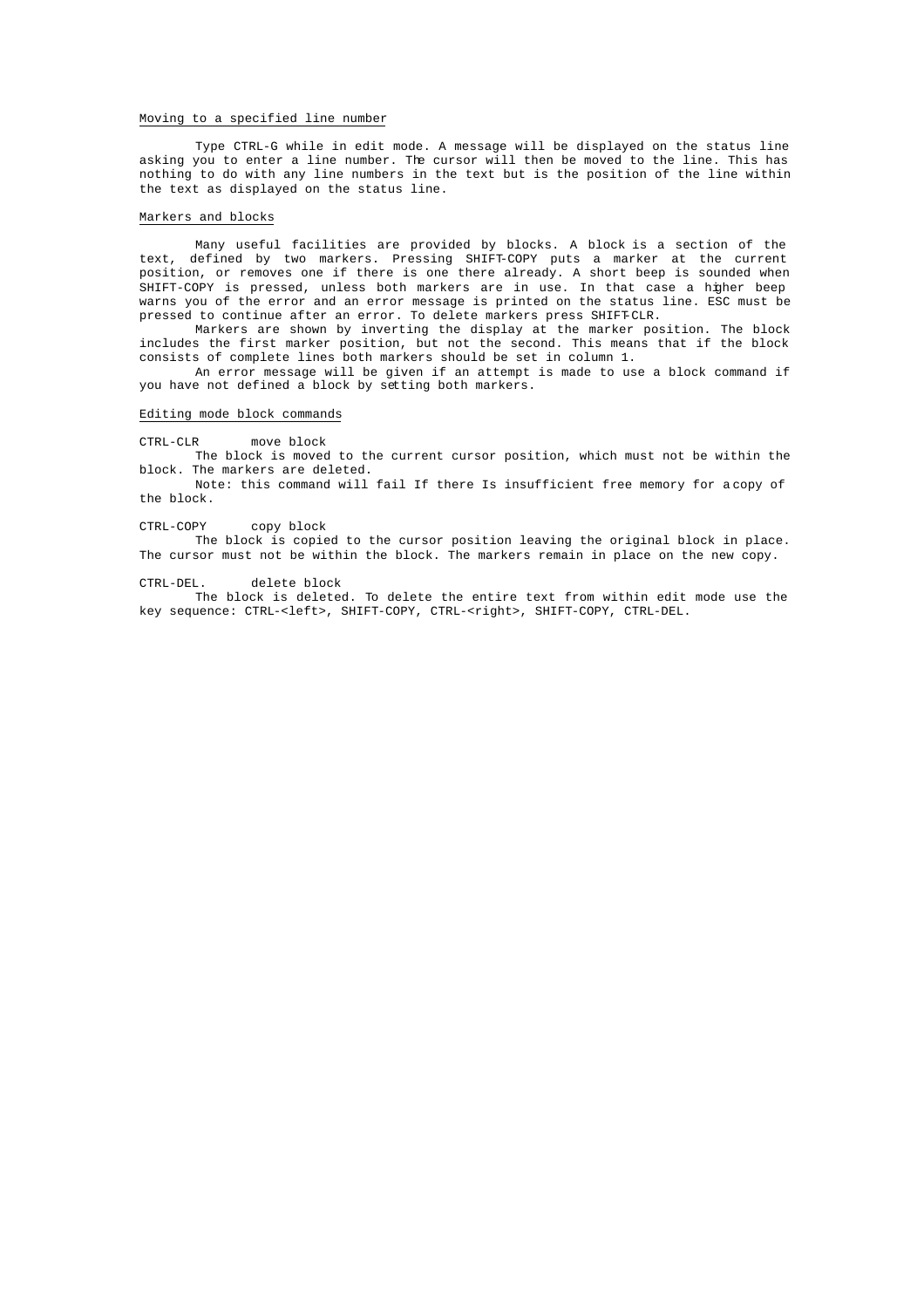## Moving to a specified line number

Type CTRL-G while in edit mode. A message will be displayed on the status line asking you to enter a line number. The cursor will then be moved to the line. This has nothing to do with any line numbers in the text but is the position of the line within the text as displayed on the status line.

## Markers and blocks

Many useful facilities are provided by blocks. A block is a section of the text, defined by two markers. Pressing SHIFT-COPY puts a marker at the current position, or removes one if there is one there already. A short beep is sounded when SHIFT-COPY is pressed, unless both markers are in use. In that case a higher beep warns you of the error and an error message is printed on the status line. ESC must be pressed to continue after an error. To delete markers press SHIFT-CLR.

Markers are shown by inverting the display at the marker position. The block includes the first marker position, but not the second. This means that if the block consists of complete lines both markers should be set in column 1.

An error message will be given if an attempt is made to use a block command if you have not defined a block by setting both markers.

## Editing mode block commands

CTRL-CLR move block

The block is moved to the current cursor position, which must not be within the block. The markers are deleted.

Note: this command will fail If there Is insufficient free memory for a copy of the block.

CTRL-COPY copy block

The block is copied to the cursor position leaving the original block in place. The cursor must not be within the block. The markers remain in place on the new copy.

CTRL-DEL. delete block

The block is deleted. To delete the entire text from within edit mode use the key sequence: CTRL-<left>, SHIFT-COPY, CTRL-<right>, SHIFT-COPY, CTRL-DEL.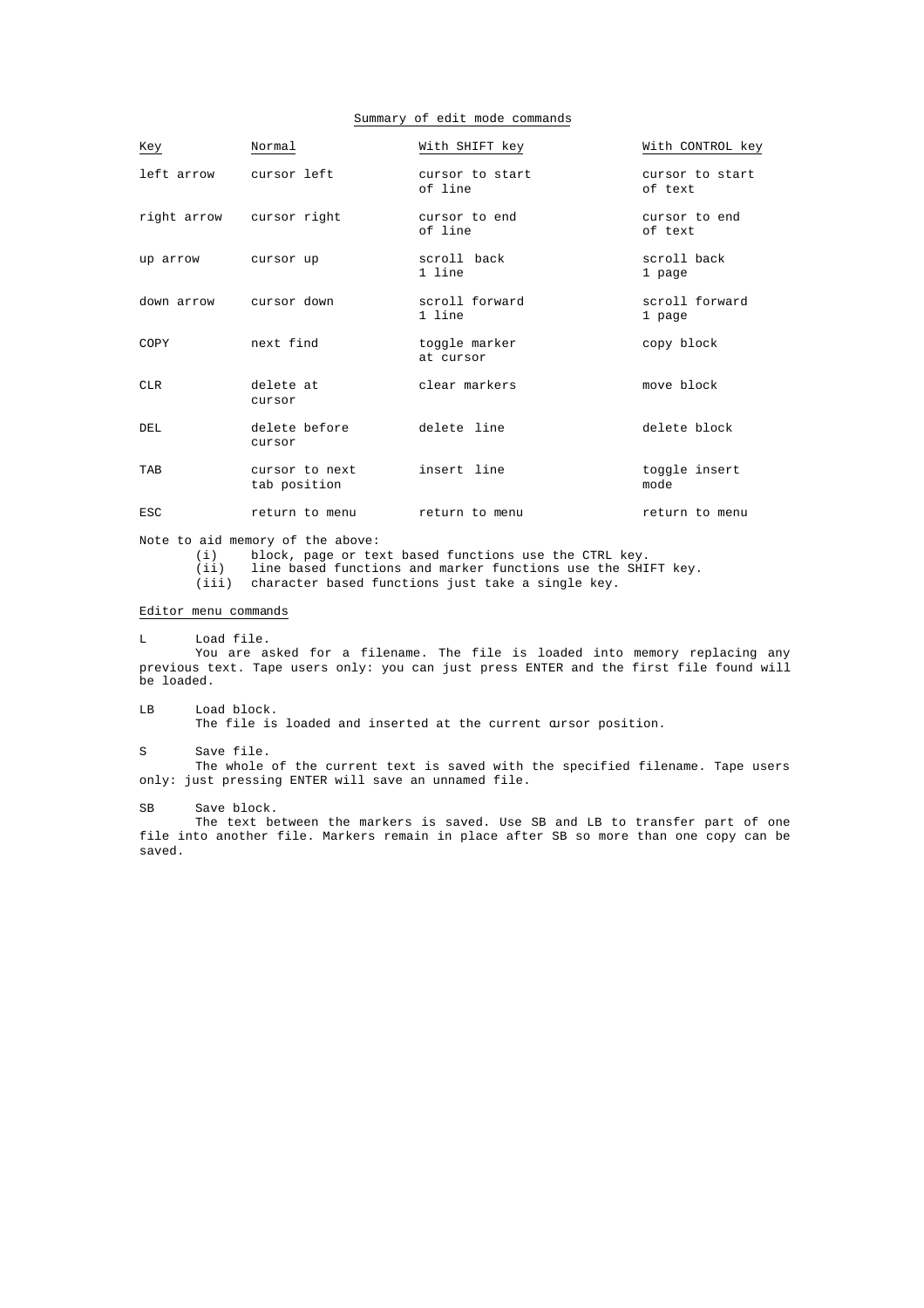## Summary of edit mode commands

| Key | Normal | With SHIFT key | With CONTROL key |
|---|---|---|---|
| left arrow | cursor left | cursor to start of line | cursor to start of text |
| right arrow | cursor right | cursor to end of line | cursor to end of text |
| up arrow | cursor up | scroll back 1 line | scroll back 1 page |
| down arrow | cursor down | scroll forward 1 line | scroll forward 1 page |
| COPY | next find | toggle marker at cursor | copy block |
| CLR | delete at cursor | clear markers | move block |
| DEL | delete before cursor | delete line | delete block |
| TAB | cursor to next tab position | insert line | toggle insert mode |
| ESC | return to menu | return to menu | return to menu |

Note to aid memory of the above:

- (i) block, page or text based functions use the CTRL key.
- (ii) line based functions and marker functions use the SHIFT key.
- (iii) character based functions just take a single key.

## Editor menu commands

L Load file.

You are asked for a filename. The file is loaded into memory replacing any previous text. Tape users only: you can just press ENTER and the first file found will be loaded.

LB Load block.

The file is loaded and inserted at the current cursor position.

S Save file.

The whole of the current text is saved with the specified filename. Tape users only: just pressing ENTER will save an unnamed file.

SB Save block.

The text between the markers is saved. Use SB and LB to transfer part of one file into another file. Markers remain in place after SB so more than one copy can be saved.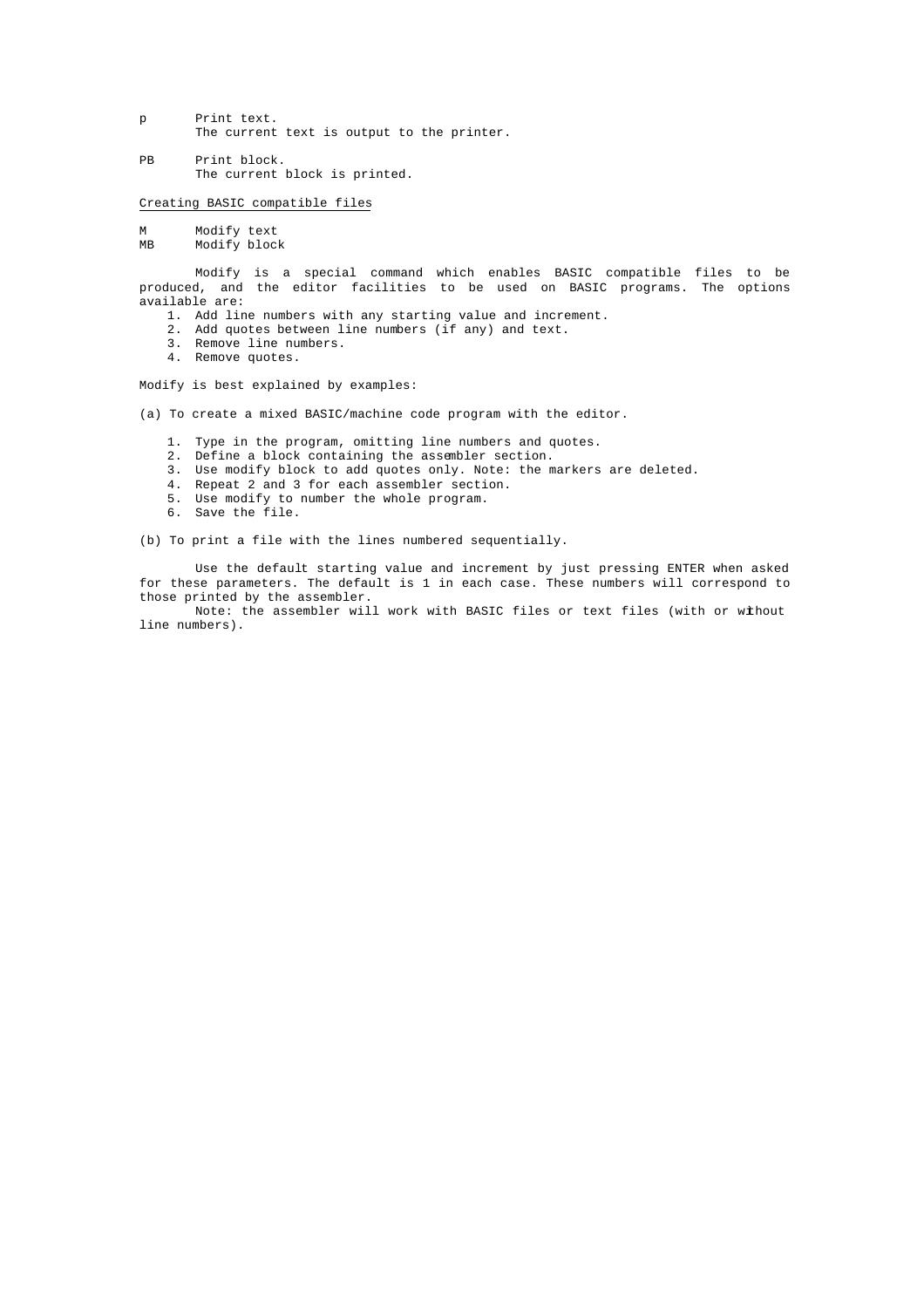p	Print text.
	The current text is output to the printer.

PB	Print block.
	The current block is printed.

Creating BASIC compatible files

M	Modify text
MB	Modify block

Modify is a special command which enables BASIC compatible files to be produced, and the editor facilities to be used on BASIC programs. The options available are:

1. Add line numbers with any starting value and increment.
2. Add quotes between line numbers (if any) and text.
3. Remove line numbers.
4. Remove quotes.

Modify is best explained by examples:

(a) To create a mixed BASIC/machine code program with the editor.

1. Type in the program, omitting line numbers and quotes.
2. Define a block containing the assembler section.
3. Use modify block to add quotes only. Note: the markers are deleted.
4. Repeat 2 and 3 for each assembler section.
5. Use modify to number the whole program.
6. Save the file.

(b) To print a file with the lines numbered sequentially.

Use the default starting value and increment by just pressing ENTER when asked for these parameters. The default is 1 in each case. These numbers will correspond to those printed by the assembler.

Note: the assembler will work with BASIC files or text files (with or without line numbers).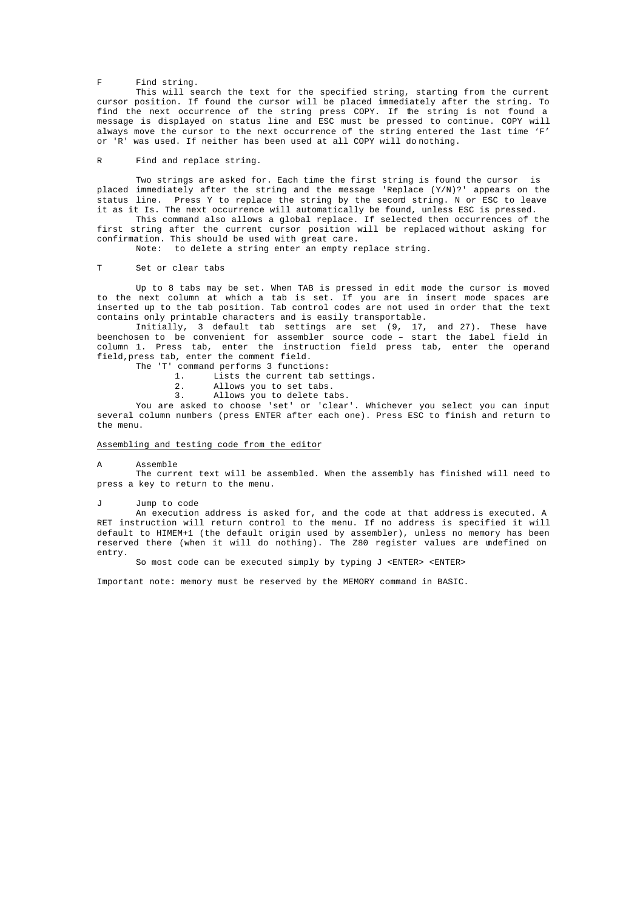F Find string.

This will search the text for the specified string, starting from the current cursor position. If found the cursor will be placed immediately after the string. To find the next occurrence of the string press COPY. If the string is not found a message is displayed on status line and ESC must be pressed to continue. COPY will always move the cursor to the next occurrence of the string entered the last time 'F' or 'R' was used. If neither has been used at all COPY will do nothing.

R Find and replace string.

Two strings are asked for. Each time the first string is found the cursor is placed immediately after the string and the message 'Replace (Y/N)?' appears on the status line. Press Y to replace the string by the second string. N or ESC to leave it as it Is. The next occurrence will automatically be found, unless ESC is pressed.

This command also allows a global replace. If selected then occurrences of the first string after the current cursor position will be replaced without asking for confirmation. This should be used with great care.

Note: to delete a string enter an empty replace string.

T Set or clear tabs

Up to 8 tabs may be set. When TAB is pressed in edit mode the cursor is moved to the next column at which a tab is set. If you are in insert mode spaces are inserted up to the tab position. Tab control codes are not used in order that the text contains only printable characters and is easily transportable.

Initially, 3 default tab settings are set (9, 17, and 27). These have beenchosen to be convenient for assembler source code – start the 1abel field in column 1. Press tab, enter the instruction field press tab, enter the operand field,press tab, enter the comment field.

The 'T' command performs 3 functions:

1. Lists the current tab settings.
2. Allows you to set tabs.
3. Allows you to delete tabs.

You are asked to choose 'set' or 'clear'. Whichever you select you can input several column numbers (press ENTER after each one). Press ESC to finish and return to the menu.

Assembling and testing code from the editor

A Assemble

The current text will be assembled. When the assembly has finished will need to press a key to return to the menu.

J Jump to code

An execution address is asked for, and the code at that address is executed. A RET instruction will return control to the menu. If no address is specified it will default to HIMEM+1 (the default origin used by assembler), unless no memory has been reserved there (when it will do nothing). The Z80 register values are undefined on entry.

So most code can be executed simply by typing J <ENTER> <ENTER>

Important note: memory must be reserved by the MEMORY command in BASIC.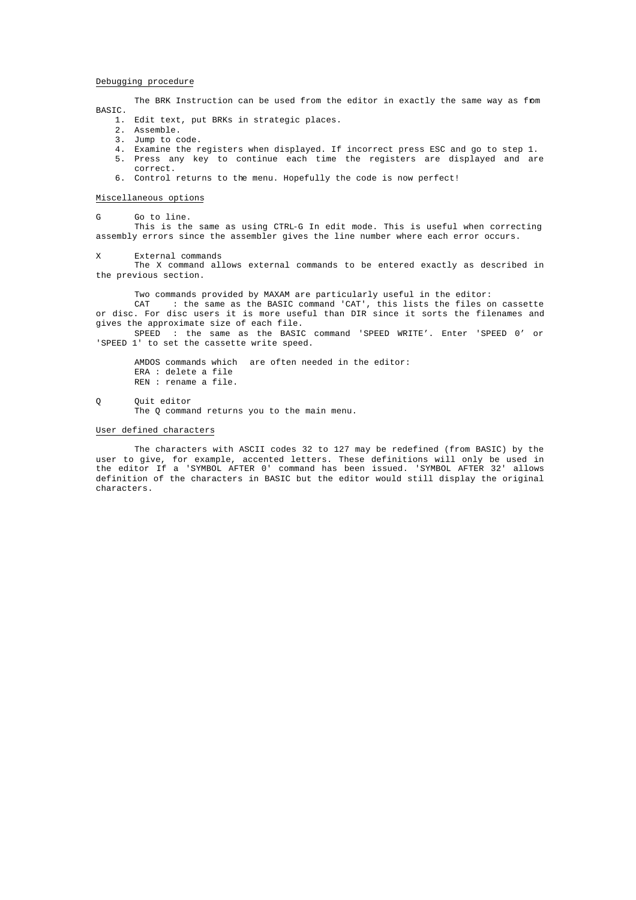## Debugging procedure

The BRK Instruction can be used from the editor in exactly the same way as from BASIC.

1. Edit text, put BRKs in strategic places.
2. Assemble.
3. Jump to code.
4. Examine the registers when displayed. If incorrect press ESC and go to step 1.
5. Press any key to continue each time the registers are displayed and are correct.
6. Control returns to the menu. Hopefully the code is now perfect!

## Miscellaneous options

G Go to line.

This is the same as using CTRL-G In edit mode. This is useful when correcting assembly errors since the assembler gives the line number where each error occurs.

X External commands

The X command allows external commands to be entered exactly as described in the previous section.

Two commands provided by MAXAM are particularly useful in the editor:

CAT : the same as the BASIC command 'CAT', this lists the files on cassette or disc. For disc users it is more useful than DIR since it sorts the filenames and gives the approximate size of each file.

SPEED : the same as the BASIC command 'SPEED WRITE'. Enter 'SPEED 0' or 'SPEED 1' to set the cassette write speed.

AMDOS commands which are often needed in the editor:

ERA : delete a file

REN : rename a file.

Q Quit editor

The Q command returns you to the main menu.

## User defined characters

The characters with ASCII codes 32 to 127 may be redefined (from BASIC) by the user to give, for example, accented letters. These definitions will only be used in the editor If a 'SYMBOL AFTER 0' command has been issued. 'SYMBOL AFTER 32' allows definition of the characters in BASIC but the editor would still display the original characters.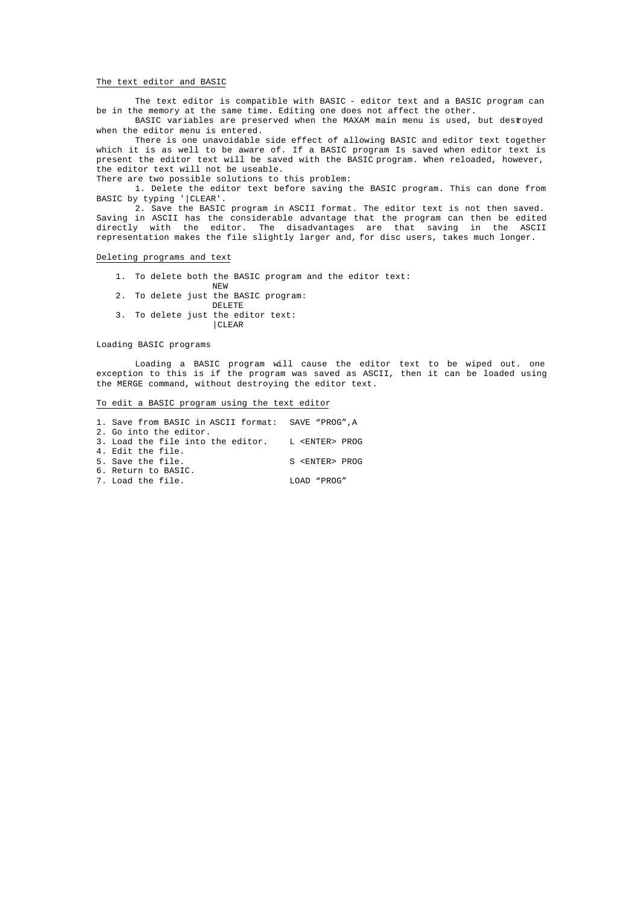## The text editor and BASIC

The text editor is compatible with BASIC - editor text and a BASIC program can be in the memory at the same time. Editing one does not affect the other.

BASIC variables are preserved when the MAXAM main menu is used, but destroyed when the editor menu is entered.

There is one unavoidable side effect of allowing BASIC and editor text together which it is as well to be aware of. If a BASIC program Is saved when editor text is present the editor text will be saved with the BASIC program. When reloaded, however, the editor text will not be useable.

There are two possible solutions to this problem:

1. Delete the editor text before saving the BASIC program. This can done from BASIC by typing '|CLEAR'.

2. Save the BASIC program in ASCII format. The editor text is not then saved. Saving in ASCII has the considerable advantage that the program can then be edited directly with the editor. The disadvantages are that saving in the ASCII representation makes the file slightly larger and, for disc users, takes much longer.

## Deleting programs and text

1. To delete both the BASIC program and the editor text:
   NEW
2. To delete just the BASIC program:
   DELETE
3. To delete just the editor text:
   |CLEAR

## Loading BASIC programs

Loading a BASIC program will cause the editor text to be wiped out. one exception to this is if the program was saved as ASCII, then it can be loaded using the MERGE command, without destroying the editor text.

## To edit a BASIC program using the text editor

| | |
|---|---|
| 1. Save from BASIC in ASCII format: | SAVE "PROG",A |
| 2. Go into the editor. | |
| 3. Load the file into the editor. | L <ENTER> PROG |
| 4. Edit the file. | |
| 5. Save the file. | S <ENTER> PROG |
| 6. Return to BASIC. | |
| 7. Load the file. | LOAD "PROG" |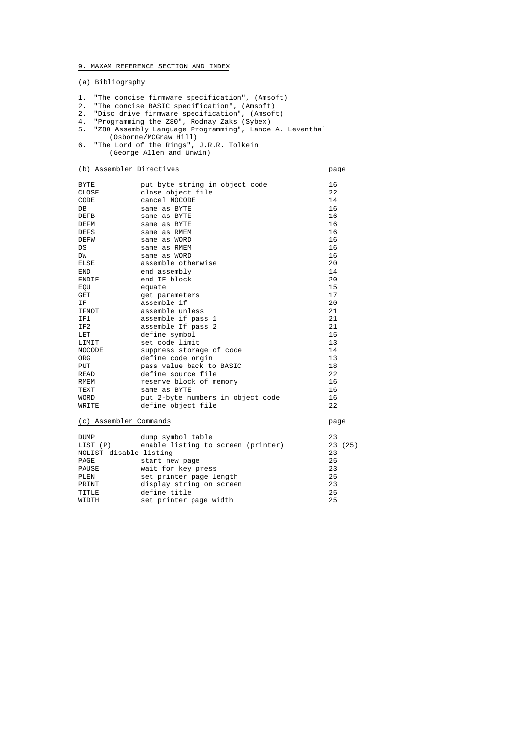## 9. MAXAM REFERENCE SECTION AND INDEX

### (a) Bibliography

1. "The concise firmware specification", (Amsoft)
2. "The concise BASIC specification", (Amsoft)
2. "Disc drive firmware specification", (Amsoft)
4. "Programming the Z80", Rodnay Zaks (Sybex)
5. "Z80 Assembly Language Programming", Lance A. Leventhal (Osborne/MCGraw Hill)
6. "The Lord of the Rings", J.R.R. Tolkein (George Allen and Unwin)

### (b) Assembler Directives

| | | page |
|---|---|---|
| BYTE | put byte string in object code | 16 |
| CLOSE | close object file | 22 |
| CODE | cancel NOCODE | 14 |
| DB | same as BYTE | 16 |
| DEFB | same as BYTE | 16 |
| DEFM | same as BYTE | 16 |
| DEFS | same as RMEM | 16 |
| DEFW | same as WORD | 16 |
| DS | same as RMEM | 16 |
| DW | same as WORD | 16 |
| ELSE | assemble otherwise | 20 |
| END | end assembly | 14 |
| ENDIF | end IF block | 20 |
| EQU | equate | 15 |
| GET | get parameters | 17 |
| IF | assemble if | 20 |
| IFNOT | assemble unless | 21 |
| IF1 | assemble if pass 1 | 21 |
| IF2 | assemble If pass 2 | 21 |
| LET | define symbol | 15 |
| LIMIT | set code limit | 13 |
| NOCODE | suppress storage of code | 14 |
| ORG | define code orgin | 13 |
| PUT | pass value back to BASIC | 18 |
| READ | define source file | 22 |
| RMEM | reserve block of memory | 16 |
| TEXT | same as BYTE | 16 |
| WORD | put 2-byte numbers in object code | 16 |
| WRITE | define object file | 22 |

### (c) Assembler Commands

| | | page |
|---|---|---|
| DUMP | dump symbol table | 23 |
| LIST (P) | enable listing to screen (printer) | 23 (25) |
| NOLIST | disable listing | 23 |
| PAGE | start new page | 25 |
| PAUSE | wait for key press | 23 |
| PLEN | set printer page length | 25 |
| PRINT | display string on screen | 23 |
| TITLE | define title | 25 |
| WIDTH | set printer page width | 25 |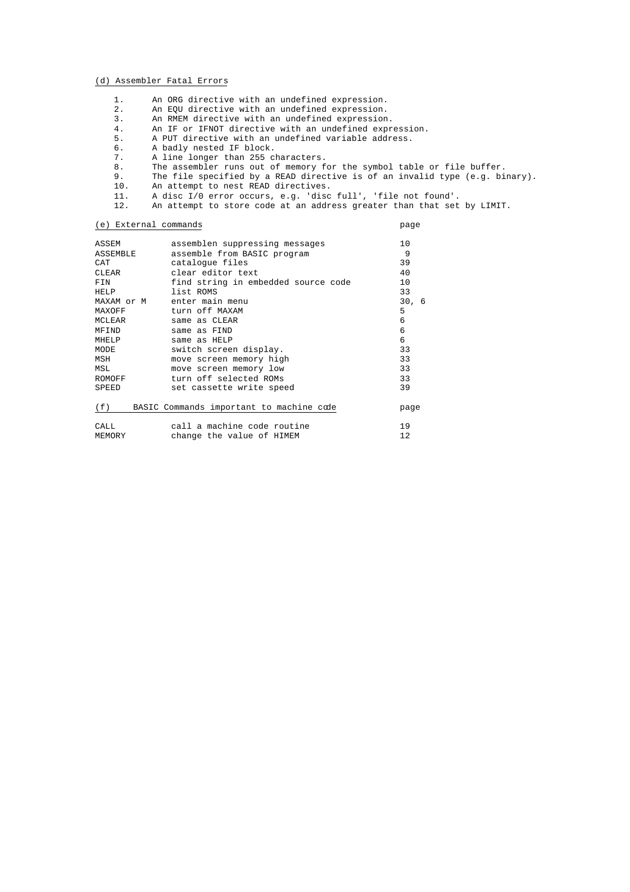### (d) Assembler Fatal Errors

1. An ORG directive with an undefined expression.
2. An EQU directive with an undefined expression.
3. An RMEM directive with an undefined expression.
4. An IF or IFNOT directive with an undefined expression.
5. A PUT directive with an undefined variable address.
6. A badly nested IF block.
7. A line longer than 255 characters.
8. The assembler runs out of memory for the symbol table or file buffer.
9. The file specified by a READ directive is of an invalid type (e.g. binary).
10. An attempt to nest READ directives.
11. A disc I/0 error occurs, e.g. 'disc full', 'file not found'.
12. An attempt to store code at an address greater than that set by LIMIT.

### (e) External commands

| | | page |
|---|---|---|
| ASSEM | assemblen suppressing messages | 10 |
| ASSEMBLE | assemble from BASIC program | 9 |
| CAT | catalogue files | 39 |
| CLEAR | clear editor text | 40 |
| FIN | find string in embedded source code | 10 |
| HELP | list ROMS | 33 |
| MAXAM or M | enter main menu | 30, 6 |
| MAXOFF | turn off MAXAM | 5 |
| MCLEAR | same as CLEAR | 6 |
| MFIND | same as FIND | 6 |
| MHELP | same as HELP | 6 |
| MODE | switch screen display. | 33 |
| MSH | move screen memory high | 33 |
| MSL | move screen memory low | 33 |
| ROMOFF | turn off selected ROMs | 33 |
| SPEED | set cassette write speed | 39 |

### (f) BASIC Commands important to machine code

| | | page |
|---|---|---|
| CALL | call a machine code routine | 19 |
| MEMORY | change the value of HIMEM | 12 |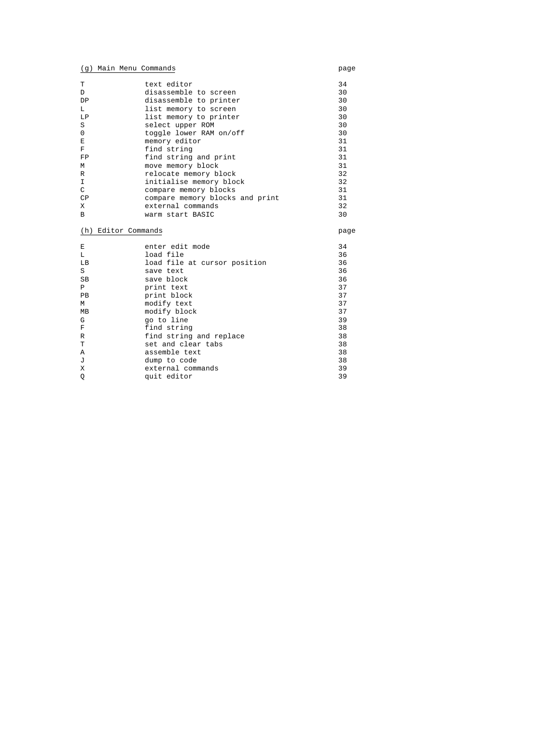| (g) Main Menu Commands | | page |
|---|---|---|
| T | text editor | 34 |
| D | disassemble to screen | 30 |
| DP | disassemble to printer | 30 |
| L | list memory to screen | 30 |
| LP | list memory to printer | 30 |
| S | select upper ROM | 30 |
| 0 | toggle lower RAM on/off | 30 |
| E | memory editor | 31 |
| F | find string | 31 |
| FP | find string and print | 31 |
| M | move memory block | 31 |
| R | relocate memory block | 32 |
| I | initialise memory block | 32 |
| C | compare memory blocks | 31 |
| CP | compare memory blocks and print | 31 |
| X | external commands | 32 |
| B | warm start BASIC | 30 |

| (h) Editor Commands | | page |
|---|---|---|
| E | enter edit mode | 34 |
| L | load file | 36 |
| LB | load file at cursor position | 36 |
| S | save text | 36 |
| SB | save block | 36 |
| P | print text | 37 |
| PB | print block | 37 |
| M | modify text | 37 |
| MB | modify block | 37 |
| G | go to line | 39 |
| F | find string | 38 |
| R | find string and replace | 38 |
| T | set and clear tabs | 38 |
| A | assemble text | 38 |
| J | dump to code | 38 |
| X | external commands | 39 |
| Q | quit editor | 39 |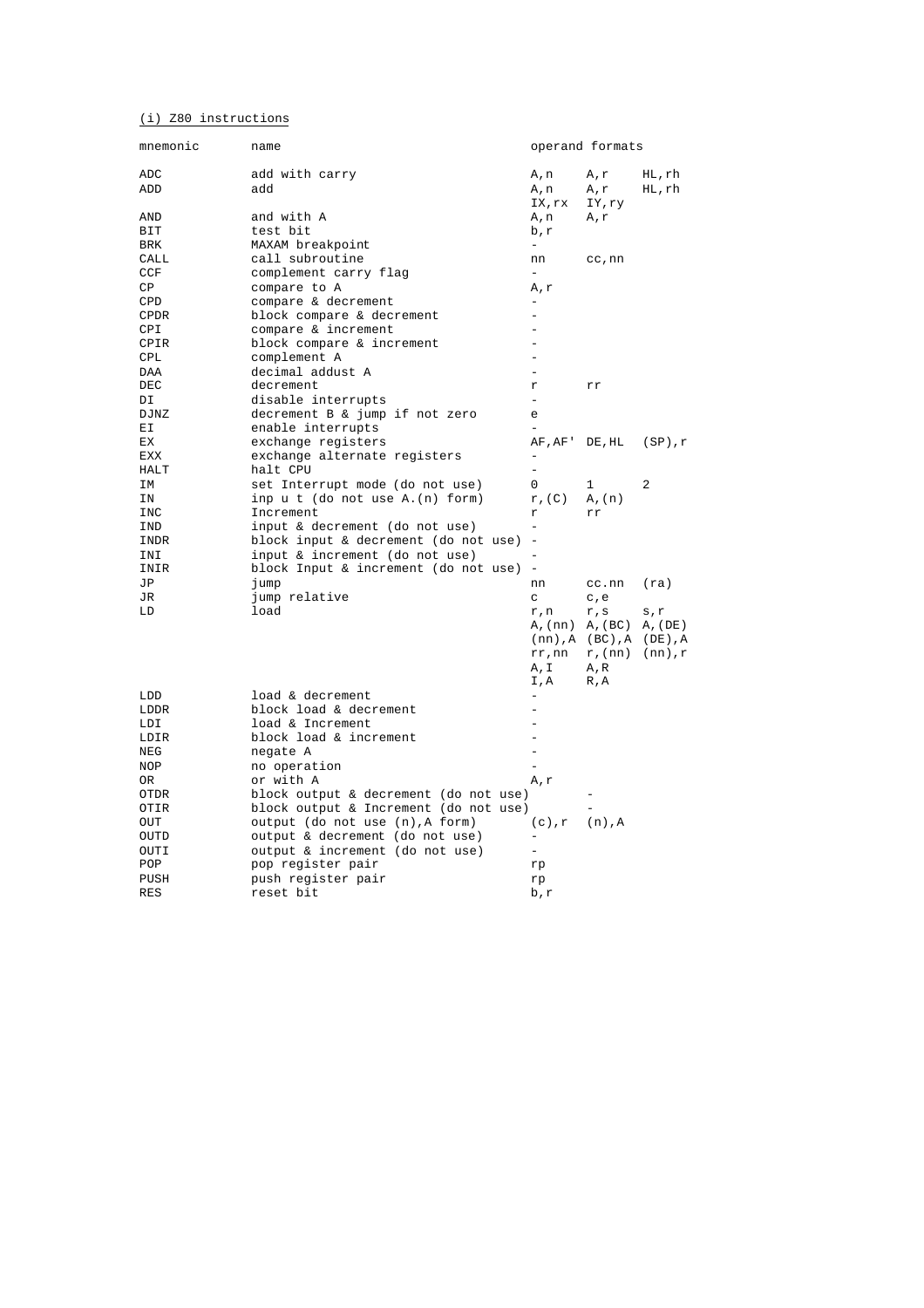(i) Z80 instructions

| mnemonic | name | operand formats | | |
|---|---|---|---|---|
| ADC | add with carry | A,n | A,r | HL,rh |
| ADD | add | A,n | A,r | HL,rh |
| | | IX,rx | IY,ry | |
| AND | and with A | A,n | A,r | |
| BIT | test bit | b,r | | |
| BRK | MAXAM breakpoint | - | | |
| CALL | call subroutine | nn | cc,nn | |
| CCF | complement carry flag | - | | |
| CP | compare to A | A,r | | |
| CPD | compare & decrement | - | | |
| CPDR | block compare & decrement | - | | |
| CPI | compare & increment | - | | |
| CPIR | block compare & increment | - | | |
| CPL | complement A | - | | |
| DAA | decimal addust A | - | | |
| DEC | decrement | r | rr | |
| DI | disable interrupts | - | | |
| DJNZ | decrement B & jump if not zero | e | | |
| EI | enable interrupts | - | | |
| EX | exchange registers | AF,AF' | DE,HL | (SP),r |
| EXX | exchange alternate registers | - | | |
| HALT | halt CPU | - | | |
| IM | set Interrupt mode (do not use) | 0 | 1 | 2 |
| IN | inp u t (do not use A.(n) form) | r,(C) | A,(n) | |
| INC | Increment | r | rr | |
| IND | input & decrement (do not use) | - | | |
| INDR | block input & decrement (do not use) | - | | |
| INI | input & increment (do not use) | - | | |
| INIR | block Input & increment (do not use) | - | | |
| JP | jump | nn | cc.nn | (ra) |
| JR | jump relative | c | c,e | |
| LD | load | r,n | r,s | s,r |
| | | A,(nn) | A,(BC) | A,(DE) |
| | | (nn),A | (BC),A | (DE),A |
| | | rr,nn | r,(nn) | (nn),r |
| | | A,I | A,R | |
| | | I,A | R,A | |
| LDD | load & decrement | - | | |
| LDDR | block load & decrement | - | | |
| LDI | load & Increment | - | | |
| LDIR | block load & increment | - | | |
| NEG | negate A | - | | |
| NOP | no operation | - | | |
| OR | or with A | A,r | | |
| OTDR | block output & decrement (do not use) | | - | |
| OTIR | block output & Increment (do not use) | | - | |
| OUT | output (do not use (n),A form) | (c),r | (n),A | |
| OUTD | output & decrement (do not use) | - | | |
| OUTI | output & increment (do not use) | - | | |
| POP | pop register pair | rp | | |
| PUSH | push register pair | rp | | |
| RES | reset bit | b,r | | |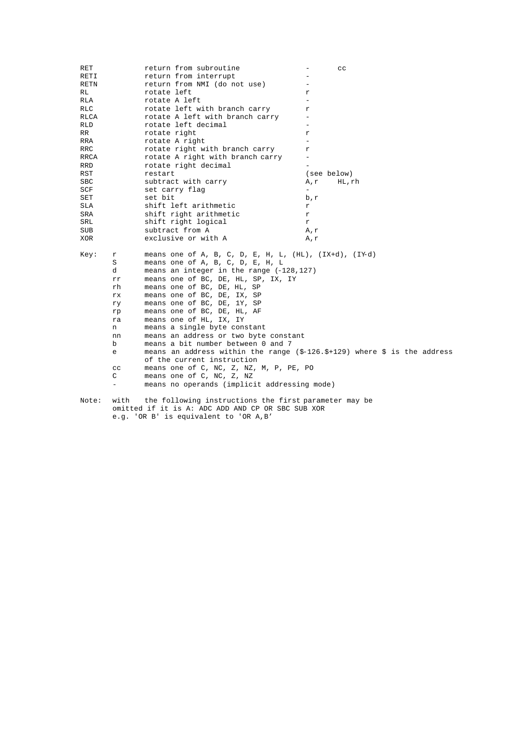| | | | |
|---|---|---|---|
| RET | return from subroutine | - | cc |
| RETI | return from interrupt | - | |
| RETN | return from NMI (do not use) | - | |
| RL | rotate left | r | |
| RLA | rotate A left | - | |
| RLC | rotate left with branch carry | r | |
| RLCA | rotate A left with branch carry | - | |
| RLD | rotate left decimal | - | |
| RR | rotate right | r | |
| RRA | rotate A right | - | |
| RRC | rotate right with branch carry | r | |
| RRCA | rotate A right with branch carry | - | |
| RRD | rotate right decimal | - | |
| RST | restart | (see below) | |
| SBC | subtract with carry | A,r | HL,rh |
| SCF | set carry flag | - | |
| SET | set bit | b,r | |
| SLA | shift left arithmetic | r | |
| SRA | shift right arithmetic | r | |
| SRL | shift right logical | r | |
| SUB | subtract from A | A,r | |
| XOR | exclusive or with A | A,r | |

| | | |
|---|---|---|
| Key: | r | means one of A, B, C, D, E, H, L, (HL), (IX+d), (IY-d) |
| | S | means one of A, B, C, D, E, H, L |
| | d | means an integer in the range (-128,127) |
| | rr | means one of BC, DE, HL, SP, IX, IY |
| | rh | means one of BC, DE, HL, SP |
| | rx | means one of BC, DE, IX, SP |
| | ry | means one of BC, DE, 1Y, SP |
| | rp | means one of BC, DE, HL, AF |
| | ra | means one of HL, IX, IY |
| | n | means a single byte constant |
| | nn | means an address or two byte constant |
| | b | means a bit number between 0 and 7 |
| | e | means an address within the range ($-126.$+129) where $ is the address of the current instruction |
| | cc | means one of C, NC, Z, NZ, M, P, PE, PO |
| | C | means one of C, NC, Z, NZ |
| | - | means no operands (implicit addressing mode) |

Note: with the following instructions the first parameter may be omitted if it is A: ADC ADD AND CP OR SBC SUB XOR
e.g. 'OR B' is equivalent to 'OR A,B'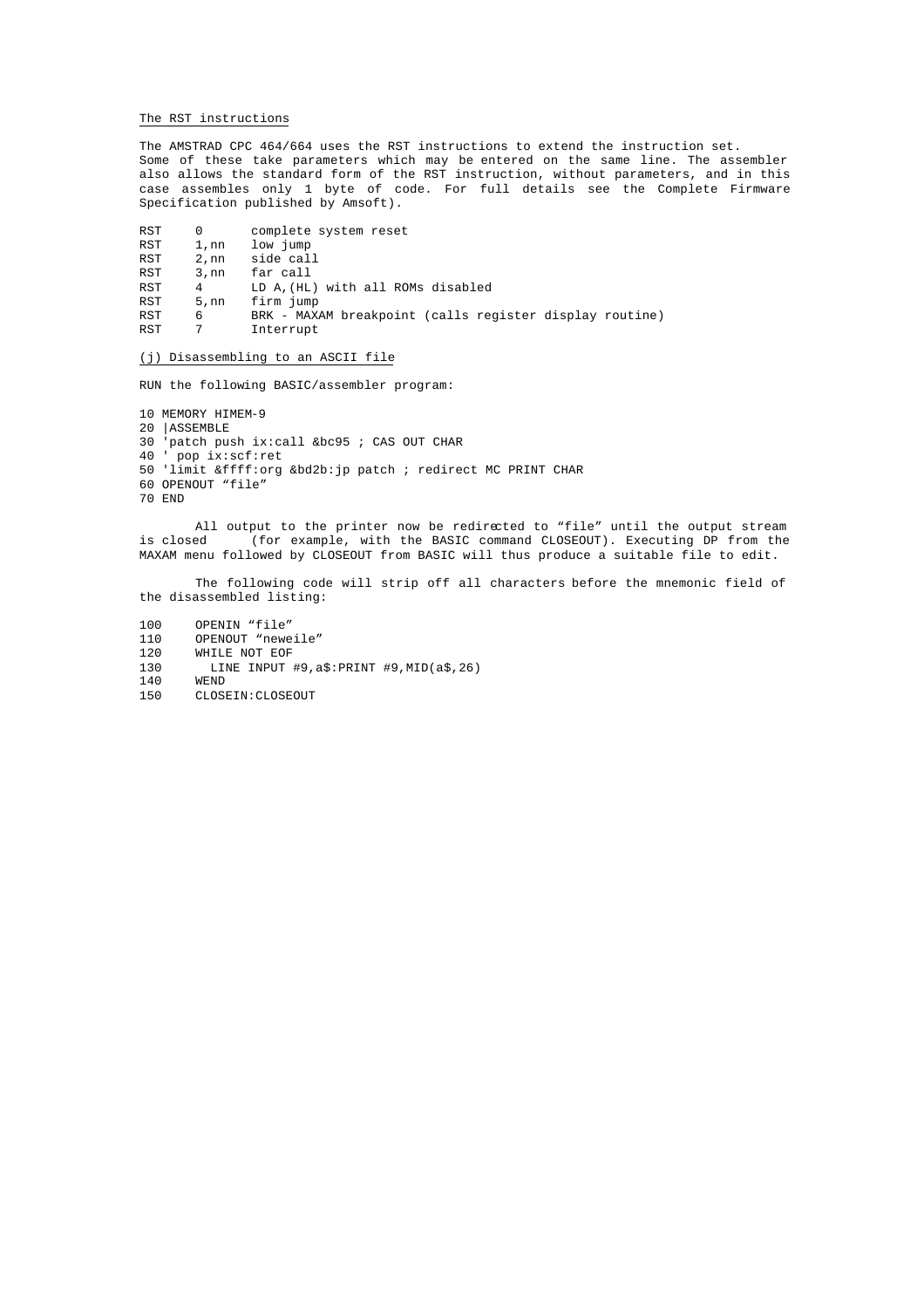The RST instructions

The AMSTRAD CPC 464/664 uses the RST instructions to extend the instruction set. Some of these take parameters which may be entered on the same line. The assembler also allows the standard form of the RST instruction, without parameters, and in this case assembles only 1 byte of code. For full details see the Complete Firmware Specification published by Amsoft).

```
RST    0       complete system reset
RST    1,nn    low jump
RST    2,nn    side call
RST    3,nn    far call
RST    4       LD A,(HL) with all ROMs disabled
RST    5,nn    firm jump
RST    6       BRK - MAXAM breakpoint (calls register display routine)
RST    7       Interrupt
```

(j) Disassembling to an ASCII file

RUN the following BASIC/assembler program:

```
10 MEMORY HIMEM-9
20 |ASSEMBLE
30 'patch push ix:call &bc95 ; CAS OUT CHAR
40 ' pop ix:scf:ret
50 'limit &ffff:org &bd2b:jp patch ; redirect MC PRINT CHAR
60 OPENOUT "file"
70 END
```

All output to the printer now be redirected to "file" until the output stream is closed (for example, with the BASIC command CLOSEOUT). Executing DP from the MAXAM menu followed by CLOSEOUT from BASIC will thus produce a suitable file to edit.

The following code will strip off all characters before the mnemonic field of the disassembled listing:

```
100     OPENIN "file"
110     OPENOUT "neweile"
120     WHILE NOT EOF
130       LINE INPUT #9,a$:PRINT #9,MID(a$,26)
140     WEND
150     CLOSEIN:CLOSEOUT
```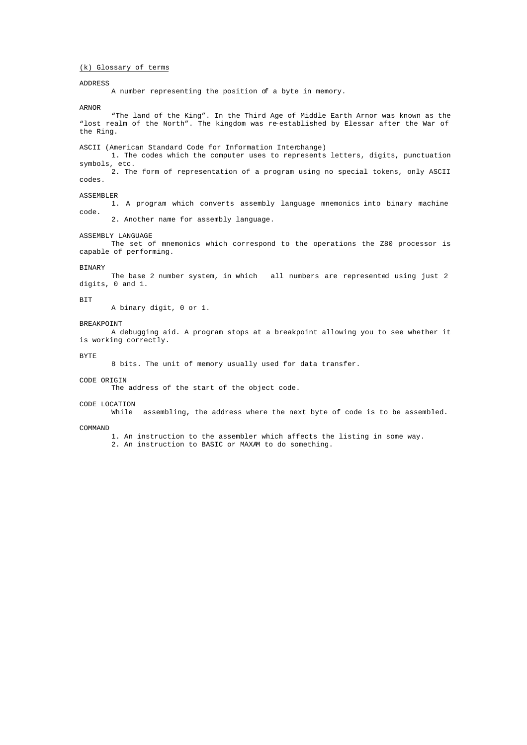<u>(k) Glossary of terms</u>

ADDRESS

A number representing the position of a byte in memory.

ARNOR

"The land of the King". In the Third Age of Middle Earth Arnor was known as the "lost realm of the North". The kingdom was re-established by Elessar after the War of the Ring.

ASCII (American Standard Code for Information Interchange)

1. The codes which the computer uses to represents letters, digits, punctuation symbols, etc.
2. The form of representation of a program using no special tokens, only ASCII codes.

ASSEMBLER

1. A program which converts assembly language mnemonics into binary machine code.
2. Another name for assembly language.

ASSEMBLY LANGUAGE

The set of mnemonics which correspond to the operations the Z80 processor is capable of performing.

BINARY

The base 2 number system, in which all numbers are represented using just 2 digits, 0 and 1.

BIT

A binary digit, 0 or 1.

BREAKPOINT

A debugging aid. A program stops at a breakpoint allowing you to see whether it is working correctly.

BYTE

8 bits. The unit of memory usually used for data transfer.

CODE ORIGIN

The address of the start of the object code.

CODE LOCATION

While assembling, the address where the next byte of code is to be assembled.

COMMAND

1. An instruction to the assembler which affects the listing in some way.
2. An instruction to BASIC or MAXAM to do something.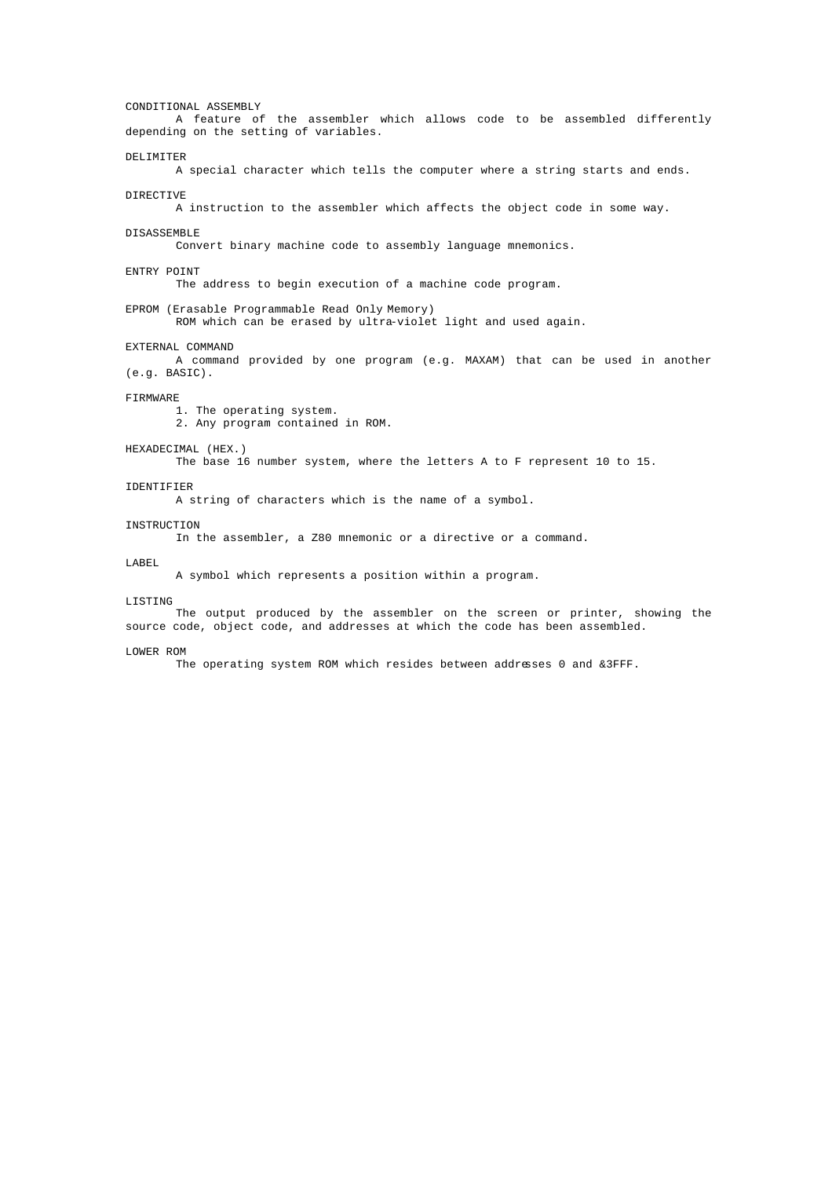CONDITIONAL ASSEMBLY
A feature of the assembler which allows code to be assembled differently depending on the setting of variables.

DELIMITER
A special character which tells the computer where a string starts and ends.

DIRECTIVE
A instruction to the assembler which affects the object code in some way.

DISASSEMBLE
Convert binary machine code to assembly language mnemonics.

ENTRY POINT
The address to begin execution of a machine code program.

EPROM (Erasable Programmable Read Only Memory)
ROM which can be erased by ultra-violet light and used again.

EXTERNAL COMMAND
A command provided by one program (e.g. MAXAM) that can be used in another (e.g. BASIC).

FIRMWARE
1. The operating system.
2. Any program contained in ROM.

HEXADECIMAL (HEX.)
The base 16 number system, where the letters A to F represent 10 to 15.

IDENTIFIER
A string of characters which is the name of a symbol.

INSTRUCTION
In the assembler, a Z80 mnemonic or a directive or a command.

LABEL
A symbol which represents a position within a program.

LISTING
The output produced by the assembler on the screen or printer, showing the source code, object code, and addresses at which the code has been assembled.

LOWER ROM
The operating system ROM which resides between addresses 0 and &3FFF.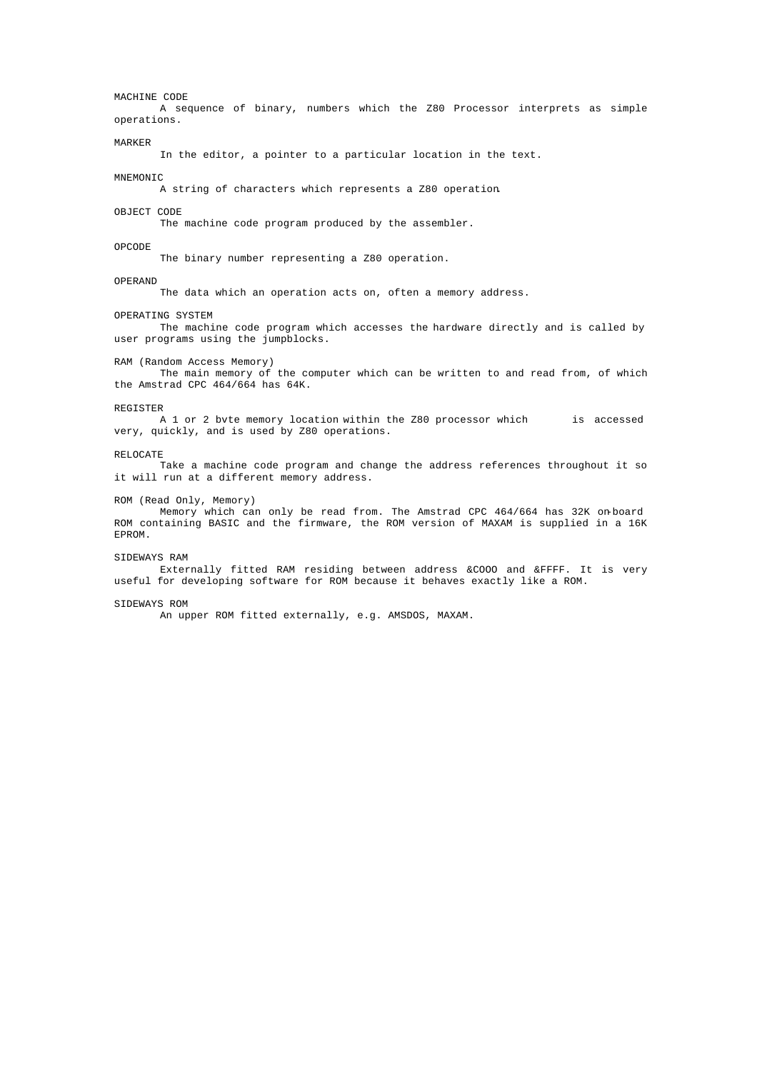MACHINE CODE

A sequence of binary, numbers which the Z80 Processor interprets as simple operations.

MARKER

In the editor, a pointer to a particular location in the text.

MNEMONIC

A string of characters which represents a Z80 operation.

OBJECT CODE

The machine code program produced by the assembler.

OPCODE

The binary number representing a Z80 operation.

OPERAND

The data which an operation acts on, often a memory address.

OPERATING SYSTEM

The machine code program which accesses the hardware directly and is called by user programs using the jumpblocks.

RAM (Random Access Memory)

The main memory of the computer which can be written to and read from, of which the Amstrad CPC 464/664 has 64K.

REGISTER

A 1 or 2 bvte memory location within the Z80 processor which is accessed very, quickly, and is used by Z80 operations.

RELOCATE

Take a machine code program and change the address references throughout it so it will run at a different memory address.

ROM (Read Only, Memory)

Memory which can only be read from. The Amstrad CPC 464/664 has 32K on-board ROM containing BASIC and the firmware, the ROM version of MAXAM is supplied in a 16K EPROM.

SIDEWAYS RAM

Externally fitted RAM residing between address &COOO and &FFFF. It is very useful for developing software for ROM because it behaves exactly like a ROM.

SIDEWAYS ROM

An upper ROM fitted externally, e.g. AMSDOS, MAXAM.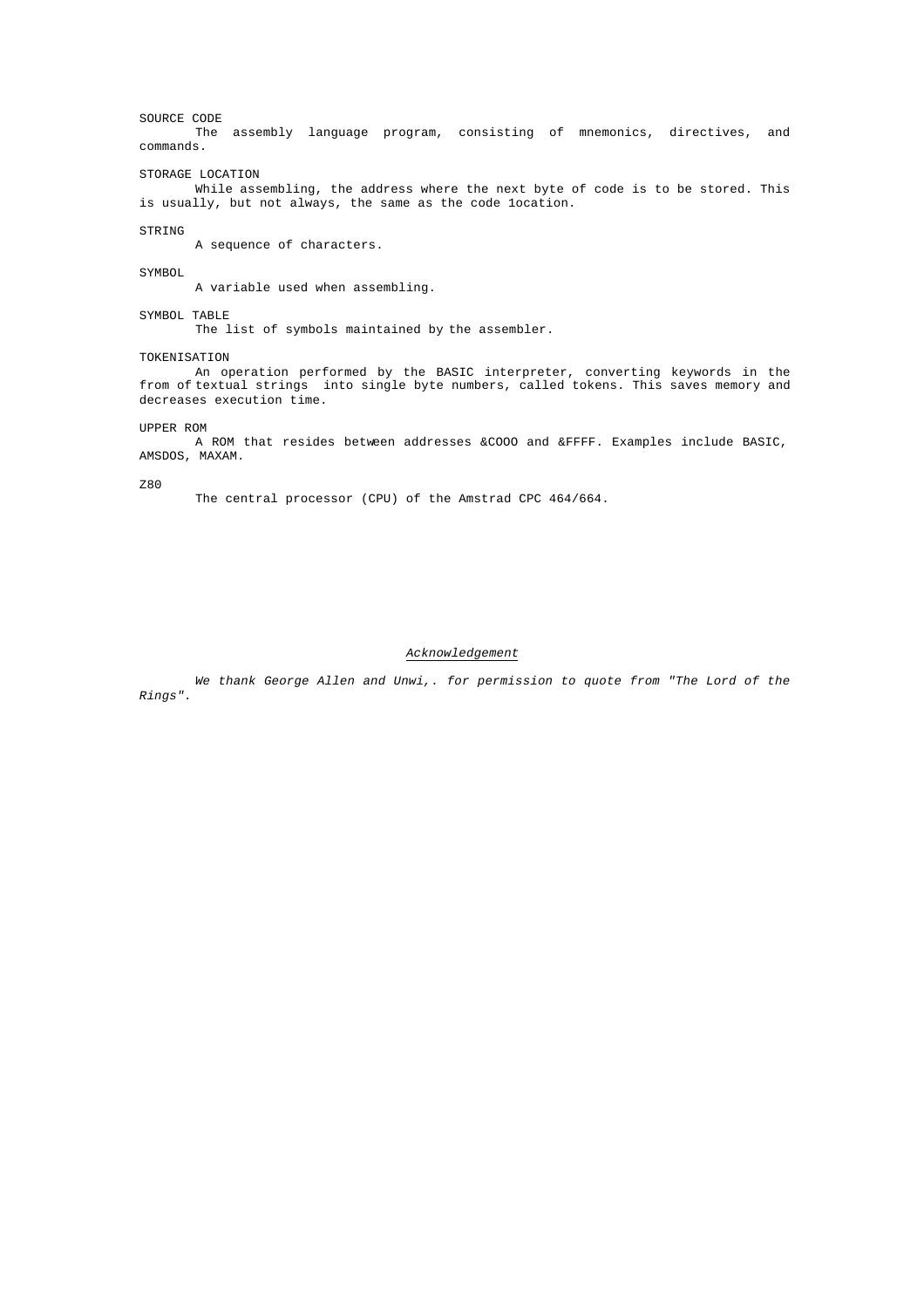SOURCE CODE

The assembly language program, consisting of mnemonics, directives, and commands.

STORAGE LOCATION

While assembling, the address where the next byte of code is to be stored. This is usually, but not always, the same as the code 1ocation.

STRING

A sequence of characters.

SYMBOL

A variable used when assembling.

SYMBOL TABLE

The list of symbols maintained by the assembler.

TOKENISATION

An operation performed by the BASIC interpreter, converting keywords in the from of textual strings into single byte numbers, called tokens. This saves memory and decreases execution time.

UPPER ROM

A ROM that resides between addresses &COOO and &FFFF. Examples include BASIC, AMSDOS, MAXAM.

Z80

The central processor (CPU) of the Amstrad CPC 464/664.

*Acknowledgement*

*We thank George Allen and Unwi,. for permission to quote from "The Lord of the Rings".*